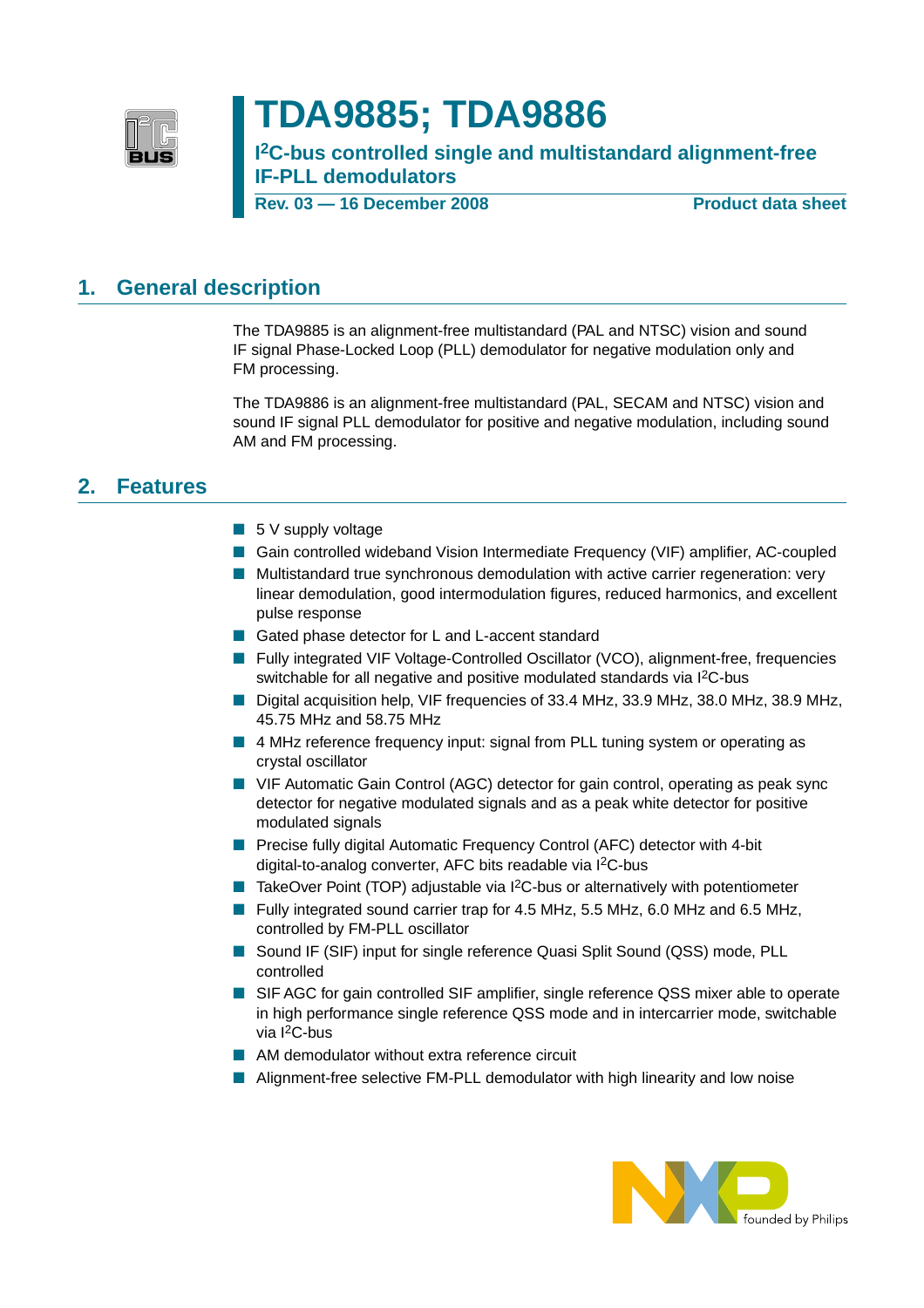# TDA9885; TDA9886

**I²C-bus controlled single and multistandard alignment-free IF-PLL demodulators**

**Rev. 03 — 16 December 2008** **Product data sheet**

## 1. General description

The TDA9885 is an alignment-free multistandard (PAL and NTSC) vision and sound IF signal Phase-Locked Loop (PLL) demodulator for negative modulation only and FM processing.

The TDA9886 is an alignment-free multistandard (PAL, SECAM and NTSC) vision and sound IF signal PLL demodulator for positive and negative modulation, including sound AM and FM processing.

## 2. Features

- 5 V supply voltage
- Gain controlled wideband Vision Intermediate Frequency (VIF) amplifier, AC-coupled
- Multistandard true synchronous demodulation with active carrier regeneration: very linear demodulation, good intermodulation figures, reduced harmonics, and excellent pulse response
- Gated phase detector for L and L-accent standard
- Fully integrated VIF Voltage-Controlled Oscillator (VCO), alignment-free, frequencies switchable for all negative and positive modulated standards via I²C-bus
- Digital acquisition help, VIF frequencies of 33.4 MHz, 33.9 MHz, 38.0 MHz, 38.9 MHz, 45.75 MHz and 58.75 MHz
- 4 MHz reference frequency input: signal from PLL tuning system or operating as crystal oscillator
- VIF Automatic Gain Control (AGC) detector for gain control, operating as peak sync detector for negative modulated signals and as a peak white detector for positive modulated signals
- Precise fully digital Automatic Frequency Control (AFC) detector with 4-bit digital-to-analog converter, AFC bits readable via I²C-bus
- TakeOver Point (TOP) adjustable via I²C-bus or alternatively with potentiometer
- Fully integrated sound carrier trap for 4.5 MHz, 5.5 MHz, 6.0 MHz and 6.5 MHz, controlled by FM-PLL oscillator
- Sound IF (SIF) input for single reference Quasi Split Sound (QSS) mode, PLL controlled
- SIF AGC for gain controlled SIF amplifier, single reference QSS mixer able to operate in high performance single reference QSS mode and in intercarrier mode, switchable via I²C-bus
- AM demodulator without extra reference circuit
- Alignment-free selective FM-PLL demodulator with high linearity and low noise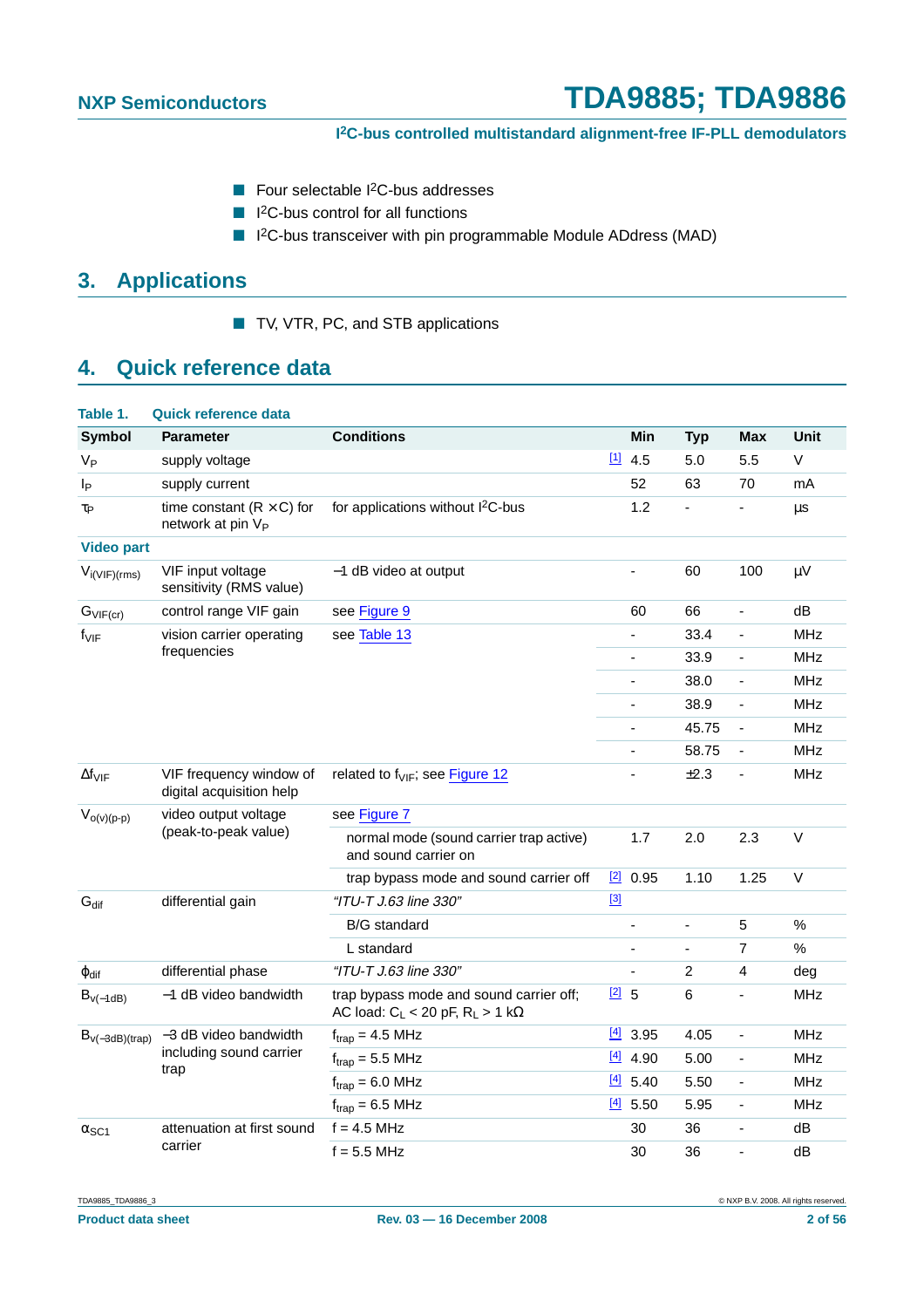- Four selectable $I^2C$-bus addresses
- $I^2C$-bus control for all functions
- $I^2C$-bus transceiver with pin programmable Module ADdress (MAD)

## 3. Applications

- TV, VTR, PC, and STB applications

## 4. Quick reference data

**Table 1. Quick reference data**

| Symbol | Parameter | Conditions | | Min | Typ | Max | Unit |
|---|---|---|---|---|---|---|---|
| $V_P$ | supply voltage | | [1] | 4.5 | 5.0 | 5.5 | V |
| $I_P$ | supply current | | | 52 | 63 | 70 | mA |
| $\tau_P$ | time constant (R × C) for network at pin $V_P$ | for applications without $I^2C$-bus | | 1.2 | - | - | µs |
| **Video part** | | | | | | | |
| $V_{i(VIF)(rms)}$ | VIF input voltage sensitivity (RMS value) | −1 dB video at output | | - | 60 | 100 | µV |
| $G_{VIF(cr)}$ | control range VIF gain | see Figure 9 | | 60 | 66 | - | dB |
| $f_{VIF}$ | vision carrier operating frequencies | see Table 13 | | - | 33.4 | - | MHz |
| | | | | - | 33.9 | - | MHz |
| | | | | - | 38.0 | - | MHz |
| | | | | - | 38.9 | - | MHz |
| | | | | - | 45.75 | - | MHz |
| | | | | - | 58.75 | - | MHz |
| $\Delta f_{VIF}$ | VIF frequency window of digital acquisition help | related to $f_{VIF}$; see Figure 12 | | - | ±2.3 | - | MHz |
| $V_{o(v)(p-p)}$ | video output voltage (peak-to-peak value) | see Figure 7 | | | | | |
| | | normal mode (sound carrier trap active) and sound carrier on | | 1.7 | 2.0 | 2.3 | V |
| | | trap bypass mode and sound carrier off | [2] | 0.95 | 1.10 | 1.25 | V |
| $G_{dif}$ | differential gain | *"ITU-T J.63 line 330"* | [3] | | | | |
| | | B/G standard | | - | - | 5 | % |
| | | L standard | | - | - | 7 | % |
| $\phi_{dif}$ | differential phase | *"ITU-T J.63 line 330"* | | - | 2 | 4 | deg |
| $B_{v(-1dB)}$ | −1 dB video bandwidth | trap bypass mode and sound carrier off; AC load: $C_L$ < 20 pF, $R_L$ > 1 kΩ | [2] | 5 | 6 | - | MHz |
| $B_{v(-3dB)(trap)}$ | −3 dB video bandwidth including sound carrier trap | $f_{trap}$ = 4.5 MHz | [4] | 3.95 | 4.05 | - | MHz |
| | | $f_{trap}$ = 5.5 MHz | [4] | 4.90 | 5.00 | - | MHz |
| | | $f_{trap}$ = 6.0 MHz | [4] | 5.40 | 5.50 | - | MHz |
| | | $f_{trap}$ = 6.5 MHz | [4] | 5.50 | 5.95 | - | MHz |
| $\alpha_{SC1}$ | attenuation at first sound carrier | f = 4.5 MHz | | 30 | 36 | - | dB |
| | | f = 5.5 MHz | | 30 | 36 | - | dB |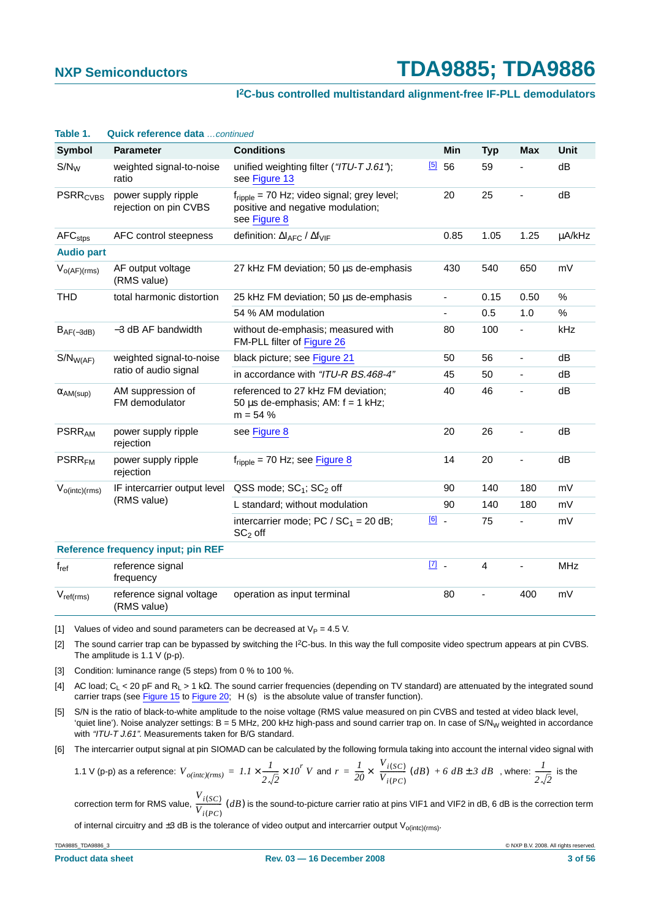**Table 1. Quick reference data** *…continued*

| Symbol | Parameter | Conditions | | Min | Typ | Max | Unit |
|---|---|---|---|---|---|---|---|
| $S/N_W$ | weighted signal-to-noise ratio | unified weighting filter (*"ITU-T J.61"*); see Figure 13 | [5] | 56 | 59 | - | dB |
| $PSRR_{CVBS}$ | power supply ripple rejection on pin CVBS | $f_{ripple}$ = 70 Hz; video signal; grey level; positive and negative modulation; see Figure 8 | | 20 | 25 | - | dB |
| $AFC_{stps}$ | AFC control steepness | definition: $\Delta I_{AFC}$ / $\Delta f_{VIF}$ | | 0.85 | 1.05 | 1.25 | μA/kHz |
| **Audio part** | | | | | | | |
| $V_{o(AF)(rms)}$ | AF output voltage (RMS value) | 27 kHz FM deviation; 50 μs de-emphasis | | 430 | 540 | 650 | mV |
| THD | total harmonic distortion | 25 kHz FM deviation; 50 μs de-emphasis | | - | 0.15 | 0.50 | % |
| | | 54 % AM modulation | | - | 0.5 | 1.0 | % |
| $B_{AF(-3dB)}$ | −3 dB AF bandwidth | without de-emphasis; measured with FM-PLL filter of Figure 26 | | 80 | 100 | - | kHz |
| $S/N_{W(AF)}$ | weighted signal-to-noise ratio of audio signal | black picture; see Figure 21 | | 50 | 56 | - | dB |
| | | in accordance with *"ITU-R BS.468-4"* | | 45 | 50 | - | dB |
| $\alpha_{AM(sup)}$ | AM suppression of FM demodulator | referenced to 27 kHz FM deviation; 50 μs de-emphasis; AM: f = 1 kHz; m = 54 % | | 40 | 46 | - | dB |
| $PSRR_{AM}$ | power supply ripple rejection | see Figure 8 | | 20 | 26 | - | dB |
| $PSRR_{FM}$ | power supply ripple rejection | $f_{ripple}$ = 70 Hz; see Figure 8 | | 14 | 20 | - | dB |
| $V_{o(intc)(rms)}$ | IF intercarrier output level (RMS value) | QSS mode; $SC_1$; $SC_2$ off | | 90 | 140 | 180 | mV |
| | | L standard; without modulation | | 90 | 140 | 180 | mV |
| | | intercarrier mode; PC / $SC_1$ = 20 dB; $SC_2$ off | [6] | - | 75 | - | mV |
| **Reference frequency input; pin REF** | | | | | | | |
| $f_{ref}$ | reference signal frequency | | [7] | - | 4 | - | MHz |
| $V_{ref(rms)}$ | reference signal voltage (RMS value) | operation as input terminal | | 80 | - | 400 | mV |

[1] Values of video and sound parameters can be decreased at $V_P$ = 4.5 V.

[2] The sound carrier trap can be bypassed by switching the I²C-bus. In this way the full composite video spectrum appears at pin CVBS. The amplitude is 1.1 V (p-p).

[3] Condition: luminance range (5 steps) from 0 % to 100 %.

[4] AC load; $C_L$ < 20 pF and $R_L$ > 1 kΩ. The sound carrier frequencies (depending on TV standard) are attenuated by the integrated sound carrier traps (see Figure 15 to Figure 20; $|H(s)|$ is the absolute value of transfer function).

[5] S/N is the ratio of black-to-white amplitude to the noise voltage (RMS value measured on pin CVBS and tested at video black level, 'quiet line'). Noise analyzer settings: B = 5 MHz, 200 kHz high-pass and sound carrier trap on. In case of $S/N_W$ weighted in accordance with *"ITU-T J.61"*. Measurements taken for B/G standard.

[6] The intercarrier output signal at pin SIOMAD can be calculated by the following formula taking into account the internal video signal with 1.1 V (p-p) as a reference: $V_{o(intc)(rms)} = 1.1 \times \frac{1}{2\sqrt{2}} \times 10^{r}\ V$ and $r = \frac{1}{20} \times \frac{V_{i(SC)}}{V_{i(PC)}}(dB) + 6\ dB \pm 3\ dB$, where: $\frac{1}{2\sqrt{2}}$ is the correction term for RMS value, $\frac{V_{i(SC)}}{V_{i(PC)}}(dB)$ is the sound-to-picture carrier ratio at pins VIF1 and VIF2 in dB, 6 dB is the correction term of internal circuitry and ±3 dB is the tolerance of video output and intercarrier output $V_{o(intc)(rms)}$.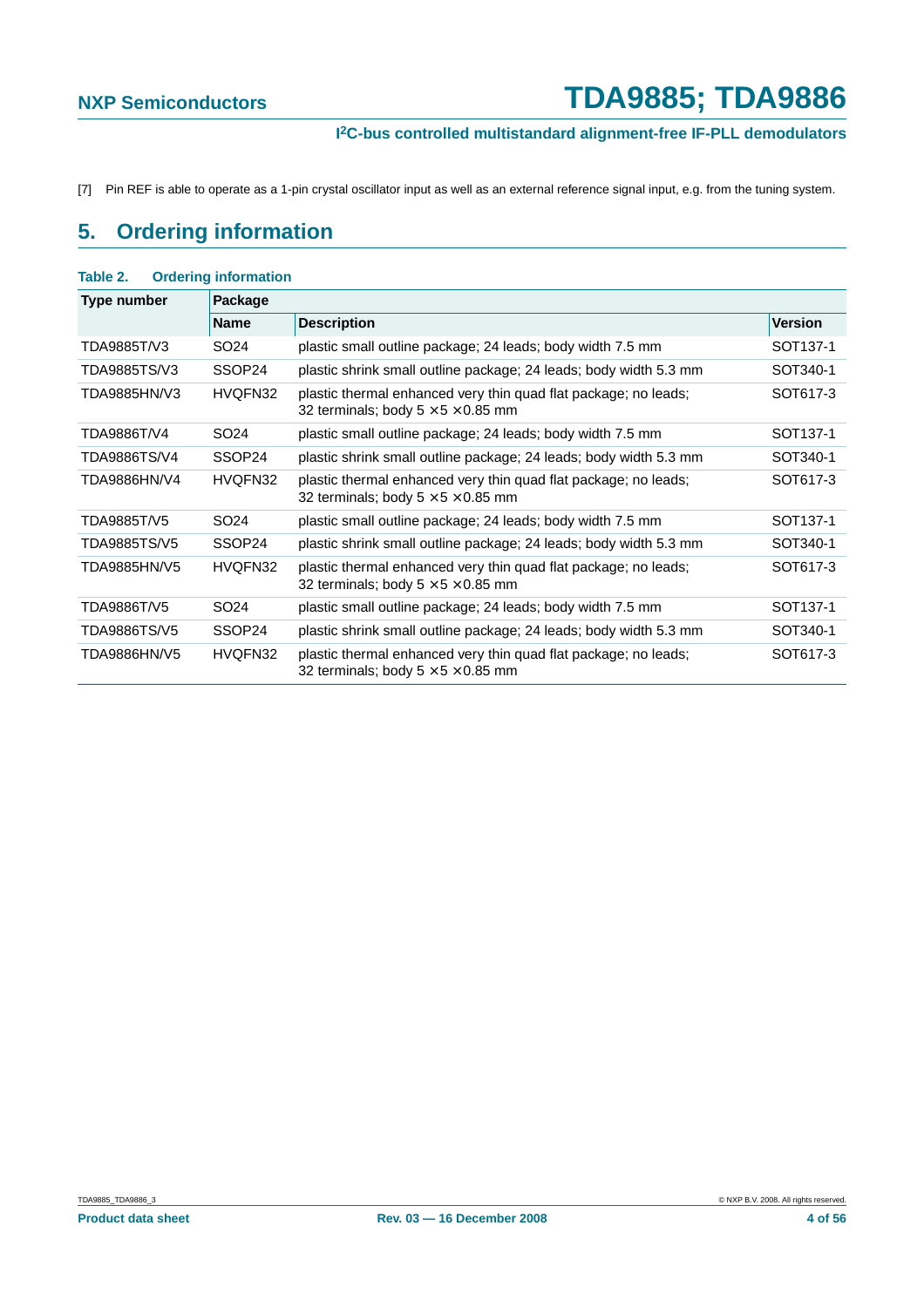[7] Pin REF is able to operate as a 1-pin crystal oscillator input as well as an external reference signal input, e.g. from the tuning system.

## 5. Ordering information

**Table 2. Ordering information**

| Type number | Package | | |
|---|---|---|---|
| | Name | Description | Version |
| TDA9885T/V3 | SO24 | plastic small outline package; 24 leads; body width 7.5 mm | SOT137-1 |
| TDA9885TS/V3 | SSOP24 | plastic shrink small outline package; 24 leads; body width 5.3 mm | SOT340-1 |
| TDA9885HN/V3 | HVQFN32 | plastic thermal enhanced very thin quad flat package; no leads; 32 terminals; body 5 × 5 × 0.85 mm | SOT617-3 |
| TDA9886T/V4 | SO24 | plastic small outline package; 24 leads; body width 7.5 mm | SOT137-1 |
| TDA9886TS/V4 | SSOP24 | plastic shrink small outline package; 24 leads; body width 5.3 mm | SOT340-1 |
| TDA9886HN/V4 | HVQFN32 | plastic thermal enhanced very thin quad flat package; no leads; 32 terminals; body 5 × 5 × 0.85 mm | SOT617-3 |
| TDA9885T/V5 | SO24 | plastic small outline package; 24 leads; body width 7.5 mm | SOT137-1 |
| TDA9885TS/V5 | SSOP24 | plastic shrink small outline package; 24 leads; body width 5.3 mm | SOT340-1 |
| TDA9885HN/V5 | HVQFN32 | plastic thermal enhanced very thin quad flat package; no leads; 32 terminals; body 5 × 5 × 0.85 mm | SOT617-3 |
| TDA9886T/V5 | SO24 | plastic small outline package; 24 leads; body width 7.5 mm | SOT137-1 |
| TDA9886TS/V5 | SSOP24 | plastic shrink small outline package; 24 leads; body width 5.3 mm | SOT340-1 |
| TDA9886HN/V5 | HVQFN32 | plastic thermal enhanced very thin quad flat package; no leads; 32 terminals; body 5 × 5 × 0.85 mm | SOT617-3 |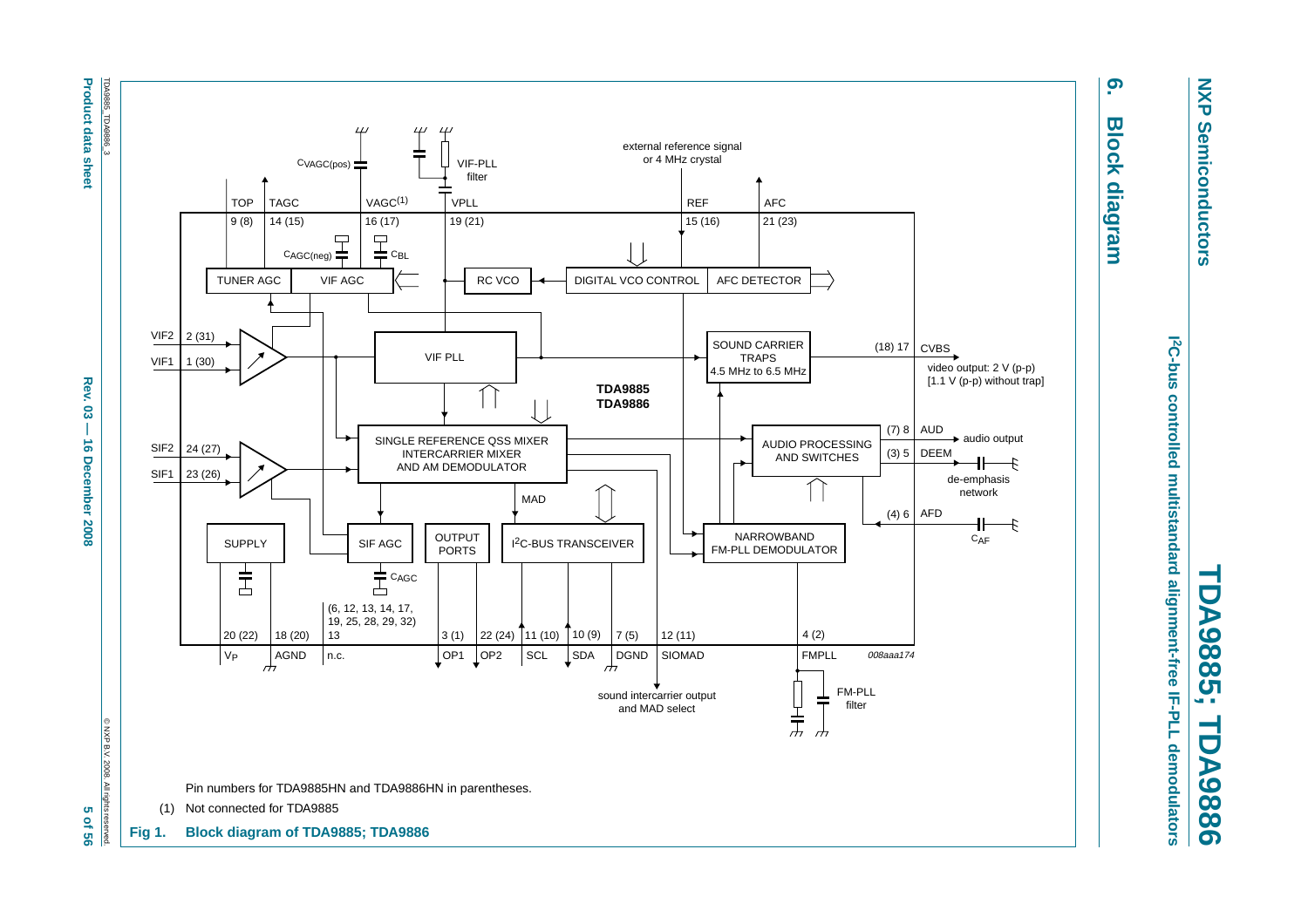# 6. Block diagram

Pin numbers for TDA9885HN and TDA9886HN in parentheses.

(1) Not connected for TDA9885

**Fig 1. Block diagram of TDA9885; TDA9886**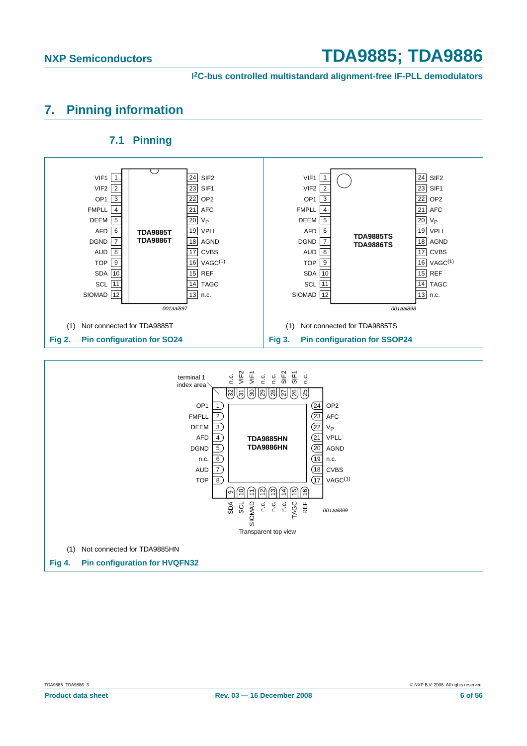# 7. Pinning information

## 7.1 Pinning

| Pin | Name | Pin | Name |
|---|---|---|---|
| 1 | VIF1 | 24 | SIF2 |
| 2 | VIF2 | 23 | SIF1 |
| 3 | OP1 | 22 | OP2 |
| 4 | FMPLL | 21 | AFC |
| 5 | DEEM | 20 | $V_P$ |
| 6 | AFD | 19 | VPLL |
| 7 | DGND | 18 | AGND |
| 8 | AUD | 17 | CVBS |
| 9 | TOP | 16 | VAGC(1) |
| 10 | SDA | 15 | REF |
| 11 | SCL | 14 | TAGC |
| 12 | SIOMAD | 13 | n.c. |

TDA9885T
TDA9886T

001aai897

(1) Not connected for TDA9885T

**Fig 2. Pin configuration for SO24**

| Pin | Name | Pin | Name |
|---|---|---|---|
| 1 | VIF1 | 24 | SIF2 |
| 2 | VIF2 | 23 | SIF1 |
| 3 | OP1 | 22 | OP2 |
| 4 | FMPLL | 21 | AFC |
| 5 | DEEM | 20 | $V_P$ |
| 6 | AFD | 19 | VPLL |
| 7 | DGND | 18 | AGND |
| 8 | AUD | 17 | CVBS |
| 9 | TOP | 16 | VAGC(1) |
| 10 | SDA | 15 | REF |
| 11 | SCL | 14 | TAGC |
| 12 | SIOMAD | 13 | n.c. |

TDA9885TS
TDA9886TS

001aai898

(1) Not connected for TDA9885TS

**Fig 3. Pin configuration for SSOP24**

| Pin | Name | Pin | Name | Pin | Name | Pin | Name |
|---|---|---|---|---|---|---|---|
| 1 | OP1 | 9 | SDA | 17 | VAGC(1) | 25 | n.c. |
| 2 | FMPLL | 10 | SCL | 18 | CVBS | 26 | SIF1 |
| 3 | DEEM | 11 | SIOMAD | 19 | n.c. | 27 | SIF2 |
| 4 | AFD | 12 | n.c. | 20 | AGND | 28 | n.c. |
| 5 | DGND | 13 | n.c. | 21 | VPLL | 29 | n.c. |
| 6 | n.c. | 14 | n.c. | 22 | $V_P$ | 30 | VIF1 |
| 7 | AUD | 15 | TAGC | 23 | AFC | 31 | VIF2 |
| 8 | TOP | 16 | REF | 24 | OP2 | 32 | n.c. |

terminal 1 index area

TDA9885HN
TDA9886HN

001aai899

Transparent top view

(1) Not connected for TDA9885HN

**Fig 4. Pin configuration for HVQFN32**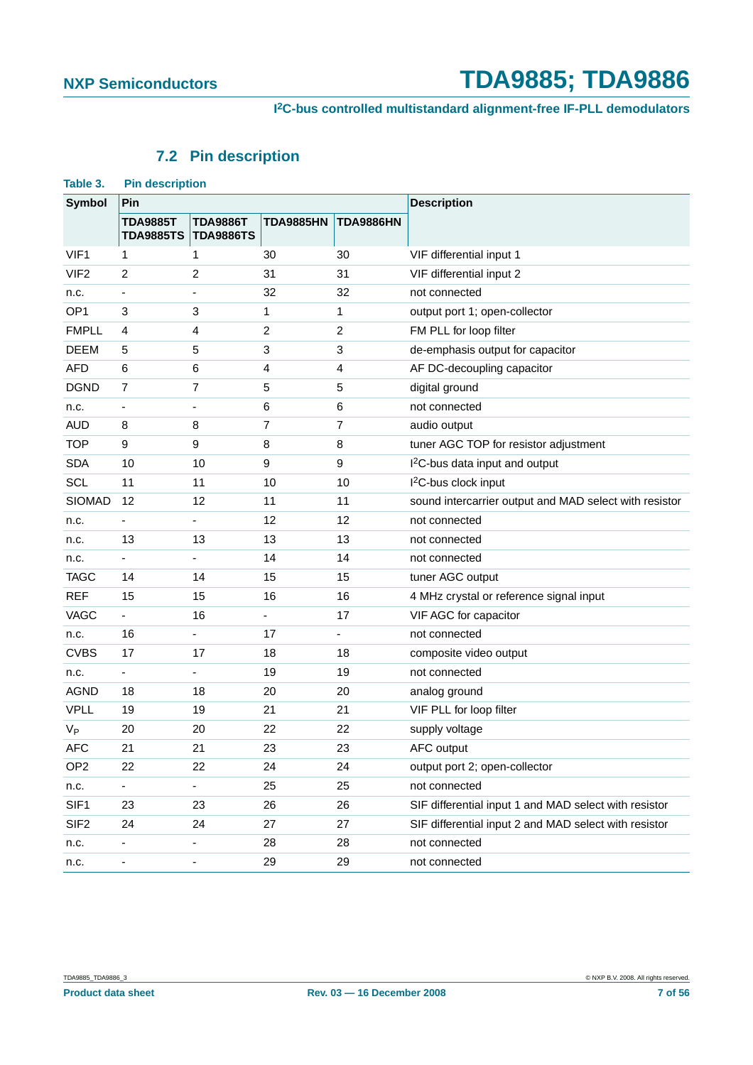## 7.2 Pin description

**Table 3. Pin description**

| Symbol | Pin | | | | Description |
|---|---|---|---|---|---|
| | TDA9885T TDA9885TS | TDA9886T TDA9886TS | TDA9885HN | TDA9886HN | |
| VIF1 | 1 | 1 | 30 | 30 | VIF differential input 1 |
| VIF2 | 2 | 2 | 31 | 31 | VIF differential input 2 |
| n.c. | - | - | 32 | 32 | not connected |
| OP1 | 3 | 3 | 1 | 1 | output port 1; open-collector |
| FMPLL | 4 | 4 | 2 | 2 | FM PLL for loop filter |
| DEEM | 5 | 5 | 3 | 3 | de-emphasis output for capacitor |
| AFD | 6 | 6 | 4 | 4 | AF DC-decoupling capacitor |
| DGND | 7 | 7 | 5 | 5 | digital ground |
| n.c. | - | - | 6 | 6 | not connected |
| AUD | 8 | 8 | 7 | 7 | audio output |
| TOP | 9 | 9 | 8 | 8 | tuner AGC TOP for resistor adjustment |
| SDA | 10 | 10 | 9 | 9 | I2C-bus data input and output |
| SCL | 11 | 11 | 10 | 10 | I2C-bus clock input |
| SIOMAD | 12 | 12 | 11 | 11 | sound intercarrier output and MAD select with resistor |
| n.c. | - | - | 12 | 12 | not connected |
| n.c. | 13 | 13 | 13 | 13 | not connected |
| n.c. | - | - | 14 | 14 | not connected |
| TAGC | 14 | 14 | 15 | 15 | tuner AGC output |
| REF | 15 | 15 | 16 | 16 | 4 MHz crystal or reference signal input |
| VAGC | - | 16 | - | 17 | VIF AGC for capacitor |
| n.c. | 16 | - | 17 | - | not connected |
| CVBS | 17 | 17 | 18 | 18 | composite video output |
| n.c. | - | - | 19 | 19 | not connected |
| AGND | 18 | 18 | 20 | 20 | analog ground |
| VPLL | 19 | 19 | 21 | 21 | VIF PLL for loop filter |
| $V_P$ | 20 | 20 | 22 | 22 | supply voltage |
| AFC | 21 | 21 | 23 | 23 | AFC output |
| OP2 | 22 | 22 | 24 | 24 | output port 2; open-collector |
| n.c. | - | - | 25 | 25 | not connected |
| SIF1 | 23 | 23 | 26 | 26 | SIF differential input 1 and MAD select with resistor |
| SIF2 | 24 | 24 | 27 | 27 | SIF differential input 2 and MAD select with resistor |
| n.c. | - | - | 28 | 28 | not connected |
| n.c. | - | - | 29 | 29 | not connected |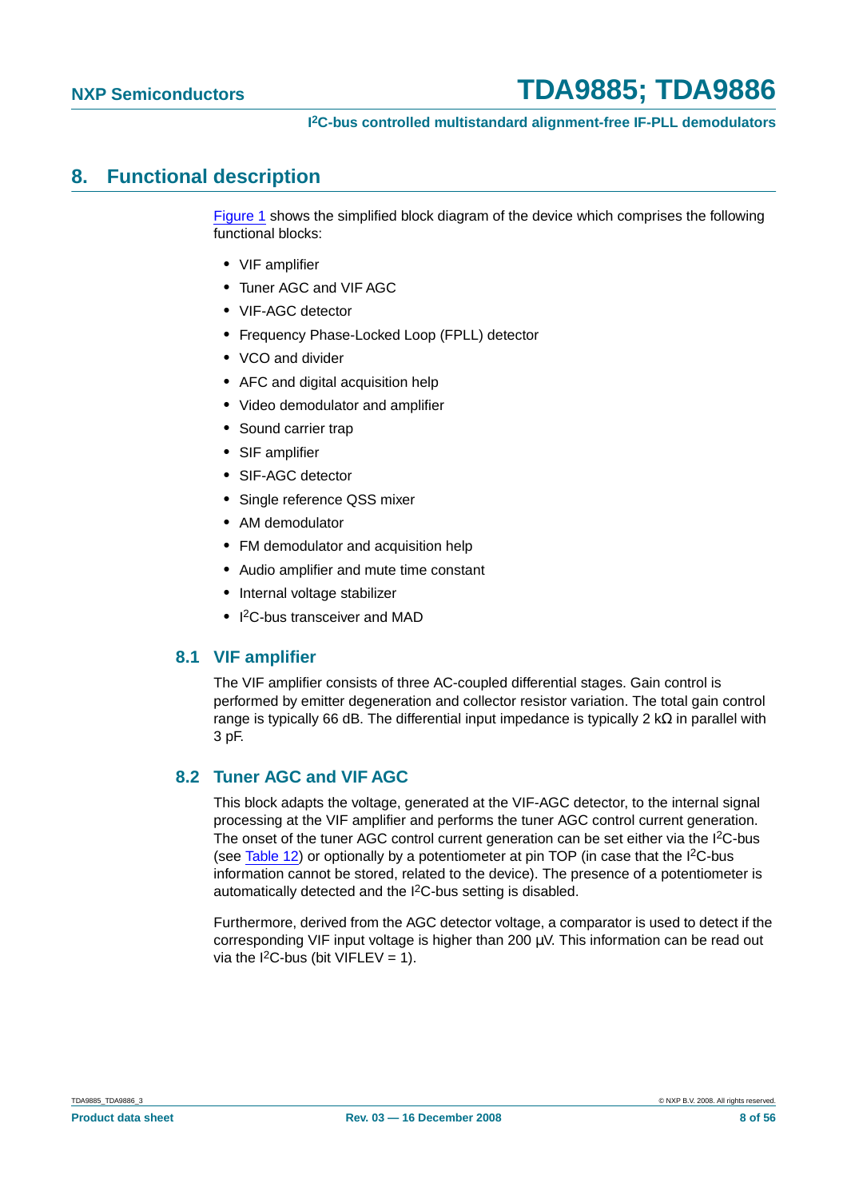# 8. Functional description

Figure 1 shows the simplified block diagram of the device which comprises the following functional blocks:

- VIF amplifier
- Tuner AGC and VIF AGC
- VIF-AGC detector
- Frequency Phase-Locked Loop (FPLL) detector
- VCO and divider
- AFC and digital acquisition help
- Video demodulator and amplifier
- Sound carrier trap
- SIF amplifier
- SIF-AGC detector
- Single reference QSS mixer
- AM demodulator
- FM demodulator and acquisition help
- Audio amplifier and mute time constant
- Internal voltage stabilizer
- $I^2C$-bus transceiver and MAD

## 8.1 VIF amplifier

The VIF amplifier consists of three AC-coupled differential stages. Gain control is performed by emitter degeneration and collector resistor variation. The total gain control range is typically 66 dB. The differential input impedance is typically 2 kΩ in parallel with 3 pF.

## 8.2 Tuner AGC and VIF AGC

This block adapts the voltage, generated at the VIF-AGC detector, to the internal signal processing at the VIF amplifier and performs the tuner AGC control current generation. The onset of the tuner AGC control current generation can be set either via the $I^2C$-bus (see Table 12) or optionally by a potentiometer at pin TOP (in case that the $I^2C$-bus information cannot be stored, related to the device). The presence of a potentiometer is automatically detected and the $I^2C$-bus setting is disabled.

Furthermore, derived from the AGC detector voltage, a comparator is used to detect if the corresponding VIF input voltage is higher than 200 µV. This information can be read out via the $I^2C$-bus (bit VIFLEV = 1).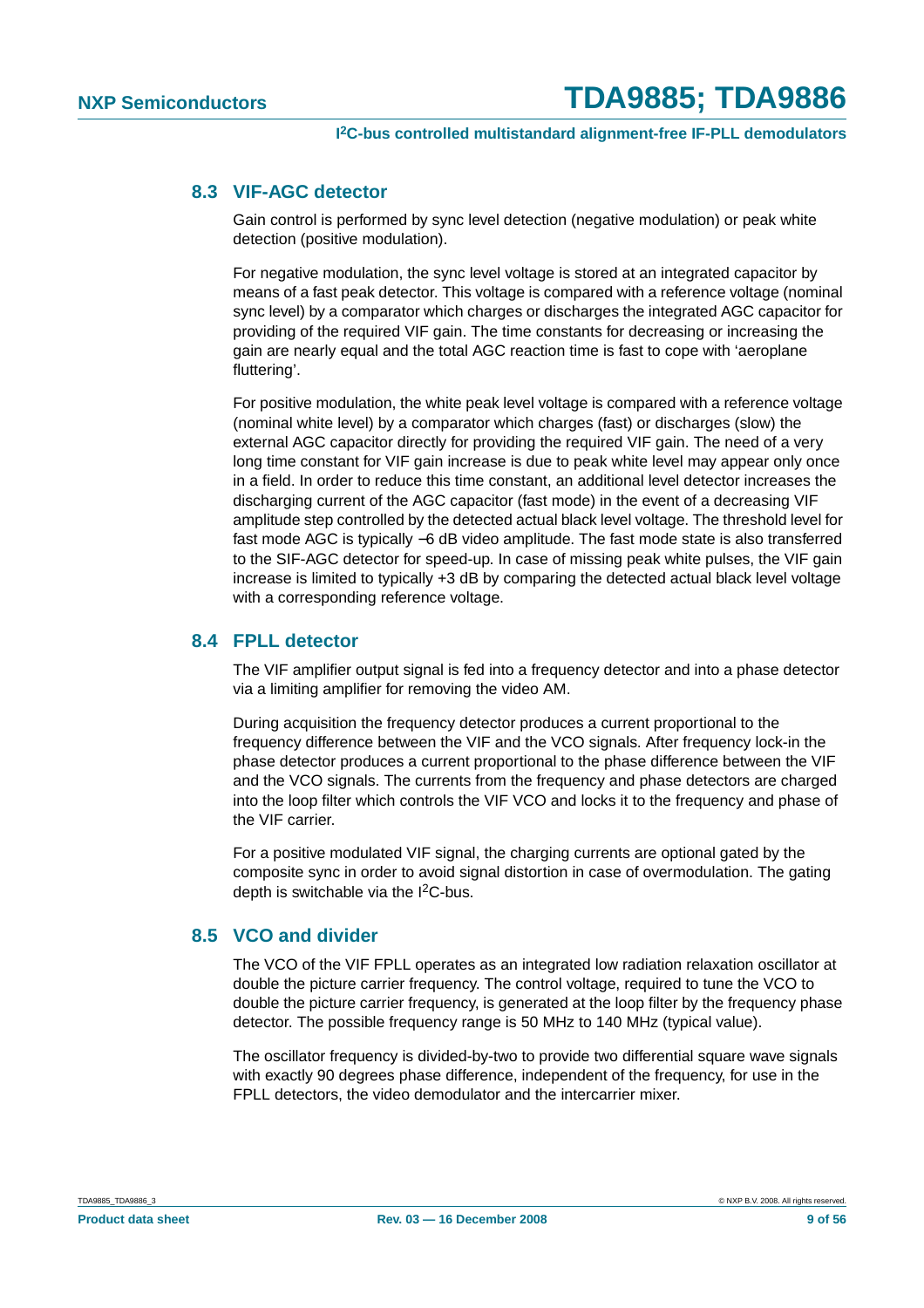### 8.3 VIF-AGC detector

Gain control is performed by sync level detection (negative modulation) or peak white detection (positive modulation).

For negative modulation, the sync level voltage is stored at an integrated capacitor by means of a fast peak detector. This voltage is compared with a reference voltage (nominal sync level) by a comparator which charges or discharges the integrated AGC capacitor for providing of the required VIF gain. The time constants for decreasing or increasing the gain are nearly equal and the total AGC reaction time is fast to cope with 'aeroplane fluttering'.

For positive modulation, the white peak level voltage is compared with a reference voltage (nominal white level) by a comparator which charges (fast) or discharges (slow) the external AGC capacitor directly for providing the required VIF gain. The need of a very long time constant for VIF gain increase is due to peak white level may appear only once in a field. In order to reduce this time constant, an additional level detector increases the discharging current of the AGC capacitor (fast mode) in the event of a decreasing VIF amplitude step controlled by the detected actual black level voltage. The threshold level for fast mode AGC is typically −6 dB video amplitude. The fast mode state is also transferred to the SIF-AGC detector for speed-up. In case of missing peak white pulses, the VIF gain increase is limited to typically +3 dB by comparing the detected actual black level voltage with a corresponding reference voltage.

### 8.4 FPLL detector

The VIF amplifier output signal is fed into a frequency detector and into a phase detector via a limiting amplifier for removing the video AM.

During acquisition the frequency detector produces a current proportional to the frequency difference between the VIF and the VCO signals. After frequency lock-in the phase detector produces a current proportional to the phase difference between the VIF and the VCO signals. The currents from the frequency and phase detectors are charged into the loop filter which controls the VIF VCO and locks it to the frequency and phase of the VIF carrier.

For a positive modulated VIF signal, the charging currents are optional gated by the composite sync in order to avoid signal distortion in case of overmodulation. The gating depth is switchable via the I$^2$C-bus.

### 8.5 VCO and divider

The VCO of the VIF FPLL operates as an integrated low radiation relaxation oscillator at double the picture carrier frequency. The control voltage, required to tune the VCO to double the picture carrier frequency, is generated at the loop filter by the frequency phase detector. The possible frequency range is 50 MHz to 140 MHz (typical value).

The oscillator frequency is divided-by-two to provide two differential square wave signals with exactly 90 degrees phase difference, independent of the frequency, for use in the FPLL detectors, the video demodulator and the intercarrier mixer.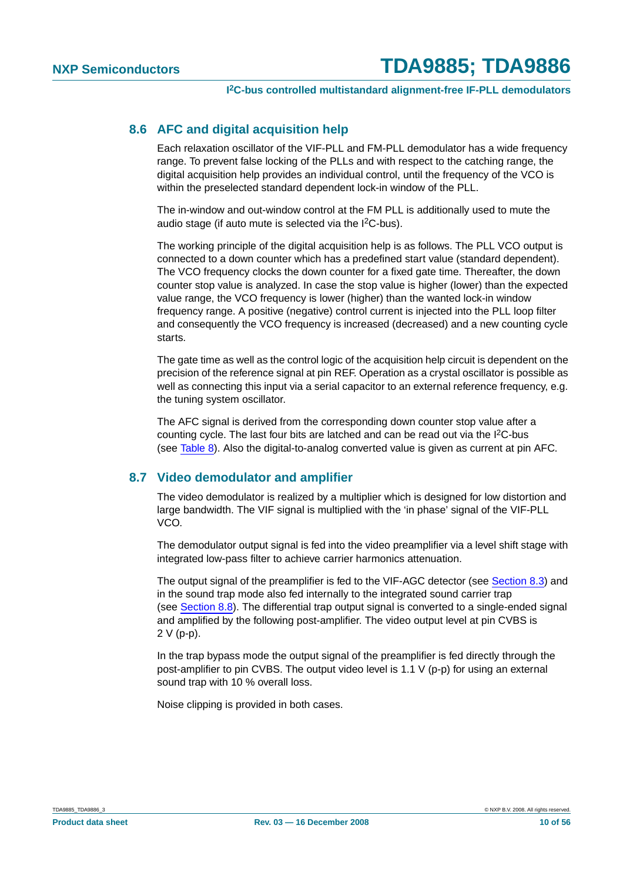## 8.6 AFC and digital acquisition help

Each relaxation oscillator of the VIF-PLL and FM-PLL demodulator has a wide frequency range. To prevent false locking of the PLLs and with respect to the catching range, the digital acquisition help provides an individual control, until the frequency of the VCO is within the preselected standard dependent lock-in window of the PLL.

The in-window and out-window control at the FM PLL is additionally used to mute the audio stage (if auto mute is selected via the $I^2C$-bus).

The working principle of the digital acquisition help is as follows. The PLL VCO output is connected to a down counter which has a predefined start value (standard dependent). The VCO frequency clocks the down counter for a fixed gate time. Thereafter, the down counter stop value is analyzed. In case the stop value is higher (lower) than the expected value range, the VCO frequency is lower (higher) than the wanted lock-in window frequency range. A positive (negative) control current is injected into the PLL loop filter and consequently the VCO frequency is increased (decreased) and a new counting cycle starts.

The gate time as well as the control logic of the acquisition help circuit is dependent on the precision of the reference signal at pin REF. Operation as a crystal oscillator is possible as well as connecting this input via a serial capacitor to an external reference frequency, e.g. the tuning system oscillator.

The AFC signal is derived from the corresponding down counter stop value after a counting cycle. The last four bits are latched and can be read out via the $I^2C$-bus (see Table 8). Also the digital-to-analog converted value is given as current at pin AFC.

## 8.7 Video demodulator and amplifier

The video demodulator is realized by a multiplier which is designed for low distortion and large bandwidth. The VIF signal is multiplied with the 'in phase' signal of the VIF-PLL VCO.

The demodulator output signal is fed into the video preamplifier via a level shift stage with integrated low-pass filter to achieve carrier harmonics attenuation.

The output signal of the preamplifier is fed to the VIF-AGC detector (see Section 8.3) and in the sound trap mode also fed internally to the integrated sound carrier trap (see Section 8.8). The differential trap output signal is converted to a single-ended signal and amplified by the following post-amplifier. The video output level at pin CVBS is 2 V (p-p).

In the trap bypass mode the output signal of the preamplifier is fed directly through the post-amplifier to pin CVBS. The output video level is 1.1 V (p-p) for using an external sound trap with 10 % overall loss.

Noise clipping is provided in both cases.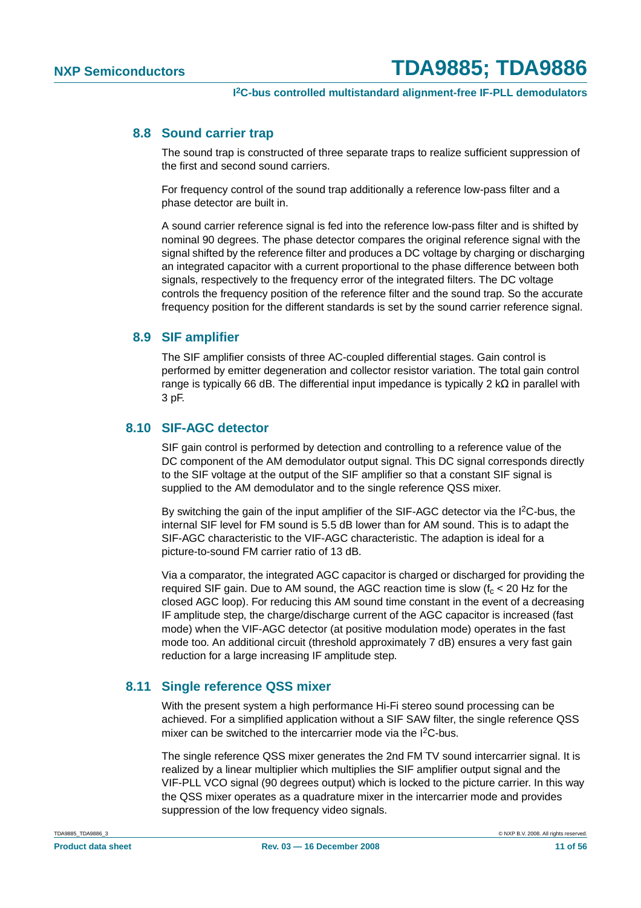## 8.8 Sound carrier trap

The sound trap is constructed of three separate traps to realize sufficient suppression of the first and second sound carriers.

For frequency control of the sound trap additionally a reference low-pass filter and a phase detector are built in.

A sound carrier reference signal is fed into the reference low-pass filter and is shifted by nominal 90 degrees. The phase detector compares the original reference signal with the signal shifted by the reference filter and produces a DC voltage by charging or discharging an integrated capacitor with a current proportional to the phase difference between both signals, respectively to the frequency error of the integrated filters. The DC voltage controls the frequency position of the reference filter and the sound trap. So the accurate frequency position for the different standards is set by the sound carrier reference signal.

## 8.9 SIF amplifier

The SIF amplifier consists of three AC-coupled differential stages. Gain control is performed by emitter degeneration and collector resistor variation. The total gain control range is typically 66 dB. The differential input impedance is typically 2 kΩ in parallel with 3 pF.

## 8.10 SIF-AGC detector

SIF gain control is performed by detection and controlling to a reference value of the DC component of the AM demodulator output signal. This DC signal corresponds directly to the SIF voltage at the output of the SIF amplifier so that a constant SIF signal is supplied to the AM demodulator and to the single reference QSS mixer.

By switching the gain of the input amplifier of the SIF-AGC detector via the I²C-bus, the internal SIF level for FM sound is 5.5 dB lower than for AM sound. This is to adapt the SIF-AGC characteristic to the VIF-AGC characteristic. The adaption is ideal for a picture-to-sound FM carrier ratio of 13 dB.

Via a comparator, the integrated AGC capacitor is charged or discharged for providing the required SIF gain. Due to AM sound, the AGC reaction time is slow ($f_c$ < 20 Hz for the closed AGC loop). For reducing this AM sound time constant in the event of a decreasing IF amplitude step, the charge/discharge current of the AGC capacitor is increased (fast mode) when the VIF-AGC detector (at positive modulation mode) operates in the fast mode too. An additional circuit (threshold approximately 7 dB) ensures a very fast gain reduction for a large increasing IF amplitude step.

## 8.11 Single reference QSS mixer

With the present system a high performance Hi-Fi stereo sound processing can be achieved. For a simplified application without a SIF SAW filter, the single reference QSS mixer can be switched to the intercarrier mode via the I²C-bus.

The single reference QSS mixer generates the 2nd FM TV sound intercarrier signal. It is realized by a linear multiplier which multiplies the SIF amplifier output signal and the VIF-PLL VCO signal (90 degrees output) which is locked to the picture carrier. In this way the QSS mixer operates as a quadrature mixer in the intercarrier mode and provides suppression of the low frequency video signals.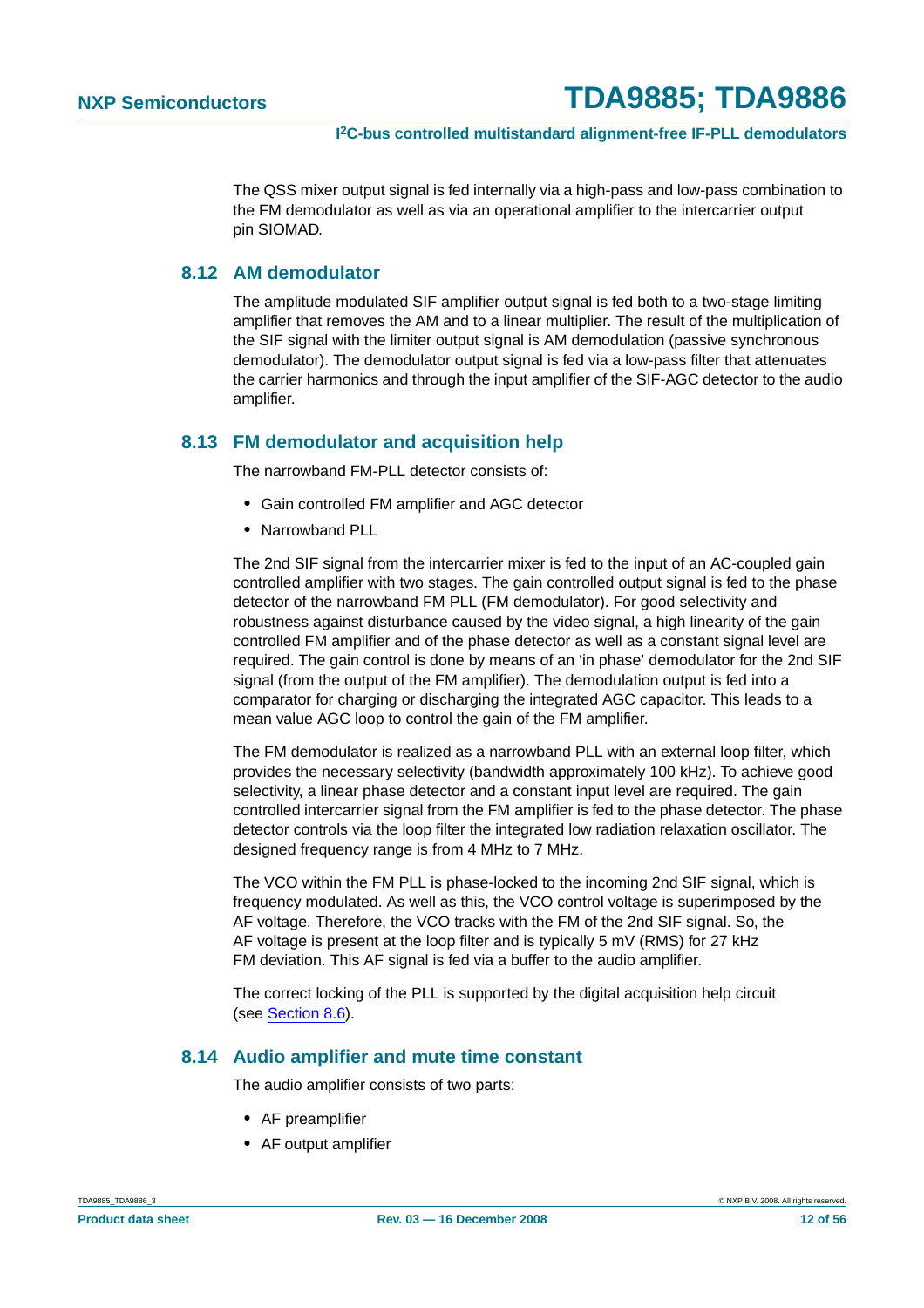The QSS mixer output signal is fed internally via a high-pass and low-pass combination to the FM demodulator as well as via an operational amplifier to the intercarrier output pin SIOMAD.

## 8.12 AM demodulator

The amplitude modulated SIF amplifier output signal is fed both to a two-stage limiting amplifier that removes the AM and to a linear multiplier. The result of the multiplication of the SIF signal with the limiter output signal is AM demodulation (passive synchronous demodulator). The demodulator output signal is fed via a low-pass filter that attenuates the carrier harmonics and through the input amplifier of the SIF-AGC detector to the audio amplifier.

## 8.13 FM demodulator and acquisition help

The narrowband FM-PLL detector consists of:

- Gain controlled FM amplifier and AGC detector
- Narrowband PLL

The 2nd SIF signal from the intercarrier mixer is fed to the input of an AC-coupled gain controlled amplifier with two stages. The gain controlled output signal is fed to the phase detector of the narrowband FM PLL (FM demodulator). For good selectivity and robustness against disturbance caused by the video signal, a high linearity of the gain controlled FM amplifier and of the phase detector as well as a constant signal level are required. The gain control is done by means of an ‘in phase’ demodulator for the 2nd SIF signal (from the output of the FM amplifier). The demodulation output is fed into a comparator for charging or discharging the integrated AGC capacitor. This leads to a mean value AGC loop to control the gain of the FM amplifier.

The FM demodulator is realized as a narrowband PLL with an external loop filter, which provides the necessary selectivity (bandwidth approximately 100 kHz). To achieve good selectivity, a linear phase detector and a constant input level are required. The gain controlled intercarrier signal from the FM amplifier is fed to the phase detector. The phase detector controls via the loop filter the integrated low radiation relaxation oscillator. The designed frequency range is from 4 MHz to 7 MHz.

The VCO within the FM PLL is phase-locked to the incoming 2nd SIF signal, which is frequency modulated. As well as this, the VCO control voltage is superimposed by the AF voltage. Therefore, the VCO tracks with the FM of the 2nd SIF signal. So, the AF voltage is present at the loop filter and is typically 5 mV (RMS) for 27 kHz FM deviation. This AF signal is fed via a buffer to the audio amplifier.

The correct locking of the PLL is supported by the digital acquisition help circuit (see Section 8.6).

## 8.14 Audio amplifier and mute time constant

The audio amplifier consists of two parts:

- AF preamplifier
- AF output amplifier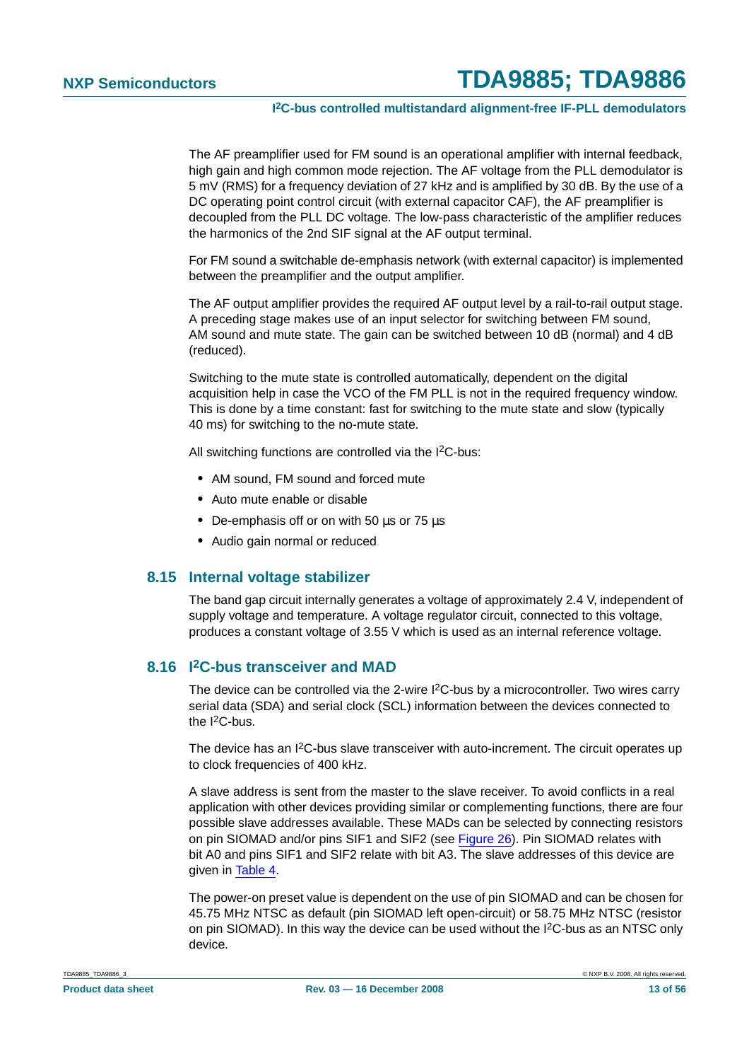The AF preamplifier used for FM sound is an operational amplifier with internal feedback, high gain and high common mode rejection. The AF voltage from the PLL demodulator is 5 mV (RMS) for a frequency deviation of 27 kHz and is amplified by 30 dB. By the use of a DC operating point control circuit (with external capacitor CAF), the AF preamplifier is decoupled from the PLL DC voltage. The low-pass characteristic of the amplifier reduces the harmonics of the 2nd SIF signal at the AF output terminal.

For FM sound a switchable de-emphasis network (with external capacitor) is implemented between the preamplifier and the output amplifier.

The AF output amplifier provides the required AF output level by a rail-to-rail output stage. A preceding stage makes use of an input selector for switching between FM sound, AM sound and mute state. The gain can be switched between 10 dB (normal) and 4 dB (reduced).

Switching to the mute state is controlled automatically, dependent on the digital acquisition help in case the VCO of the FM PLL is not in the required frequency window. This is done by a time constant: fast for switching to the mute state and slow (typically 40 ms) for switching to the no-mute state.

All switching functions are controlled via the I²C-bus:

- AM sound, FM sound and forced mute
- Auto mute enable or disable
- De-emphasis off or on with 50 µs or 75 µs
- Audio gain normal or reduced

## 8.15 Internal voltage stabilizer

The band gap circuit internally generates a voltage of approximately 2.4 V, independent of supply voltage and temperature. A voltage regulator circuit, connected to this voltage, produces a constant voltage of 3.55 V which is used as an internal reference voltage.

## 8.16 I²C-bus transceiver and MAD

The device can be controlled via the 2-wire I²C-bus by a microcontroller. Two wires carry serial data (SDA) and serial clock (SCL) information between the devices connected to the I²C-bus.

The device has an I²C-bus slave transceiver with auto-increment. The circuit operates up to clock frequencies of 400 kHz.

A slave address is sent from the master to the slave receiver. To avoid conflicts in a real application with other devices providing similar or complementing functions, there are four possible slave addresses available. These MADs can be selected by connecting resistors on pin SIOMAD and/or pins SIF1 and SIF2 (see Figure 26). Pin SIOMAD relates with bit A0 and pins SIF1 and SIF2 relate with bit A3. The slave addresses of this device are given in Table 4.

The power-on preset value is dependent on the use of pin SIOMAD and can be chosen for 45.75 MHz NTSC as default (pin SIOMAD left open-circuit) or 58.75 MHz NTSC (resistor on pin SIOMAD). In this way the device can be used without the I²C-bus as an NTSC only device.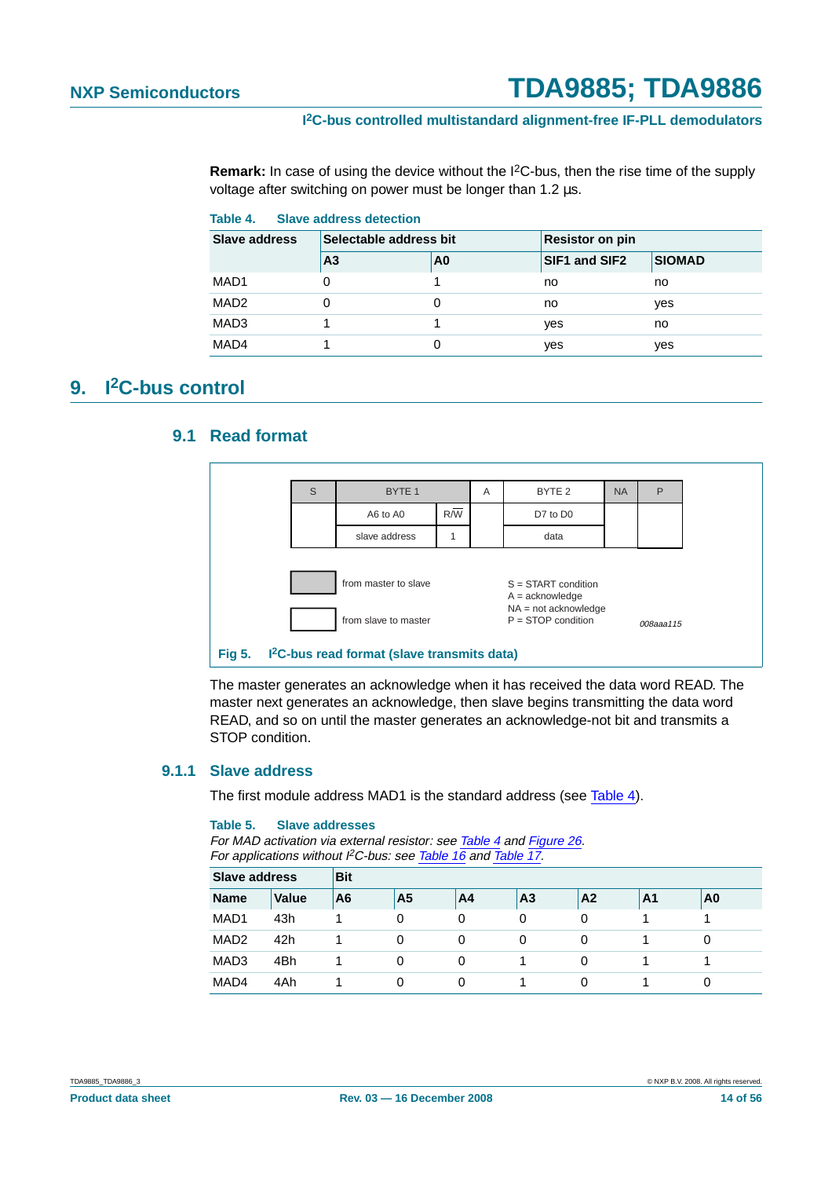**Remark:** In case of using the device without the I²C-bus, then the rise time of the supply voltage after switching on power must be longer than 1.2 µs.

**Table 4. Slave address detection**

| Slave address | Selectable address bit | | Resistor on pin | |
|---|---|---|---|---|
| | A3 | A0 | SIF1 and SIF2 | SIOMAD |
| MAD1 | 0 | 1 | no | no |
| MAD2 | 0 | 0 | no | yes |
| MAD3 | 1 | 1 | yes | no |
| MAD4 | 1 | 0 | yes | yes |

# 9. I²C-bus control

## 9.1 Read format

| S | BYTE 1 | | A | BYTE 2 | NA | P |
|---|---|---|---|---|---|---|
| | A6 to A0 | R/W | | D7 to D0 | | |
| | slave address | 1 | | data | | |

from master to slave (shaded)
from slave to master (unshaded)

S = START condition
A = acknowledge
NA = not acknowledge
P = STOP condition

008aaa115

**Fig 5. I²C-bus read format (slave transmits data)**

The master generates an acknowledge when it has received the data word READ. The master next generates an acknowledge, then slave begins transmitting the data word READ, and so on until the master generates an acknowledge-not bit and transmits a STOP condition.

### 9.1.1 Slave address

The first module address MAD1 is the standard address (see Table 4).

**Table 5. Slave addresses**

*For MAD activation via external resistor: see Table 4 and Figure 26.*
*For applications without I²C-bus: see Table 16 and Table 17.*

| Slave address | | Bit | | | | | | |
|---|---|---|---|---|---|---|---|---|
| Name | Value | A6 | A5 | A4 | A3 | A2 | A1 | A0 |
| MAD1 | 43h | 1 | 0 | 0 | 0 | 0 | 1 | 1 |
| MAD2 | 42h | 1 | 0 | 0 | 0 | 0 | 1 | 0 |
| MAD3 | 4Bh | 1 | 0 | 0 | 1 | 0 | 1 | 1 |
| MAD4 | 4Ah | 1 | 0 | 0 | 1 | 0 | 1 | 0 |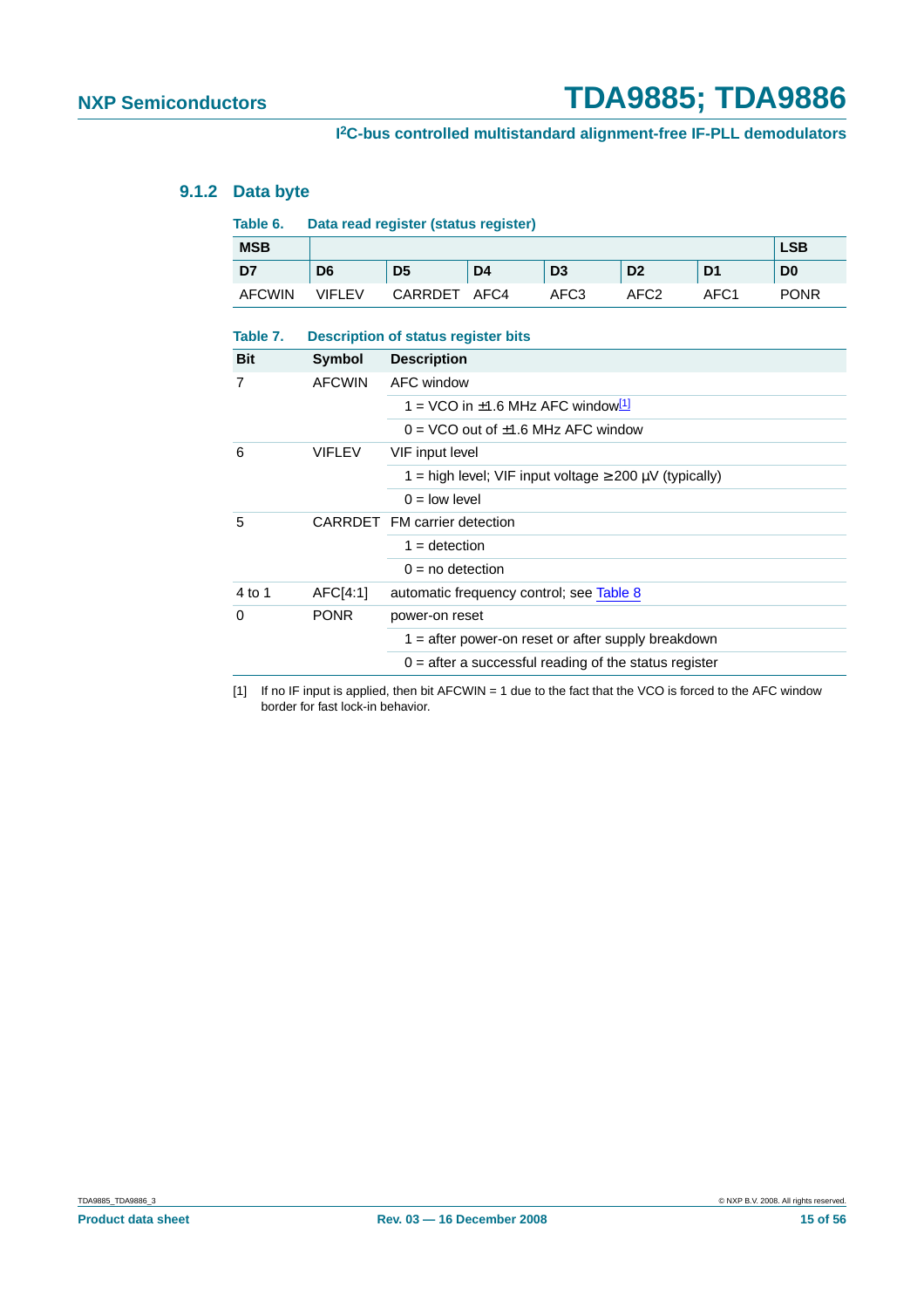### 9.1.2 Data byte

**Table 6. Data read register (status register)**

| MSB | | | | | | | LSB |
|---|---|---|---|---|---|---|---|
| **D7** | **D6** | **D5** | **D4** | **D3** | **D2** | **D1** | **D0** |
| AFCWIN | VIFLEV | CARRDET | AFC4 | AFC3 | AFC2 | AFC1 | PONR |

**Table 7. Description of status register bits**

| Bit | Symbol | Description |
|---|---|---|
| 7 | AFCWIN | AFC window |
| | | 1 = VCO in ±1.6 MHz AFC window[1] |
| | | 0 = VCO out of ±1.6 MHz AFC window |
| 6 | VIFLEV | VIF input level |
| | | 1 = high level; VIF input voltage ≥ 200 μV (typically) |
| | | 0 = low level |
| 5 | CARRDET | FM carrier detection |
| | | 1 = detection |
| | | 0 = no detection |
| 4 to 1 | AFC[4:1] | automatic frequency control; see Table 8 |
| 0 | PONR | power-on reset |
| | | 1 = after power-on reset or after supply breakdown |
| | | 0 = after a successful reading of the status register |

[1] If no IF input is applied, then bit AFCWIN = 1 due to the fact that the VCO is forced to the AFC window border for fast lock-in behavior.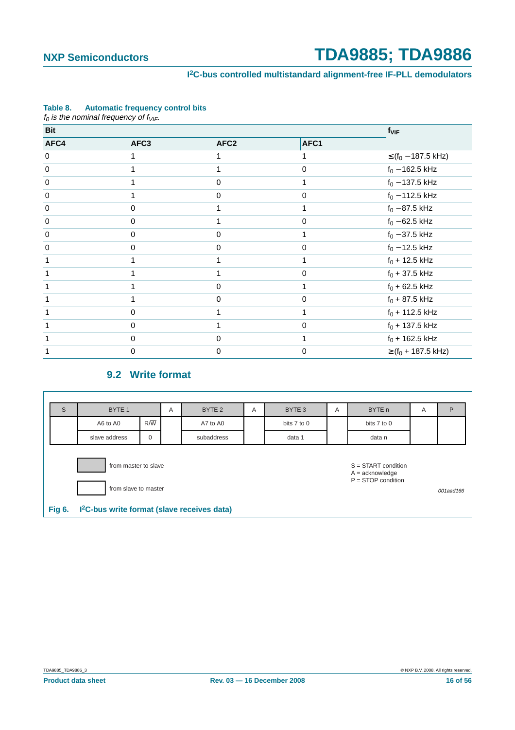**Table 8. Automatic frequency control bits**

*$f_0$ is the nominal frequency of $f_{VIF}$.*

| Bit | | | | $f_{VIF}$ |
|---|---|---|---|---|
| AFC4 | AFC3 | AFC2 | AFC1 | |
| 0 | 1 | 1 | 1 | $\leq (f_0 - 187.5$ kHz$)$ |
| 0 | 1 | 1 | 0 | $f_0 - 162.5$ kHz |
| 0 | 1 | 0 | 1 | $f_0 - 137.5$ kHz |
| 0 | 1 | 0 | 0 | $f_0 - 112.5$ kHz |
| 0 | 0 | 1 | 1 | $f_0 - 87.5$ kHz |
| 0 | 0 | 1 | 0 | $f_0 - 62.5$ kHz |
| 0 | 0 | 0 | 1 | $f_0 - 37.5$ kHz |
| 0 | 0 | 0 | 0 | $f_0 - 12.5$ kHz |
| 1 | 1 | 1 | 1 | $f_0 + 12.5$ kHz |
| 1 | 1 | 1 | 0 | $f_0 + 37.5$ kHz |
| 1 | 1 | 0 | 1 | $f_0 + 62.5$ kHz |
| 1 | 1 | 0 | 0 | $f_0 + 87.5$ kHz |
| 1 | 0 | 1 | 1 | $f_0 + 112.5$ kHz |
| 1 | 0 | 1 | 0 | $f_0 + 137.5$ kHz |
| 1 | 0 | 0 | 1 | $f_0 + 162.5$ kHz |
| 1 | 0 | 0 | 0 | $\geq (f_0 + 187.5$ kHz$)$ |

## 9.2 Write format

| S | BYTE 1 | | A | BYTE 2 | A | BYTE 3 | A | BYTE n | A | P |
|---|---|---|---|---|---|---|---|---|---|---|
| | A6 to A0 | R/$\overline{W}$ | | A7 to A0 | | bits 7 to 0 | | bits 7 to 0 | | |
| | slave address | 0 | | subaddress | | data 1 | | data n | | |

Shaded: from master to slave; unshaded: from slave to master

S = START condition
A = acknowledge
P = STOP condition

001aad166

**Fig 6. I²C-bus write format (slave receives data)**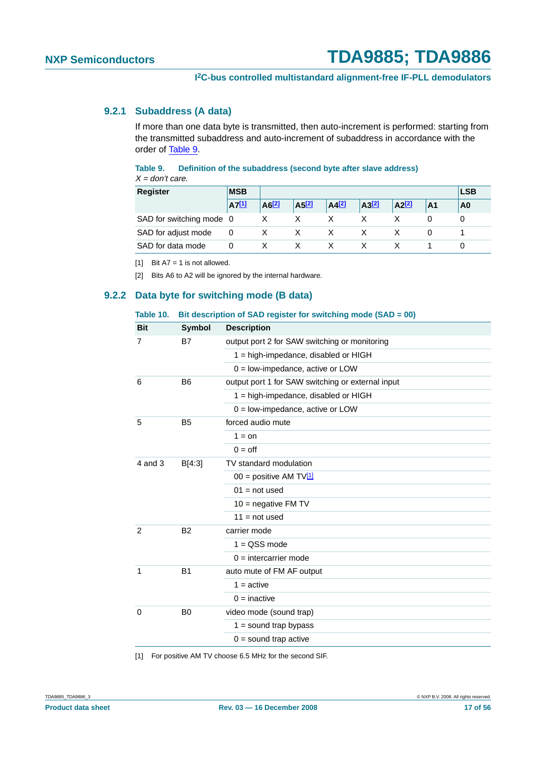### 9.2.1 Subaddress (A data)

If more than one data byte is transmitted, then auto-increment is performed: starting from the transmitted subaddress and auto-increment of subaddress in accordance with the order of Table 9.

**Table 9. Definition of the subaddress (second byte after slave address)**

*X = don't care.*

| Register | MSB | | | | | | | LSB |
|---|---|---|---|---|---|---|---|---|
| | A7[1] | A6[2] | A5[2] | A4[2] | A3[2] | A2[2] | A1 | A0 |
| SAD for switching mode | 0 | X | X | X | X | X | 0 | 0 |
| SAD for adjust mode | 0 | X | X | X | X | X | 0 | 1 |
| SAD for data mode | 0 | X | X | X | X | X | 1 | 0 |

[1] Bit A7 = 1 is not allowed.

[2] Bits A6 to A2 will be ignored by the internal hardware.

### 9.2.2 Data byte for switching mode (B data)

**Table 10. Bit description of SAD register for switching mode (SAD = 00)**

| Bit | Symbol | Description |
|---|---|---|
| 7 | B7 | output port 2 for SAW switching or monitoring |
| | | 1 = high-impedance, disabled or HIGH |
| | | 0 = low-impedance, active or LOW |
| 6 | B6 | output port 1 for SAW switching or external input |
| | | 1 = high-impedance, disabled or HIGH |
| | | 0 = low-impedance, active or LOW |
| 5 | B5 | forced audio mute |
| | | 1 = on |
| | | 0 = off |
| 4 and 3 | B[4:3] | TV standard modulation |
| | | 00 = positive AM TV[1] |
| | | 01 = not used |
| | | 10 = negative FM TV |
| | | 11 = not used |
| 2 | B2 | carrier mode |
| | | 1 = QSS mode |
| | | 0 = intercarrier mode |
| 1 | B1 | auto mute of FM AF output |
| | | 1 = active |
| | | 0 = inactive |
| 0 | B0 | video mode (sound trap) |
| | | 1 = sound trap bypass |
| | | 0 = sound trap active |

[1] For positive AM TV choose 6.5 MHz for the second SIF.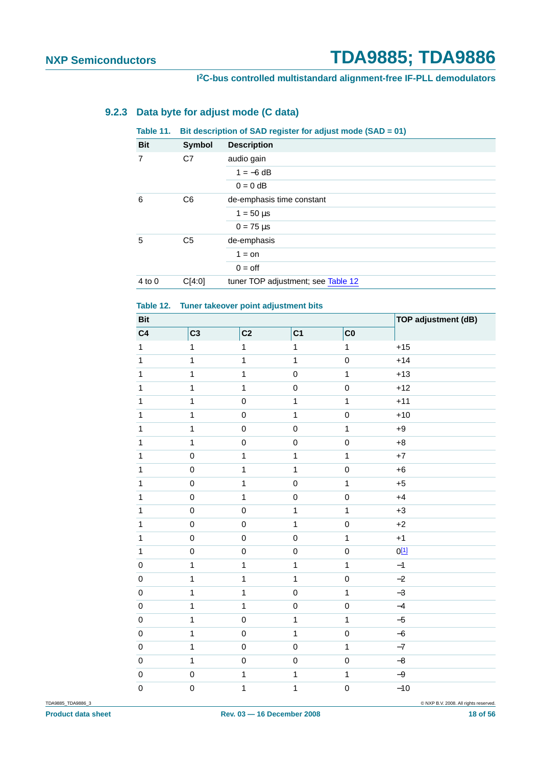### 9.2.3 Data byte for adjust mode (C data)

**Table 11. Bit description of SAD register for adjust mode (SAD = 01)**

| Bit | Symbol | Description |
|---|---|---|
| 7 | C7 | audio gain |
| | | 1 = −6 dB |
| | | 0 = 0 dB |
| 6 | C6 | de-emphasis time constant |
| | | 1 = 50 μs |
| | | 0 = 75 μs |
| 5 | C5 | de-emphasis |
| | | 1 = on |
| | | 0 = off |
| 4 to 0 | C[4:0] | tuner TOP adjustment; see Table 12 |

**Table 12. Tuner takeover point adjustment bits**

| Bit | | | | | TOP adjustment (dB) |
|---|---|---|---|---|---|
| C4 | C3 | C2 | C1 | C0 | |
| 1 | 1 | 1 | 1 | 1 | +15 |
| 1 | 1 | 1 | 1 | 0 | +14 |
| 1 | 1 | 1 | 0 | 1 | +13 |
| 1 | 1 | 1 | 0 | 0 | +12 |
| 1 | 1 | 0 | 1 | 1 | +11 |
| 1 | 1 | 0 | 1 | 0 | +10 |
| 1 | 1 | 0 | 0 | 1 | +9 |
| 1 | 1 | 0 | 0 | 0 | +8 |
| 1 | 0 | 1 | 1 | 1 | +7 |
| 1 | 0 | 1 | 1 | 0 | +6 |
| 1 | 0 | 1 | 0 | 1 | +5 |
| 1 | 0 | 1 | 0 | 0 | +4 |
| 1 | 0 | 0 | 1 | 1 | +3 |
| 1 | 0 | 0 | 1 | 0 | +2 |
| 1 | 0 | 0 | 0 | 1 | +1 |
| 1 | 0 | 0 | 0 | 0 | 0[1] |
| 0 | 1 | 1 | 1 | 1 | −1 |
| 0 | 1 | 1 | 1 | 0 | −2 |
| 0 | 1 | 1 | 0 | 1 | −3 |
| 0 | 1 | 1 | 0 | 0 | −4 |
| 0 | 1 | 0 | 1 | 1 | −5 |
| 0 | 1 | 0 | 1 | 0 | −6 |
| 0 | 1 | 0 | 0 | 1 | −7 |
| 0 | 1 | 0 | 0 | 0 | −8 |
| 0 | 0 | 1 | 1 | 1 | −9 |
| 0 | 0 | 1 | 1 | 0 | −10 |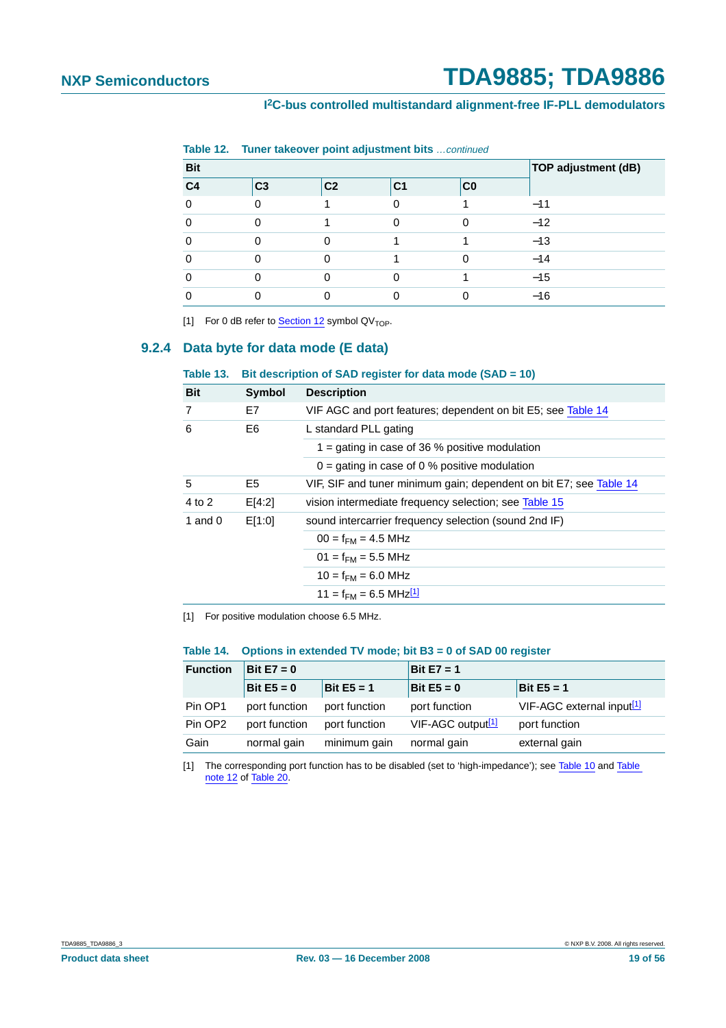**Table 12. Tuner takeover point adjustment bits** *…continued*

| Bit | | | | | TOP adjustment (dB) |
|---|---|---|---|---|---|
| C4 | C3 | C2 | C1 | C0 | |
| 0 | 0 | 1 | 0 | 1 | −11 |
| 0 | 0 | 1 | 0 | 0 | −12 |
| 0 | 0 | 0 | 1 | 1 | −13 |
| 0 | 0 | 0 | 1 | 0 | −14 |
| 0 | 0 | 0 | 0 | 1 | −15 |
| 0 | 0 | 0 | 0 | 0 | −16 |

[1] For 0 dB refer to Section 12 symbol $QV_{TOP}$.

### 9.2.4 Data byte for data mode (E data)

**Table 13. Bit description of SAD register for data mode (SAD = 10)**

| Bit | Symbol | Description |
|---|---|---|
| 7 | E7 | VIF AGC and port features; dependent on bit E5; see Table 14 |
| 6 | E6 | L standard PLL gating |
| | | 1 = gating in case of 36 % positive modulation |
| | | 0 = gating in case of 0 % positive modulation |
| 5 | E5 | VIF, SIF and tuner minimum gain; dependent on bit E7; see Table 14 |
| 4 to 2 | E[4:2] | vision intermediate frequency selection; see Table 15 |
| 1 and 0 | E[1:0] | sound intercarrier frequency selection (sound 2nd IF) |
| | | 00 = $f_{FM}$ = 4.5 MHz |
| | | 01 = $f_{FM}$ = 5.5 MHz |
| | | 10 = $f_{FM}$ = 6.0 MHz |
| | | 11 = $f_{FM}$ = 6.5 MHz[1] |

[1] For positive modulation choose 6.5 MHz.

**Table 14. Options in extended TV mode; bit B3 = 0 of SAD 00 register**

| Function | Bit E7 = 0 | | Bit E7 = 1 | |
|---|---|---|---|---|
| | Bit E5 = 0 | Bit E5 = 1 | Bit E5 = 0 | Bit E5 = 1 |
| Pin OP1 | port function | port function | port function | VIF-AGC external input[1] |
| Pin OP2 | port function | port function | VIF-AGC output[1] | port function |
| Gain | normal gain | minimum gain | normal gain | external gain |

[1] The corresponding port function has to be disabled (set to 'high-impedance'); see Table 10 and Table note 12 of Table 20.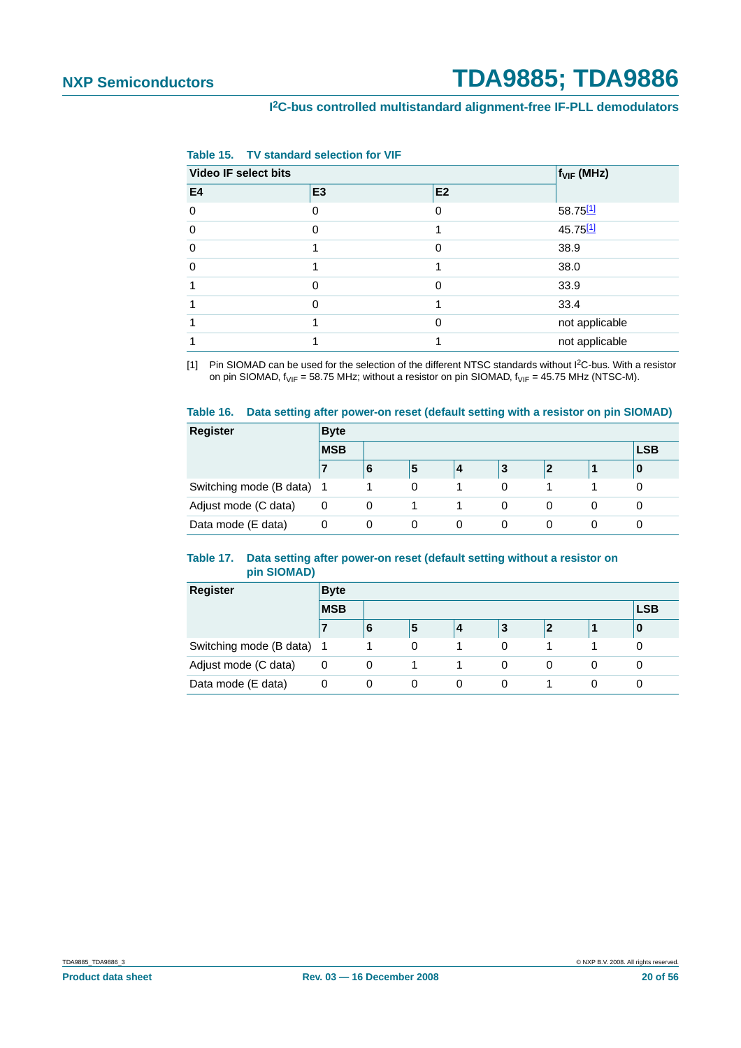**Table 15. TV standard selection for VIF**

| Video IF select bits | | | $f_{VIF}$ (MHz) |
|---|---|---|---|
| E4 | E3 | E2 | |
| 0 | 0 | 0 | 58.75[1] |
| 0 | 0 | 1 | 45.75[1] |
| 0 | 1 | 0 | 38.9 |
| 0 | 1 | 1 | 38.0 |
| 1 | 0 | 0 | 33.9 |
| 1 | 0 | 1 | 33.4 |
| 1 | 1 | 0 | not applicable |
| 1 | 1 | 1 | not applicable |

[1] Pin SIOMAD can be used for the selection of the different NTSC standards without I²C-bus. With a resistor on pin SIOMAD, $f_{VIF}$ = 58.75 MHz; without a resistor on pin SIOMAD, $f_{VIF}$ = 45.75 MHz (NTSC-M).

**Table 16. Data setting after power-on reset (default setting with a resistor on pin SIOMAD)**

| Register | Byte | | | | | | | |
|---|---|---|---|---|---|---|---|---|
| | MSB | | | | | | | LSB |
| | 7 | 6 | 5 | 4 | 3 | 2 | 1 | 0 |
| Switching mode (B data) | 1 | 1 | 0 | 1 | 0 | 1 | 1 | 0 |
| Adjust mode (C data) | 0 | 0 | 1 | 1 | 0 | 0 | 0 | 0 |
| Data mode (E data) | 0 | 0 | 0 | 0 | 0 | 0 | 0 | 0 |

**Table 17. Data setting after power-on reset (default setting without a resistor on pin SIOMAD)**

| Register | Byte | | | | | | | |
|---|---|---|---|---|---|---|---|---|
| | MSB | | | | | | | LSB |
| | 7 | 6 | 5 | 4 | 3 | 2 | 1 | 0 |
| Switching mode (B data) | 1 | 1 | 0 | 1 | 0 | 1 | 1 | 0 |
| Adjust mode (C data) | 0 | 0 | 1 | 1 | 0 | 0 | 0 | 0 |
| Data mode (E data) | 0 | 0 | 0 | 0 | 0 | 1 | 0 | 0 |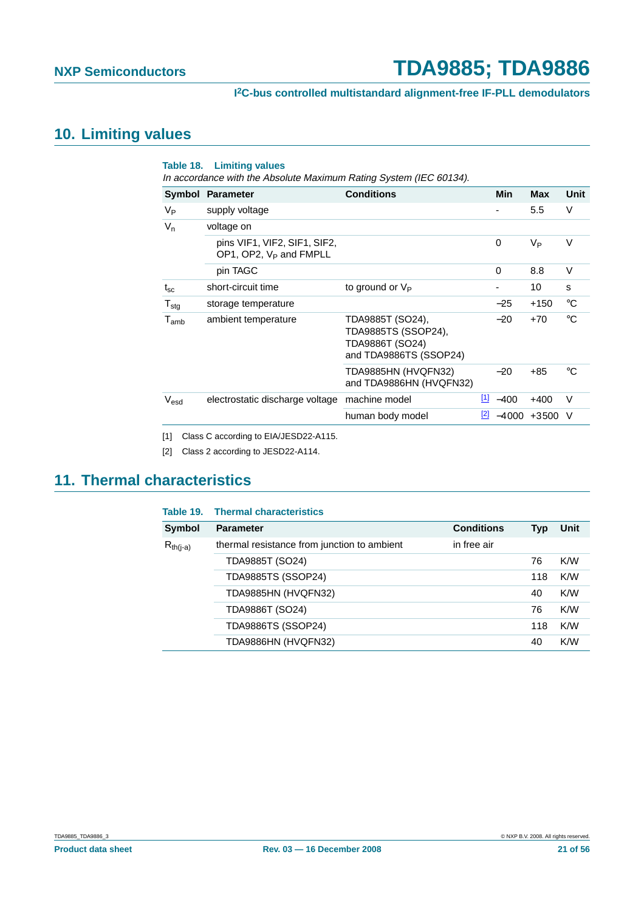## 10. Limiting values

**Table 18. Limiting values**

*In accordance with the Absolute Maximum Rating System (IEC 60134).*

| Symbol | Parameter | Conditions | | Min | Max | Unit |
|---|---|---|---|---|---|---|
| $V_P$ | supply voltage | | | - | 5.5 | V |
| $V_n$ | voltage on | | | | | |
| | pins VIF1, VIF2, SIF1, SIF2, OP1, OP2, $V_P$ and FMPLL | | | 0 | $V_P$ | V |
| | pin TAGC | | | 0 | 8.8 | V |
| $t_{sc}$ | short-circuit time | to ground or $V_P$ | | - | 10 | s |
| $T_{stg}$ | storage temperature | | | −25 | +150 | °C |
| $T_{amb}$ | ambient temperature | TDA9885T (SO24), TDA9885TS (SSOP24), TDA9886T (SO24) and TDA9886TS (SSOP24) | | −20 | +70 | °C |
| | | TDA9885HN (HVQFN32) and TDA9886HN (HVQFN32) | | −20 | +85 | °C |
| $V_{esd}$ | electrostatic discharge voltage | machine model | [1] | −400 | +400 | V |
| | | human body model | [2] | −4000 | +3500 | V |

[1] Class C according to EIA/JESD22-A115.

[2] Class 2 according to JESD22-A114.

## 11. Thermal characteristics

**Table 19. Thermal characteristics**

| Symbol | Parameter | Conditions | Typ | Unit |
|---|---|---|---|---|
| $R_{th(j-a)}$ | thermal resistance from junction to ambient | in free air | | |
| | TDA9885T (SO24) | | 76 | K/W |
| | TDA9885TS (SSOP24) | | 118 | K/W |
| | TDA9885HN (HVQFN32) | | 40 | K/W |
| | TDA9886T (SO24) | | 76 | K/W |
| | TDA9886TS (SSOP24) | | 118 | K/W |
| | TDA9886HN (HVQFN32) | | 40 | K/W |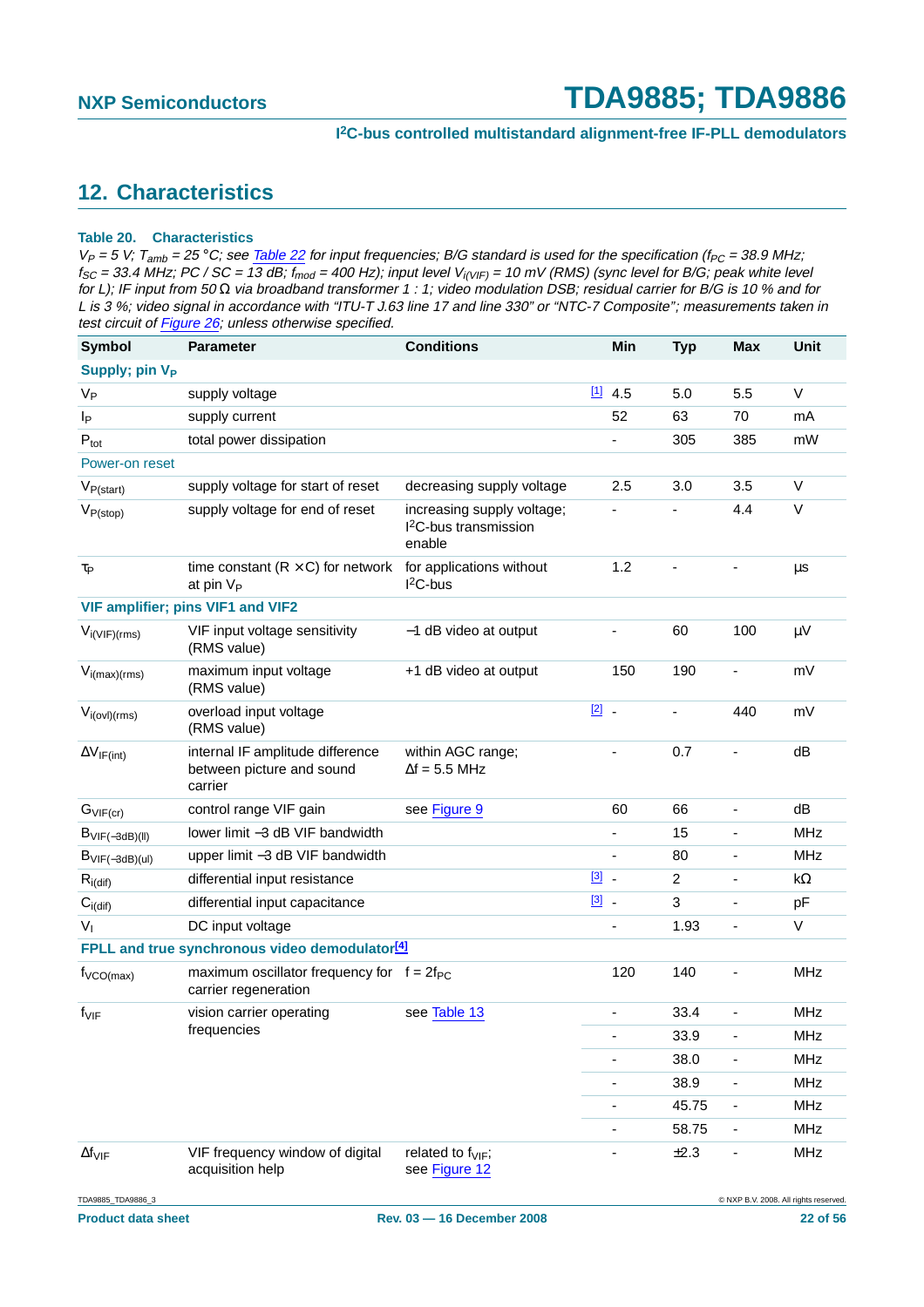## 12. Characteristics

**Table 20. Characteristics**

*$V_P$ = 5 V; $T_{amb}$ = 25 °C; see Table 22 for input frequencies; B/G standard is used for the specification ($f_{PC}$ = 38.9 MHz; $f_{SC}$ = 33.4 MHz; PC / SC = 13 dB; $f_{mod}$ = 400 Hz); input level $V_{i(VIF)}$ = 10 mV (RMS) (sync level for B/G; peak white level for L); IF input from 50 Ω via broadband transformer 1 : 1; video modulation DSB; residual carrier for B/G is 10 % and for L is 3 %; video signal in accordance with "ITU-T J.63 line 17 and line 330" or "NTC-7 Composite"; measurements taken in test circuit of Figure 26; unless otherwise specified.*

| Symbol | Parameter | Conditions | | Min | Typ | Max | Unit |
|---|---|---|---|---|---|---|---|
| **Supply; pin $V_P$** | | | | | | | |
| $V_P$ | supply voltage | | [1] | 4.5 | 5.0 | 5.5 | V |
| $I_P$ | supply current | | | 52 | 63 | 70 | mA |
| $P_{tot}$ | total power dissipation | | | - | 305 | 385 | mW |
| Power-on reset | | | | | | | |
| $V_{P(start)}$ | supply voltage for start of reset | decreasing supply voltage | | 2.5 | 3.0 | 3.5 | V |
| $V_{P(stop)}$ | supply voltage for end of reset | increasing supply voltage; I²C-bus transmission enable | | - | - | 4.4 | V |
| $\tau_P$ | time constant (R × C) for network at pin $V_P$ | for applications without I²C-bus | | 1.2 | - | - | µs |
| **VIF amplifier; pins VIF1 and VIF2** | | | | | | | |
| $V_{i(VIF)(rms)}$ | VIF input voltage sensitivity (RMS value) | −1 dB video at output | | - | 60 | 100 | µV |
| $V_{i(max)(rms)}$ | maximum input voltage (RMS value) | +1 dB video at output | | 150 | 190 | - | mV |
| $V_{i(ovl)(rms)}$ | overload input voltage (RMS value) | | [2] | - | - | 440 | mV |
| $\Delta V_{IF(int)}$ | internal IF amplitude difference between picture and sound carrier | within AGC range; Δf = 5.5 MHz | | - | 0.7 | - | dB |
| $G_{VIF(cr)}$ | control range VIF gain | see Figure 9 | | 60 | 66 | - | dB |
| $B_{VIF(-3dB)(ll)}$ | lower limit −3 dB VIF bandwidth | | | - | 15 | - | MHz |
| $B_{VIF(-3dB)(ul)}$ | upper limit −3 dB VIF bandwidth | | | - | 80 | - | MHz |
| $R_{i(dif)}$ | differential input resistance | | [3] | - | 2 | - | kΩ |
| $C_{i(dif)}$ | differential input capacitance | | [3] | - | 3 | - | pF |
| $V_I$ | DC input voltage | | | - | 1.93 | - | V |
| **FPLL and true synchronous video demodulator[4]** | | | | | | | |
| $f_{VCO(max)}$ | maximum oscillator frequency for carrier regeneration | f = $2f_{PC}$ | | 120 | 140 | - | MHz |
| $f_{VIF}$ | vision carrier operating frequencies | see Table 13 | | - | 33.4 | - | MHz |
| | | | | - | 33.9 | - | MHz |
| | | | | - | 38.0 | - | MHz |
| | | | | - | 38.9 | - | MHz |
| | | | | - | 45.75 | - | MHz |
| | | | | - | 58.75 | - | MHz |
| $\Delta f_{VIF}$ | VIF frequency window of digital acquisition help | related to $f_{VIF}$; see Figure 12 | | - | ±2.3 | - | MHz |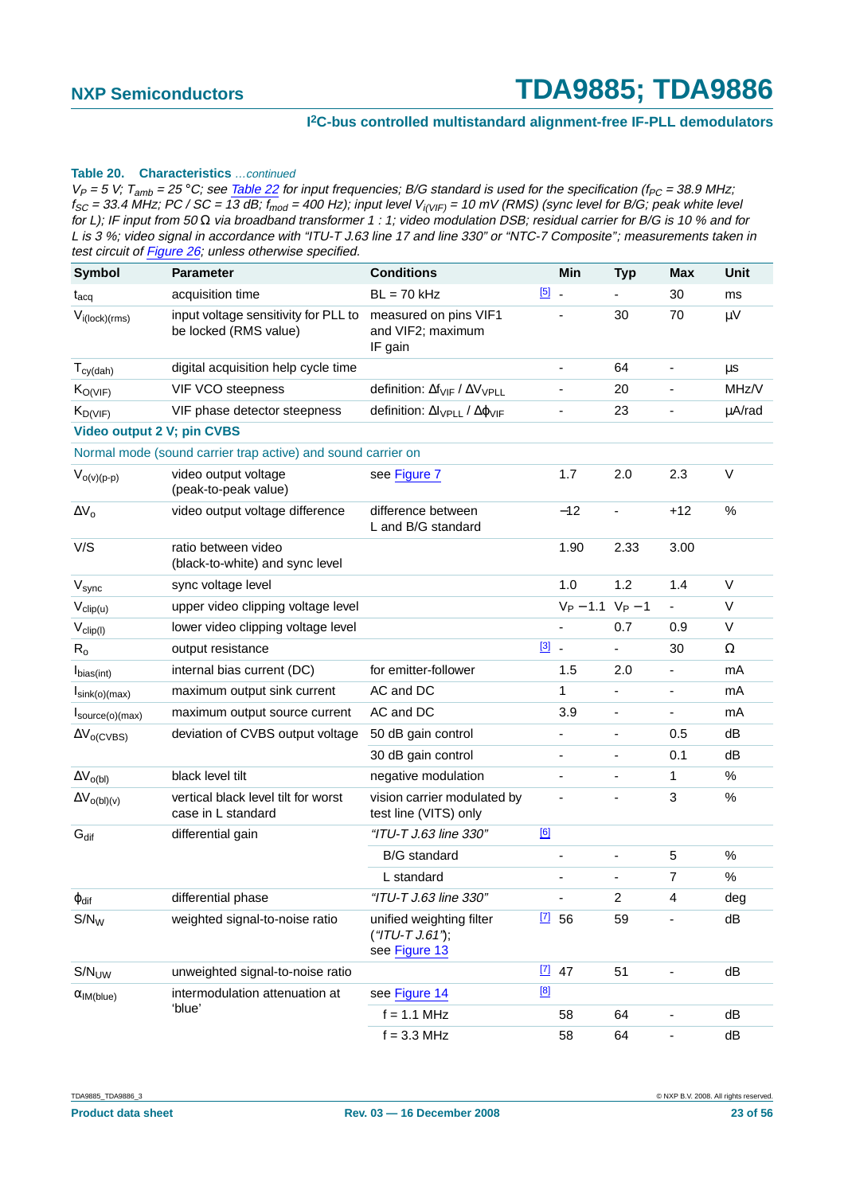**Table 20. Characteristics** *…continued*

*$V_P$ = 5 V; $T_{amb}$ = 25 °C; see Table 22 for input frequencies; B/G standard is used for the specification ($f_{PC}$ = 38.9 MHz; $f_{SC}$ = 33.4 MHz; PC / SC = 13 dB; $f_{mod}$ = 400 Hz); input level $V_{i(VIF)}$ = 10 mV (RMS) (sync level for B/G; peak white level for L); IF input from 50 Ω via broadband transformer 1 : 1; video modulation DSB; residual carrier for B/G is 10 % and for L is 3 %; video signal in accordance with "ITU-T J.63 line 17 and line 330" or "NTC-7 Composite"; measurements taken in test circuit of Figure 26; unless otherwise specified.*

| Symbol | Parameter | Conditions | | Min | Typ | Max | Unit |
|---|---|---|---|---|---|---|---|
| $t_{acq}$ | acquisition time | BL = 70 kHz | [5] | - | - | 30 | ms |
| $V_{i(lock)(rms)}$ | input voltage sensitivity for PLL to be locked (RMS value) | measured on pins VIF1 and VIF2; maximum IF gain | | - | 30 | 70 | μV |
| $T_{cy(dah)}$ | digital acquisition help cycle time | | | - | 64 | - | μs |
| $K_{O(VIF)}$ | VIF VCO steepness | definition: $\Delta f_{VIF}$ / $\Delta V_{VPLL}$ | | - | 20 | - | MHz/V |
| $K_{D(VIF)}$ | VIF phase detector steepness | definition: $\Delta I_{VPLL}$ / $\Delta\phi_{VIF}$ | | - | 23 | - | μA/rad |
| **Video output 2 V; pin CVBS** | | | | | | | |
| Normal mode (sound carrier trap active) and sound carrier on | | | | | | | |
| $V_{o(v)(p-p)}$ | video output voltage (peak-to-peak value) | see Figure 7 | | 1.7 | 2.0 | 2.3 | V |
| $\Delta V_o$ | video output voltage difference | difference between L and B/G standard | | −12 | - | +12 | % |
| V/S | ratio between video (black-to-white) and sync level | | | 1.90 | 2.33 | 3.00 | |
| $V_{sync}$ | sync voltage level | | | 1.0 | 1.2 | 1.4 | V |
| $V_{clip(u)}$ | upper video clipping voltage level | | | $V_P$ − 1.1 | $V_P$ − 1 | - | V |
| $V_{clip(l)}$ | lower video clipping voltage level | | | - | 0.7 | 0.9 | V |
| $R_o$ | output resistance | | [3] | - | - | 30 | Ω |
| $I_{bias(int)}$ | internal bias current (DC) | for emitter-follower | | 1.5 | 2.0 | - | mA |
| $I_{sink(o)(max)}$ | maximum output sink current | AC and DC | | 1 | - | - | mA |
| $I_{source(o)(max)}$ | maximum output source current | AC and DC | | 3.9 | - | - | mA |
| $\Delta V_{o(CVBS)}$ | deviation of CVBS output voltage | 50 dB gain control | | - | - | 0.5 | dB |
| | | 30 dB gain control | | - | - | 0.1 | dB |
| $\Delta V_{o(bl)}$ | black level tilt | negative modulation | | - | - | 1 | % |
| $\Delta V_{o(bl)(v)}$ | vertical black level tilt for worst case in L standard | vision carrier modulated by test line (VITS) only | | - | - | 3 | % |
| $G_{dif}$ | differential gain | *"ITU-T J.63 line 330"* | [6] | | | | |
| | | B/G standard | | - | - | 5 | % |
| | | L standard | | - | - | 7 | % |
| $\phi_{dif}$ | differential phase | *"ITU-T J.63 line 330"* | | - | 2 | 4 | deg |
| $S/N_W$ | weighted signal-to-noise ratio | unified weighting filter (*"ITU-T J.61"*); see Figure 13 | [7] | 56 | 59 | - | dB |
| $S/N_{UW}$ | unweighted signal-to-noise ratio | | [7] | 47 | 51 | - | dB |
| $\alpha_{IM(blue)}$ | intermodulation attenuation at 'blue' | see Figure 14 | [8] | | | | |
| | | f = 1.1 MHz | | 58 | 64 | - | dB |
| | | f = 3.3 MHz | | 58 | 64 | - | dB |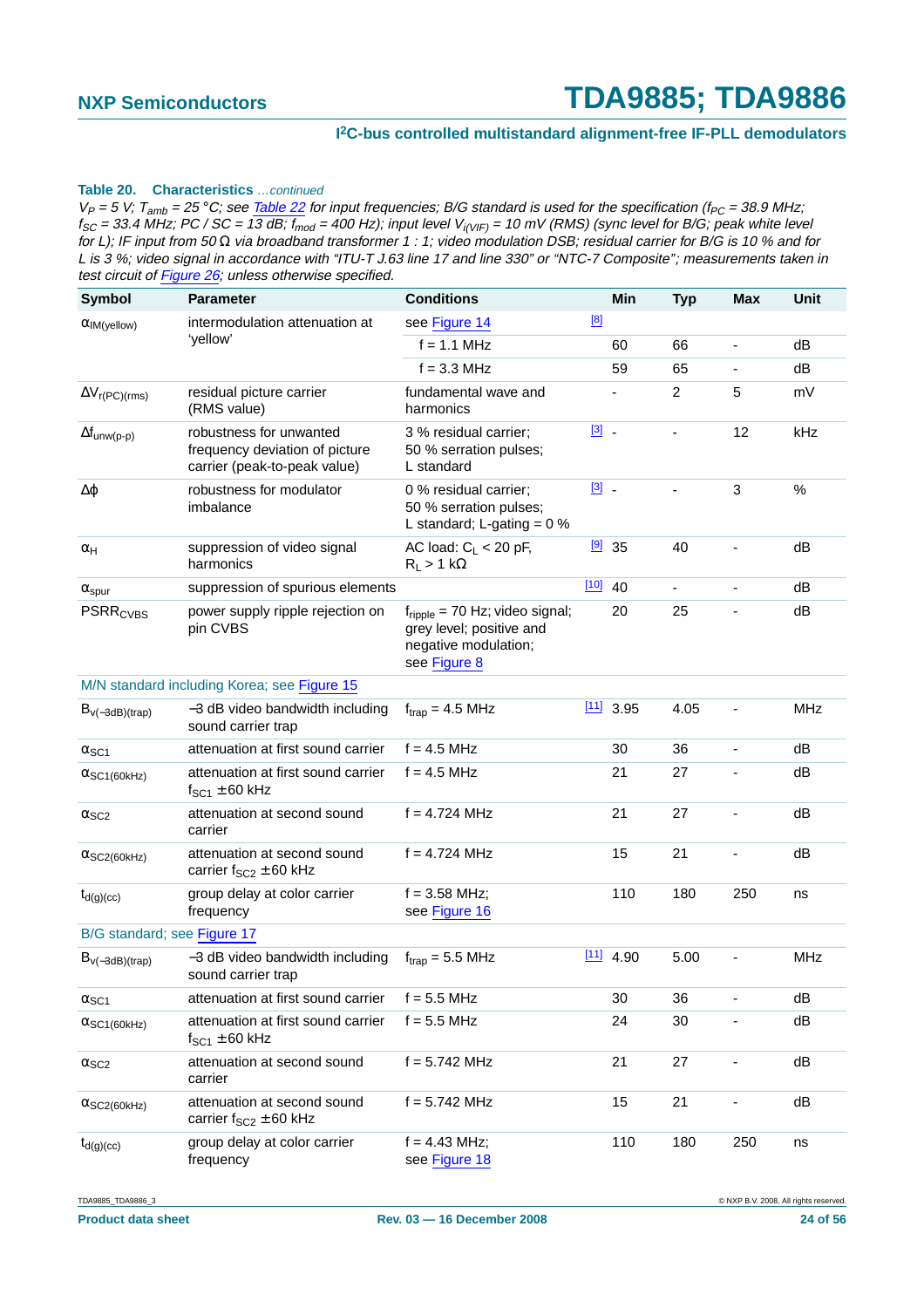**Table 20. Characteristics** *…continued*

*$V_P$ = 5 V; $T_{amb}$ = 25 °C; see Table 22 for input frequencies; B/G standard is used for the specification ($f_{PC}$ = 38.9 MHz; $f_{SC}$ = 33.4 MHz; PC / SC = 13 dB; $f_{mod}$ = 400 Hz); input level $V_{i(VIF)}$ = 10 mV (RMS) (sync level for B/G; peak white level for L); IF input from 50 Ω via broadband transformer 1 : 1; video modulation DSB; residual carrier for B/G is 10 % and for L is 3 %; video signal in accordance with "ITU-T J.63 line 17 and line 330" or "NTC-7 Composite"; measurements taken in test circuit of Figure 26; unless otherwise specified.*

| Symbol | Parameter | Conditions | | Min | Typ | Max | Unit |
|---|---|---|---|---|---|---|---|
| $\alpha_{IM(yellow)}$ | intermodulation attenuation at 'yellow' | see Figure 14 | [8] | | | | |
| | | f = 1.1 MHz | | 60 | 66 | - | dB |
| | | f = 3.3 MHz | | 59 | 65 | - | dB |
| $\Delta V_{r(PC)(rms)}$ | residual picture carrier (RMS value) | fundamental wave and harmonics | | - | 2 | 5 | mV |
| $\Delta f_{unw(p-p)}$ | robustness for unwanted frequency deviation of picture carrier (peak-to-peak value) | 3 % residual carrier; 50 % serration pulses; L standard | [3] | - | - | 12 | kHz |
| $\Delta\phi$ | robustness for modulator imbalance | 0 % residual carrier; 50 % serration pulses; L standard; L-gating = 0 % | [3] | - | - | 3 | % |
| $\alpha_H$ | suppression of video signal harmonics | AC load: $C_L$ < 20 pF, $R_L$ > 1 kΩ | [9] | 35 | 40 | - | dB |
| $\alpha_{spur}$ | suppression of spurious elements | | [10] | 40 | - | - | dB |
| $PSRR_{CVBS}$ | power supply ripple rejection on pin CVBS | $f_{ripple}$ = 70 Hz; video signal; grey level; positive and negative modulation; see Figure 8 | | 20 | 25 | - | dB |
| M/N standard including Korea; see Figure 15 | | | | | | | |
| $B_{v(-3dB)(trap)}$ | −3 dB video bandwidth including sound carrier trap | $f_{trap}$ = 4.5 MHz | [11] | 3.95 | 4.05 | - | MHz |
| $\alpha_{SC1}$ | attenuation at first sound carrier | f = 4.5 MHz | | 30 | 36 | - | dB |
| $\alpha_{SC1(60kHz)}$ | attenuation at first sound carrier $f_{SC1}$ ± 60 kHz | f = 4.5 MHz | | 21 | 27 | - | dB |
| $\alpha_{SC2}$ | attenuation at second sound carrier | f = 4.724 MHz | | 21 | 27 | - | dB |
| $\alpha_{SC2(60kHz)}$ | attenuation at second sound carrier $f_{SC2}$ ± 60 kHz | f = 4.724 MHz | | 15 | 21 | - | dB |
| $t_{d(g)(cc)}$ | group delay at color carrier frequency | f = 3.58 MHz; see Figure 16 | | 110 | 180 | 250 | ns |
| B/G standard; see Figure 17 | | | | | | | |
| $B_{v(-3dB)(trap)}$ | −3 dB video bandwidth including sound carrier trap | $f_{trap}$ = 5.5 MHz | [11] | 4.90 | 5.00 | - | MHz |
| $\alpha_{SC1}$ | attenuation at first sound carrier | f = 5.5 MHz | | 30 | 36 | - | dB |
| $\alpha_{SC1(60kHz)}$ | attenuation at first sound carrier $f_{SC1}$ ± 60 kHz | f = 5.5 MHz | | 24 | 30 | - | dB |
| $\alpha_{SC2}$ | attenuation at second sound carrier | f = 5.742 MHz | | 21 | 27 | - | dB |
| $\alpha_{SC2(60kHz)}$ | attenuation at second sound carrier $f_{SC2}$ ± 60 kHz | f = 5.742 MHz | | 15 | 21 | - | dB |
| $t_{d(g)(cc)}$ | group delay at color carrier frequency | f = 4.43 MHz; see Figure 18 | | 110 | 180 | 250 | ns |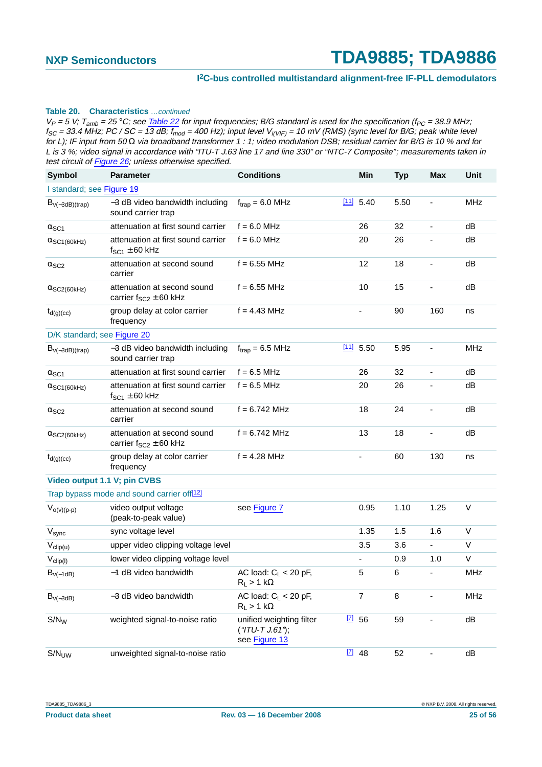**Table 20. Characteristics** *...continued*

*$V_P$ = 5 V; $T_{amb}$ = 25 °C; see Table 22 for input frequencies; B/G standard is used for the specification ($f_{PC}$ = 38.9 MHz; $f_{SC}$ = 33.4 MHz; PC / SC = 13 dB; $f_{mod}$ = 400 Hz); input level $V_{i(VIF)}$ = 10 mV (RMS) (sync level for B/G; peak white level for L); IF input from 50 Ω via broadband transformer 1 : 1; video modulation DSB; residual carrier for B/G is 10 % and for L is 3 %; video signal in accordance with "ITU-T J.63 line 17 and line 330" or "NTC-7 Composite"; measurements taken in test circuit of Figure 26; unless otherwise specified.*

| Symbol | Parameter | Conditions | | Min | Typ | Max | Unit |
|---|---|---|---|---|---|---|---|
| I standard; see Figure 19 | | | | | | | |
| $B_{v(-3dB)(trap)}$ | −3 dB video bandwidth including sound carrier trap | $f_{trap}$ = 6.0 MHz | [11] | 5.40 | 5.50 | - | MHz |
| $\alpha_{SC1}$ | attenuation at first sound carrier | f = 6.0 MHz | | 26 | 32 | - | dB |
| $\alpha_{SC1(60kHz)}$ | attenuation at first sound carrier $f_{SC1}$ ± 60 kHz | f = 6.0 MHz | | 20 | 26 | - | dB |
| $\alpha_{SC2}$ | attenuation at second sound carrier | f = 6.55 MHz | | 12 | 18 | - | dB |
| $\alpha_{SC2(60kHz)}$ | attenuation at second sound carrier $f_{SC2}$ ± 60 kHz | f = 6.55 MHz | | 10 | 15 | - | dB |
| $t_{d(g)(cc)}$ | group delay at color carrier frequency | f = 4.43 MHz | | - | 90 | 160 | ns |
| D/K standard; see Figure 20 | | | | | | | |
| $B_{v(-3dB)(trap)}$ | −3 dB video bandwidth including sound carrier trap | $f_{trap}$ = 6.5 MHz | [11] | 5.50 | 5.95 | - | MHz |
| $\alpha_{SC1}$ | attenuation at first sound carrier | f = 6.5 MHz | | 26 | 32 | - | dB |
| $\alpha_{SC1(60kHz)}$ | attenuation at first sound carrier $f_{SC1}$ ± 60 kHz | f = 6.5 MHz | | 20 | 26 | - | dB |
| $\alpha_{SC2}$ | attenuation at second sound carrier | f = 6.742 MHz | | 18 | 24 | - | dB |
| $\alpha_{SC2(60kHz)}$ | attenuation at second sound carrier $f_{SC2}$ ± 60 kHz | f = 6.742 MHz | | 13 | 18 | - | dB |
| $t_{d(g)(cc)}$ | group delay at color carrier frequency | f = 4.28 MHz | | - | 60 | 130 | ns |
| **Video output 1.1 V; pin CVBS** | | | | | | | |
| Trap bypass mode and sound carrier off[12] | | | | | | | |
| $V_{o(v)(p-p)}$ | video output voltage (peak-to-peak value) | see Figure 7 | | 0.95 | 1.10 | 1.25 | V |
| $V_{sync}$ | sync voltage level | | | 1.35 | 1.5 | 1.6 | V |
| $V_{clip(u)}$ | upper video clipping voltage level | | | 3.5 | 3.6 | - | V |
| $V_{clip(l)}$ | lower video clipping voltage level | | | - | 0.9 | 1.0 | V |
| $B_{v(-1dB)}$ | −1 dB video bandwidth | AC load: $C_L$ < 20 pF, $R_L$ > 1 kΩ | | 5 | 6 | - | MHz |
| $B_{v(-3dB)}$ | −3 dB video bandwidth | AC load: $C_L$ < 20 pF, $R_L$ > 1 kΩ | | 7 | 8 | - | MHz |
| $S/N_W$ | weighted signal-to-noise ratio | unified weighting filter (*"ITU-T J.61"*); see Figure 13 | [7] | 56 | 59 | - | dB |
| $S/N_{UW}$ | unweighted signal-to-noise ratio | | [7] | 48 | 52 | - | dB |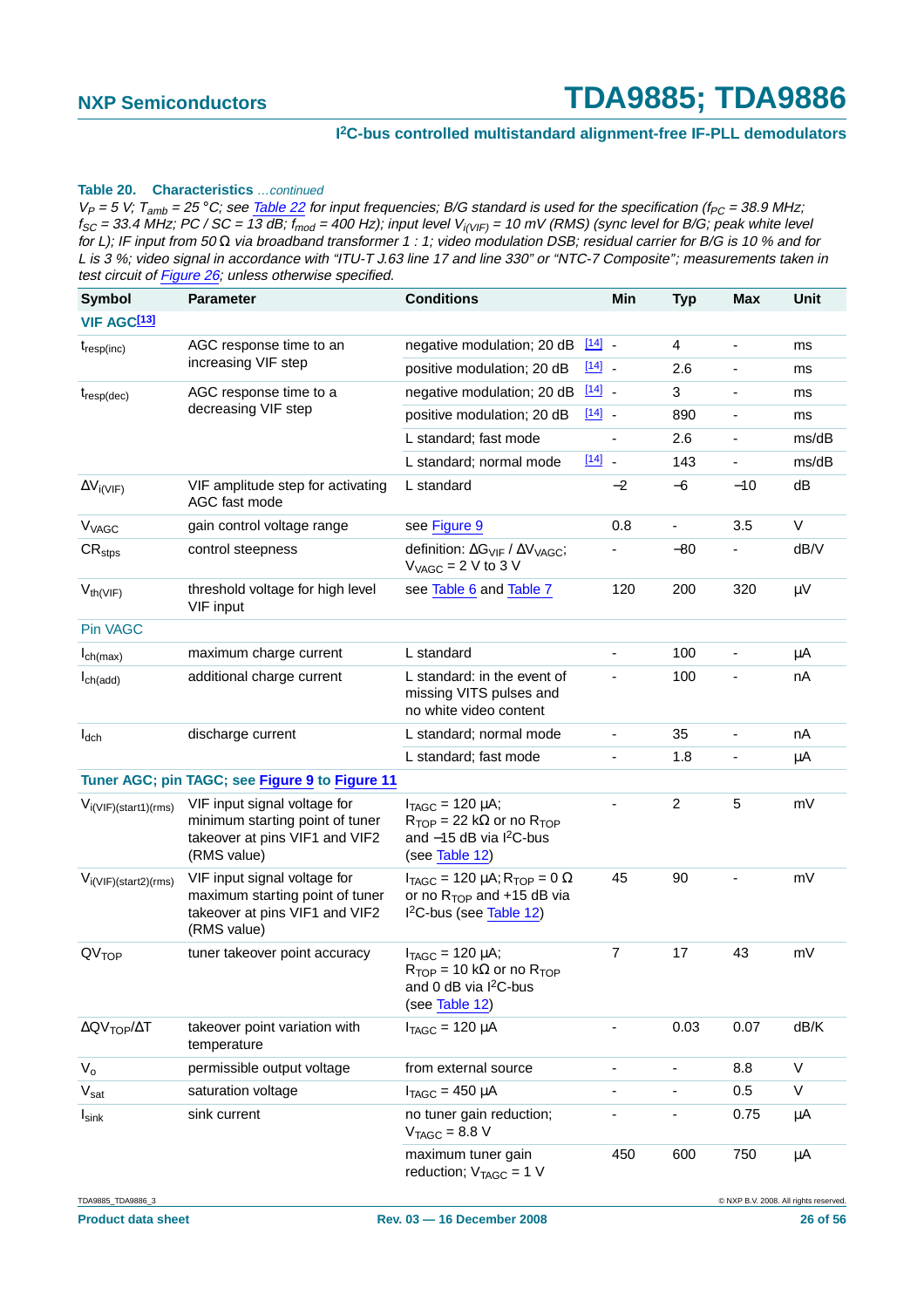**Table 20. Characteristics** *…continued*

*$V_P$ = 5 V; $T_{amb}$ = 25 °C; see Table 22 for input frequencies; B/G standard is used for the specification ($f_{PC}$ = 38.9 MHz; $f_{SC}$ = 33.4 MHz; PC / SC = 13 dB; $f_{mod}$ = 400 Hz); input level $V_{i(VIF)}$ = 10 mV (RMS) (sync level for B/G; peak white level for L); IF input from 50 Ω via broadband transformer 1 : 1; video modulation DSB; residual carrier for B/G is 10 % and for L is 3 %; video signal in accordance with "ITU-T J.63 line 17 and line 330" or "NTC-7 Composite"; measurements taken in test circuit of Figure 26; unless otherwise specified.*

| Symbol | Parameter | Conditions | | Min | Typ | Max | Unit |
|---|---|---|---|---|---|---|---|
| **VIF AGC** [13] | | | | | | | |
| $t_{resp(inc)}$ | AGC response time to an increasing VIF step | negative modulation; 20 dB | [14] | - | 4 | - | ms |
| | | positive modulation; 20 dB | [14] | - | 2.6 | - | ms |
| $t_{resp(dec)}$ | AGC response time to a decreasing VIF step | negative modulation; 20 dB | [14] | - | 3 | - | ms |
| | | positive modulation; 20 dB | [14] | - | 890 | - | ms |
| | | L standard; fast mode | | - | 2.6 | - | ms/dB |
| | | L standard; normal mode | [14] | - | 143 | - | ms/dB |
| $\Delta V_{i(VIF)}$ | VIF amplitude step for activating AGC fast mode | L standard | | −2 | −6 | −10 | dB |
| $V_{VAGC}$ | gain control voltage range | see Figure 9 | | 0.8 | - | 3.5 | V |
| $CR_{stps}$ | control steepness | definition: $\Delta G_{VIF}$ / $\Delta V_{VAGC}$; $V_{VAGC}$ = 2 V to 3 V | | - | −80 | - | dB/V |
| $V_{th(VIF)}$ | threshold voltage for high level VIF input | see Table 6 and Table 7 | | 120 | 200 | 320 | µV |
| **Pin VAGC** | | | | | | | |
| $I_{ch(max)}$ | maximum charge current | L standard | | - | 100 | - | µA |
| $I_{ch(add)}$ | additional charge current | L standard: in the event of missing VITS pulses and no white video content | | - | 100 | - | nA |
| $I_{dch}$ | discharge current | L standard; normal mode | | - | 35 | - | nA |
| | | L standard; fast mode | | - | 1.8 | - | µA |
| **Tuner AGC; pin TAGC; see Figure 9 to Figure 11** | | | | | | | |
| $V_{i(VIF)(start1)(rms)}$ | VIF input signal voltage for minimum starting point of tuner takeover at pins VIF1 and VIF2 (RMS value) | $I_{TAGC}$ = 120 µA; $R_{TOP}$ = 22 kΩ or no $R_{TOP}$ and −15 dB via I²C-bus (see Table 12) | | - | 2 | 5 | mV |
| $V_{i(VIF)(start2)(rms)}$ | VIF input signal voltage for maximum starting point of tuner takeover at pins VIF1 and VIF2 (RMS value) | $I_{TAGC}$ = 120 µA; $R_{TOP}$ = 0 Ω or no $R_{TOP}$ and +15 dB via I²C-bus (see Table 12) | | 45 | 90 | - | mV |
| $QV_{TOP}$ | tuner takeover point accuracy | $I_{TAGC}$ = 120 µA; $R_{TOP}$ = 10 kΩ or no $R_{TOP}$ and 0 dB via I²C-bus (see Table 12) | | 7 | 17 | 43 | mV |
| $\Delta QV_{TOP}/\Delta T$ | takeover point variation with temperature | $I_{TAGC}$ = 120 µA | | - | 0.03 | 0.07 | dB/K |
| $V_o$ | permissible output voltage | from external source | | - | - | 8.8 | V |
| $V_{sat}$ | saturation voltage | $I_{TAGC}$ = 450 µA | | - | - | 0.5 | V |
| $I_{sink}$ | sink current | no tuner gain reduction; $V_{TAGC}$ = 8.8 V | | - | - | 0.75 | µA |
| | | maximum tuner gain reduction; $V_{TAGC}$ = 1 V | | 450 | 600 | 750 | µA |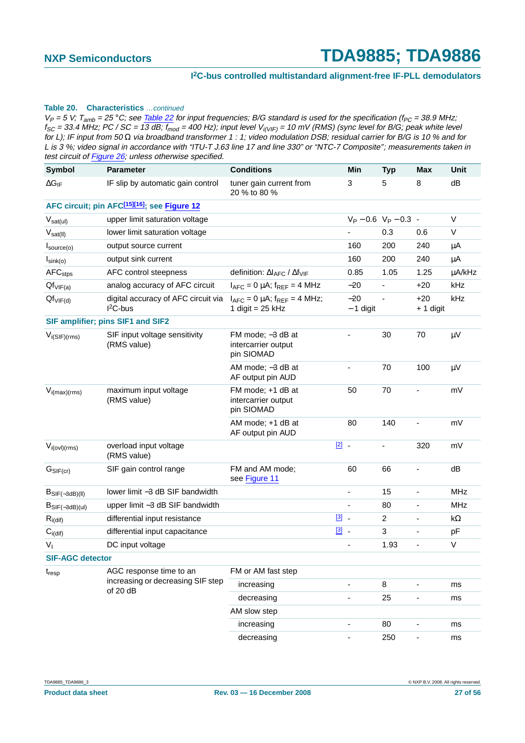**Table 20. Characteristics** *…continued*

*$V_P$ = 5 V; $T_{amb}$ = 25 °C; see Table 22 for input frequencies; B/G standard is used for the specification ($f_{PC}$ = 38.9 MHz; $f_{SC}$ = 33.4 MHz; PC / SC = 13 dB; $f_{mod}$ = 400 Hz); input level $V_{i(VIF)}$ = 10 mV (RMS) (sync level for B/G; peak white level for L); IF input from 50 Ω via broadband transformer 1 : 1; video modulation DSB; residual carrier for B/G is 10 % and for L is 3 %; video signal in accordance with "ITU-T J.63 line 17 and line 330" or "NTC-7 Composite"; measurements taken in test circuit of Figure 26; unless otherwise specified.*

| Symbol | Parameter | Conditions | Min | Typ | Max | Unit |
|---|---|---|---|---|---|---|
| $\Delta G_{IF}$ | IF slip by automatic gain control | tuner gain current from 20 % to 80 % | 3 | 5 | 8 | dB |
| **AFC circuit; pin AFC[15][16]; see Figure 12** | | | | | | |
| $V_{sat(ul)}$ | upper limit saturation voltage | | $V_P$ − 0.6 | $V_P$ − 0.3 | - | V |
| $V_{sat(ll)}$ | lower limit saturation voltage | | - | 0.3 | 0.6 | V |
| $I_{source(o)}$ | output source current | | 160 | 200 | 240 | μA |
| $I_{sink(o)}$ | output sink current | | 160 | 200 | 240 | μA |
| $AFC_{stps}$ | AFC control steepness | definition: $\Delta I_{AFC}$ / $\Delta f_{VIF}$ | 0.85 | 1.05 | 1.25 | μA/kHz |
| $Qf_{VIF(a)}$ | analog accuracy of AFC circuit | $I_{AFC}$ = 0 μA; $f_{REF}$ = 4 MHz | −20 | - | +20 | kHz |
| $Qf_{VIF(d)}$ | digital accuracy of AFC circuit via I²C-bus | $I_{AFC}$ = 0 μA; $f_{REF}$ = 4 MHz; 1 digit = 25 kHz | −20 −1 digit | - | +20 + 1 digit | kHz |
| **SIF amplifier; pins SIF1 and SIF2** | | | | | | |
| $V_{i(SIF)(rms)}$ | SIF input voltage sensitivity (RMS value) | FM mode; −3 dB at intercarrier output pin SIOMAD | - | 30 | 70 | μV |
| | | AM mode; −3 dB at AF output pin AUD | - | 70 | 100 | μV |
| $V_{i(max)(rms)}$ | maximum input voltage (RMS value) | FM mode; +1 dB at intercarrier output pin SIOMAD | 50 | 70 | - | mV |
| | | AM mode; +1 dB at AF output pin AUD | 80 | 140 | - | mV |
| $V_{i(ovl)(rms)}$ | overload input voltage (RMS value) | [2] | - | - | 320 | mV |
| $G_{SIF(cr)}$ | SIF gain control range | FM and AM mode; see Figure 11 | 60 | 66 | - | dB |
| $B_{SIF(-3dB)(ll)}$ | lower limit −3 dB SIF bandwidth | | - | 15 | - | MHz |
| $B_{SIF(-3dB)(ul)}$ | upper limit −3 dB SIF bandwidth | | - | 80 | - | MHz |
| $R_{i(dif)}$ | differential input resistance | [3] | - | 2 | - | kΩ |
| $C_{i(dif)}$ | differential input capacitance | [3] | - | 3 | - | pF |
| $V_I$ | DC input voltage | | - | 1.93 | - | V |
| **SIF-AGC detector** | | | | | | |
| $t_{resp}$ | AGC response time to an increasing or decreasing SIF step of 20 dB | FM or AM fast step | | | | |
| | | increasing | - | 8 | - | ms |
| | | decreasing | - | 25 | - | ms |
| | | AM slow step | | | | |
| | | increasing | - | 80 | - | ms |
| | | decreasing | - | 250 | - | ms |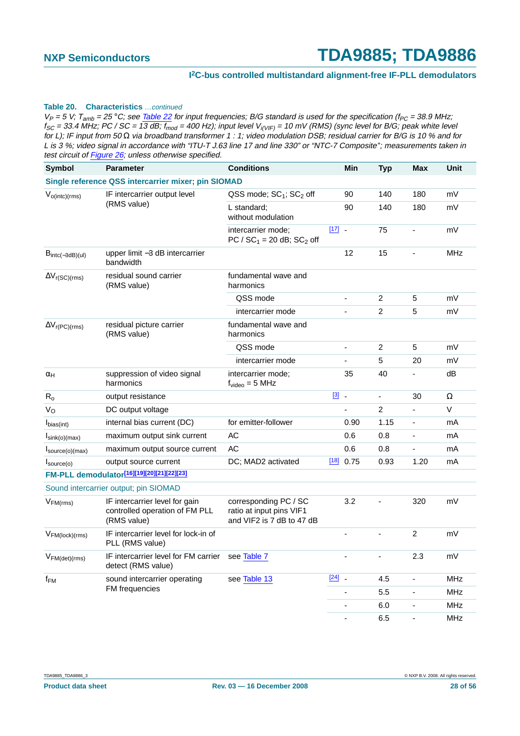**Table 20. Characteristics** *…continued*

*$V_P$ = 5 V; $T_{amb}$ = 25 °C; see Table 22 for input frequencies; B/G standard is used for the specification ($f_{PC}$ = 38.9 MHz; $f_{SC}$ = 33.4 MHz; PC / SC = 13 dB; $f_{mod}$ = 400 Hz); input level $V_{i(VIF)}$ = 10 mV (RMS) (sync level for B/G; peak white level for L); IF input from 50 Ω via broadband transformer 1 : 1; video modulation DSB; residual carrier for B/G is 10 % and for L is 3 %; video signal in accordance with "ITU-T J.63 line 17 and line 330" or "NTC-7 Composite"; measurements taken in test circuit of Figure 26; unless otherwise specified.*

| Symbol | Parameter | Conditions | | Min | Typ | Max | Unit |
|---|---|---|---|---|---|---|---|
| **Single reference QSS intercarrier mixer; pin SIOMAD** | | | | | | | |
| $V_{o(intc)(rms)}$ | IF intercarrier output level (RMS value) | QSS mode; $SC_1$; $SC_2$ off | | 90 | 140 | 180 | mV |
| | | L standard; without modulation | | 90 | 140 | 180 | mV |
| | | intercarrier mode; PC / $SC_1$ = 20 dB; $SC_2$ off | [17] | - | 75 | - | mV |
| $B_{intc(-3dB)(ul)}$ | upper limit −3 dB intercarrier bandwidth | | | 12 | 15 | - | MHz |
| $\Delta V_{r(SC)(rms)}$ | residual sound carrier (RMS value) | fundamental wave and harmonics | | | | | |
| | | QSS mode | | - | 2 | 5 | mV |
| | | intercarrier mode | | - | 2 | 5 | mV |
| $\Delta V_{r(PC)(rms)}$ | residual picture carrier (RMS value) | fundamental wave and harmonics | | | | | |
| | | QSS mode | | - | 2 | 5 | mV |
| | | intercarrier mode | | - | 5 | 20 | mV |
| $\alpha_H$ | suppression of video signal harmonics | intercarrier mode; $f_{video}$ = 5 MHz | | 35 | 40 | - | dB |
| $R_o$ | output resistance | | [3] | - | - | 30 | Ω |
| $V_O$ | DC output voltage | | | - | 2 | - | V |
| $I_{bias(int)}$ | internal bias current (DC) | for emitter-follower | | 0.90 | 1.15 | - | mA |
| $I_{sink(o)(max)}$ | maximum output sink current | AC | | 0.6 | 0.8 | - | mA |
| $I_{source(o)(max)}$ | maximum output source current | AC | | 0.6 | 0.8 | - | mA |
| $I_{source(o)}$ | output source current | DC; MAD2 activated | [18] | 0.75 | 0.93 | 1.20 | mA |
| **FM-PLL demodulator**[16][19][20][21][22][23] | | | | | | | |
| Sound intercarrier output; pin SIOMAD | | | | | | | |
| $V_{FM(rms)}$ | IF intercarrier level for gain controlled operation of FM PLL (RMS value) | corresponding PC / SC ratio at input pins VIF1 and VIF2 is 7 dB to 47 dB | | 3.2 | - | 320 | mV |
| $V_{FM(lock)(rms)}$ | IF intercarrier level for lock-in of PLL (RMS value) | | | - | - | 2 | mV |
| $V_{FM(det)(rms)}$ | IF intercarrier level for FM carrier detect (RMS value) | see Table 7 | | - | - | 2.3 | mV |
| $f_{FM}$ | sound intercarrier operating FM frequencies | see Table 13 | [24] | - | 4.5 | - | MHz |
| | | | | - | 5.5 | - | MHz |
| | | | | - | 6.0 | - | MHz |
| | | | | - | 6.5 | - | MHz |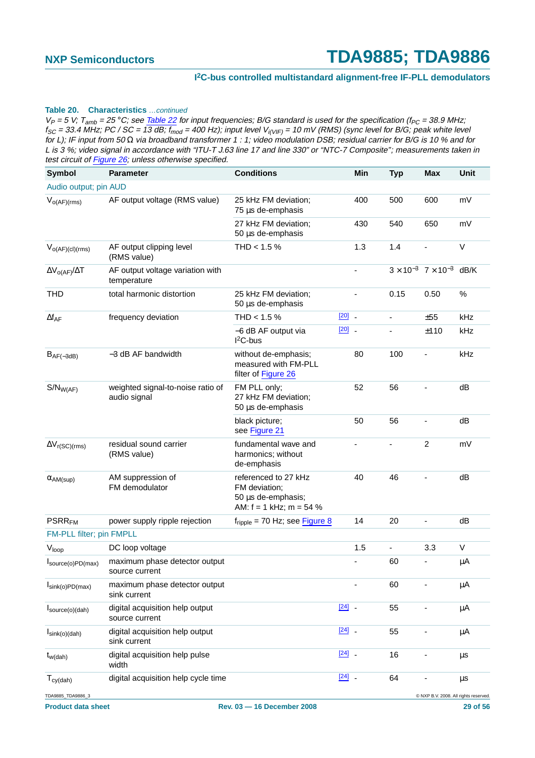**Table 20. Characteristics** *…continued*

*$V_P$ = 5 V; $T_{amb}$ = 25 °C; see Table 22 for input frequencies; B/G standard is used for the specification ($f_{PC}$ = 38.9 MHz; $f_{SC}$ = 33.4 MHz; PC / SC = 13 dB; $f_{mod}$ = 400 Hz); input level $V_{i(VIF)}$ = 10 mV (RMS) (sync level for B/G; peak white level for L); IF input from 50 Ω via broadband transformer 1 : 1; video modulation DSB; residual carrier for B/G is 10 % and for L is 3 %; video signal in accordance with “ITU-T J.63 line 17 and line 330” or “NTC-7 Composite”; measurements taken in test circuit of Figure 26; unless otherwise specified.*

| Symbol | Parameter | Conditions | | Min | Typ | Max | Unit |
|---|---|---|---|---|---|---|---|
| Audio output; pin AUD | | | | | | | |
| $V_{o(AF)(rms)}$ | AF output voltage (RMS value) | 25 kHz FM deviation; 75 µs de-emphasis | | 400 | 500 | 600 | mV |
| | | 27 kHz FM deviation; 50 µs de-emphasis | | 430 | 540 | 650 | mV |
| $V_{o(AF)(cl)(rms)}$ | AF output clipping level (RMS value) | THD < 1.5 % | | 1.3 | 1.4 | - | V |
| $\Delta V_{o(AF)}/\Delta T$ | AF output voltage variation with temperature | | | - | $3 \times 10^{-3}$ | $7 \times 10^{-3}$ | dB/K |
| THD | total harmonic distortion | 25 kHz FM deviation; 50 µs de-emphasis | | - | 0.15 | 0.50 | % |
| $\Delta f_{AF}$ | frequency deviation | THD < 1.5 % | [20] | - | - | ±55 | kHz |
| | | −6 dB AF output via I²C-bus | [20] | - | - | ±110 | kHz |
| $B_{AF(-3dB)}$ | −3 dB AF bandwidth | without de-emphasis; measured with FM-PLL filter of Figure 26 | | 80 | 100 | - | kHz |
| $S/N_{W(AF)}$ | weighted signal-to-noise ratio of audio signal | FM PLL only; 27 kHz FM deviation; 50 µs de-emphasis | | 52 | 56 | - | dB |
| | | black picture; see Figure 21 | | 50 | 56 | - | dB |
| $\Delta V_{r(SC)(rms)}$ | residual sound carrier (RMS value) | fundamental wave and harmonics; without de-emphasis | | - | - | 2 | mV |
| $\alpha_{AM(sup)}$ | AM suppression of FM demodulator | referenced to 27 kHz FM deviation; 50 µs de-emphasis; AM: f = 1 kHz; m = 54 % | | 40 | 46 | - | dB |
| $PSRR_{FM}$ | power supply ripple rejection | $f_{ripple}$ = 70 Hz; see Figure 8 | | 14 | 20 | - | dB |
| FM-PLL filter; pin FMPLL | | | | | | | |
| $V_{loop}$ | DC loop voltage | | | 1.5 | - | 3.3 | V |
| $I_{source(o)PD(max)}$ | maximum phase detector output source current | | | - | 60 | - | µA |
| $I_{sink(o)PD(max)}$ | maximum phase detector output sink current | | | - | 60 | - | µA |
| $I_{source(o)(dah)}$ | digital acquisition help output source current | | [24] | - | 55 | - | µA |
| $I_{sink(o)(dah)}$ | digital acquisition help output sink current | | [24] | - | 55 | - | µA |
| $t_{w(dah)}$ | digital acquisition help pulse width | | [24] | - | 16 | - | µs |
| $T_{cy(dah)}$ | digital acquisition help cycle time | | [24] | - | 64 | - | µs |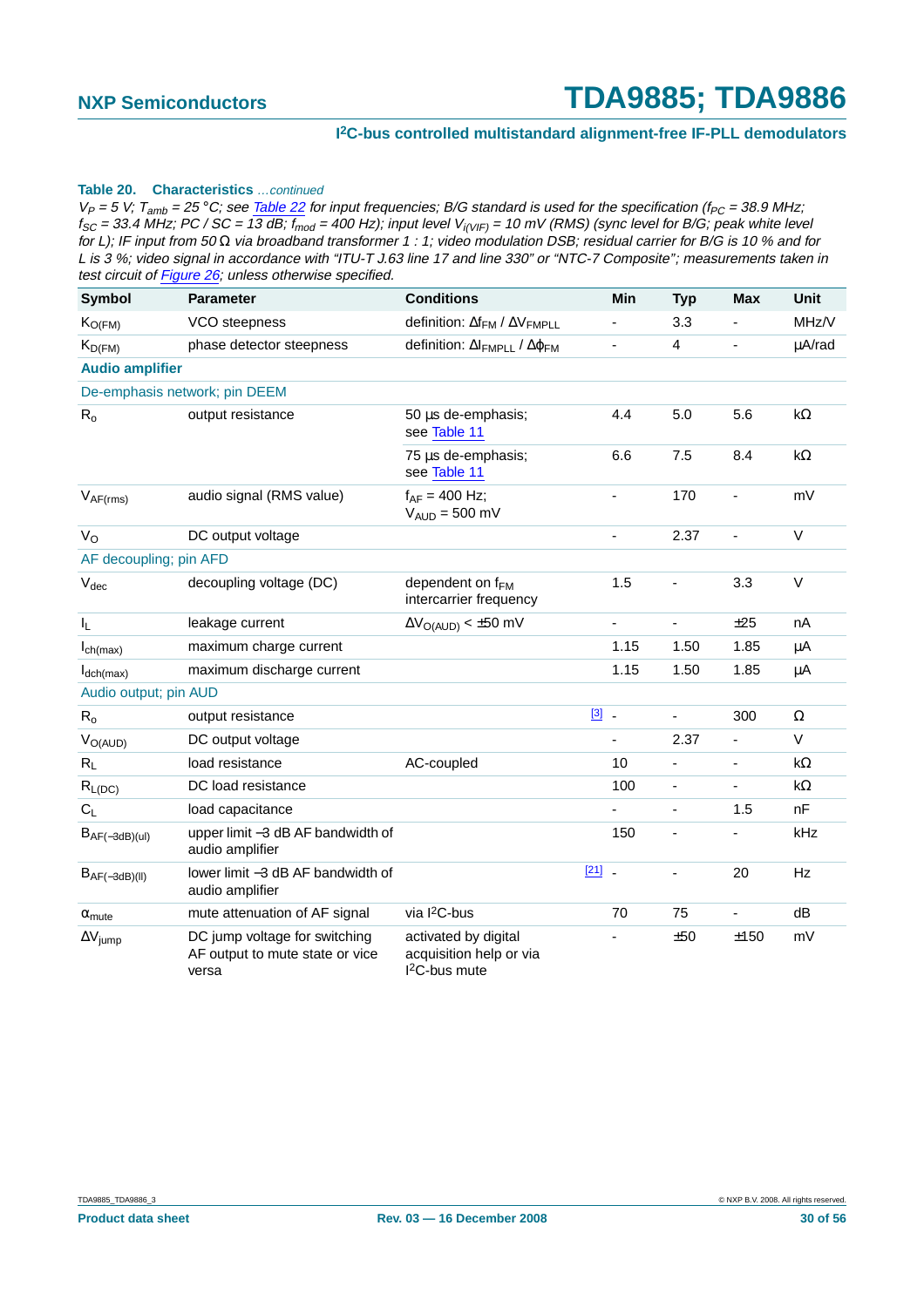**Table 20. Characteristics** *…continued*

*$V_P$ = 5 V; $T_{amb}$ = 25 °C; see Table 22 for input frequencies; B/G standard is used for the specification ($f_{PC}$ = 38.9 MHz; $f_{SC}$ = 33.4 MHz; PC / SC = 13 dB; $f_{mod}$ = 400 Hz); input level $V_{i(VIF)}$ = 10 mV (RMS) (sync level for B/G; peak white level for L); IF input from 50 Ω via broadband transformer 1 : 1; video modulation DSB; residual carrier for B/G is 10 % and for L is 3 %; video signal in accordance with "ITU-T J.63 line 17 and line 330" or "NTC-7 Composite"; measurements taken in test circuit of Figure 26; unless otherwise specified.*

| Symbol | Parameter | Conditions | Min | Typ | Max | Unit |
|---|---|---|---|---|---|---|
| $K_{O(FM)}$ | VCO steepness | definition: $\Delta f_{FM}$ / $\Delta V_{FMPLL}$ | - | 3.3 | - | MHz/V |
| $K_{D(FM)}$ | phase detector steepness | definition: $\Delta I_{FMPLL}$ / $\Delta \phi_{FM}$ | - | 4 | - | μA/rad |
| **Audio amplifier** | | | | | | |
| De-emphasis network; pin DEEM | | | | | | |
| $R_o$ | output resistance | 50 μs de-emphasis; see Table 11 | 4.4 | 5.0 | 5.6 | kΩ |
| | | 75 μs de-emphasis; see Table 11 | 6.6 | 7.5 | 8.4 | kΩ |
| $V_{AF(rms)}$ | audio signal (RMS value) | $f_{AF}$ = 400 Hz; $V_{AUD}$ = 500 mV | - | 170 | - | mV |
| $V_O$ | DC output voltage | | - | 2.37 | - | V |
| AF decoupling; pin AFD | | | | | | |
| $V_{dec}$ | decoupling voltage (DC) | dependent on $f_{FM}$ intercarrier frequency | 1.5 | - | 3.3 | V |
| $I_L$ | leakage current | $\Delta V_{O(AUD)}$ < ±50 mV | - | - | ±25 | nA |
| $I_{ch(max)}$ | maximum charge current | | 1.15 | 1.50 | 1.85 | μA |
| $I_{dch(max)}$ | maximum discharge current | | 1.15 | 1.50 | 1.85 | μA |
| Audio output; pin AUD | | | | | | |
| $R_o$ | output resistance | [3] | - | - | 300 | Ω |
| $V_{O(AUD)}$ | DC output voltage | | - | 2.37 | - | V |
| $R_L$ | load resistance | AC-coupled | 10 | - | - | kΩ |
| $R_{L(DC)}$ | DC load resistance | | 100 | - | - | kΩ |
| $C_L$ | load capacitance | | - | - | 1.5 | nF |
| $B_{AF(-3dB)(ul)}$ | upper limit −3 dB AF bandwidth of audio amplifier | | 150 | - | - | kHz |
| $B_{AF(-3dB)(ll)}$ | lower limit −3 dB AF bandwidth of audio amplifier | [21] | - | - | 20 | Hz |
| $\alpha_{mute}$ | mute attenuation of AF signal | via I²C-bus | 70 | 75 | - | dB |
| $\Delta V_{jump}$ | DC jump voltage for switching AF output to mute state or vice versa | activated by digital acquisition help or via I²C-bus mute | - | ±50 | ±150 | mV |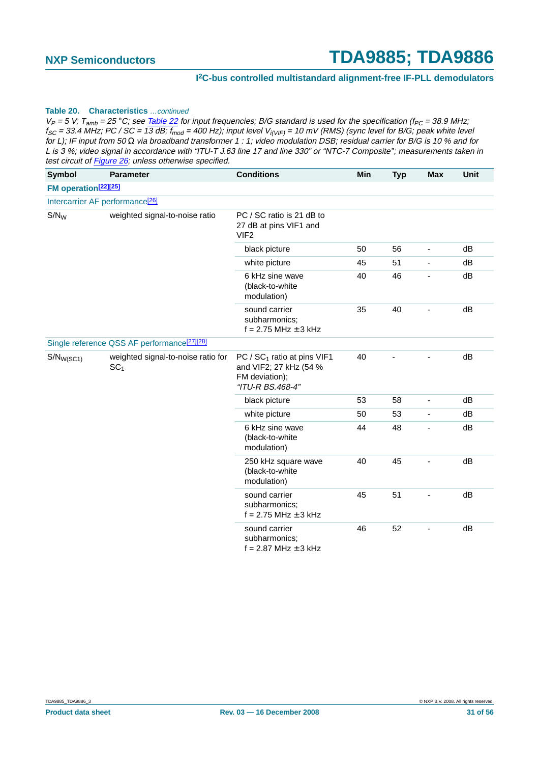**Table 20. Characteristics** *…continued*

*$V_P$ = 5 V; $T_{amb}$ = 25 °C; see Table 22 for input frequencies; B/G standard is used for the specification ($f_{PC}$ = 38.9 MHz; $f_{SC}$ = 33.4 MHz; PC / SC = 13 dB; $f_{mod}$ = 400 Hz); input level $V_{i(VIF)}$ = 10 mV (RMS) (sync level for B/G; peak white level for L); IF input from 50 Ω via broadband transformer 1 : 1; video modulation DSB; residual carrier for B/G is 10 % and for L is 3 %; video signal in accordance with "ITU-T J.63 line 17 and line 330" or "NTC-7 Composite"; measurements taken in test circuit of Figure 26; unless otherwise specified.*

| Symbol | Parameter | Conditions | Min | Typ | Max | Unit |
|---|---|---|---|---|---|---|
| **FM operation[22][25]** | | | | | | |
| Intercarrier AF performance[26] | | | | | | |
| $S/N_W$ | weighted signal-to-noise ratio | PC / SC ratio is 21 dB to 27 dB at pins VIF1 and VIF2 | | | | |
| | | black picture | 50 | 56 | - | dB |
| | | white picture | 45 | 51 | - | dB |
| | | 6 kHz sine wave (black-to-white modulation) | 40 | 46 | - | dB |
| | | sound carrier subharmonics; f = 2.75 MHz ± 3 kHz | 35 | 40 | - | dB |
| Single reference QSS AF performance[27][28] | | | | | | |
| $S/N_{W(SC1)}$ | weighted signal-to-noise ratio for $SC_1$ | PC / $SC_1$ ratio at pins VIF1 and VIF2; 27 kHz (54 % FM deviation); *"ITU-R BS.468-4"* | 40 | - | - | dB |
| | | black picture | 53 | 58 | - | dB |
| | | white picture | 50 | 53 | - | dB |
| | | 6 kHz sine wave (black-to-white modulation) | 44 | 48 | - | dB |
| | | 250 kHz square wave (black-to-white modulation) | 40 | 45 | - | dB |
| | | sound carrier subharmonics; f = 2.75 MHz ± 3 kHz | 45 | 51 | - | dB |
| | | sound carrier subharmonics; f = 2.87 MHz ± 3 kHz | 46 | 52 | - | dB |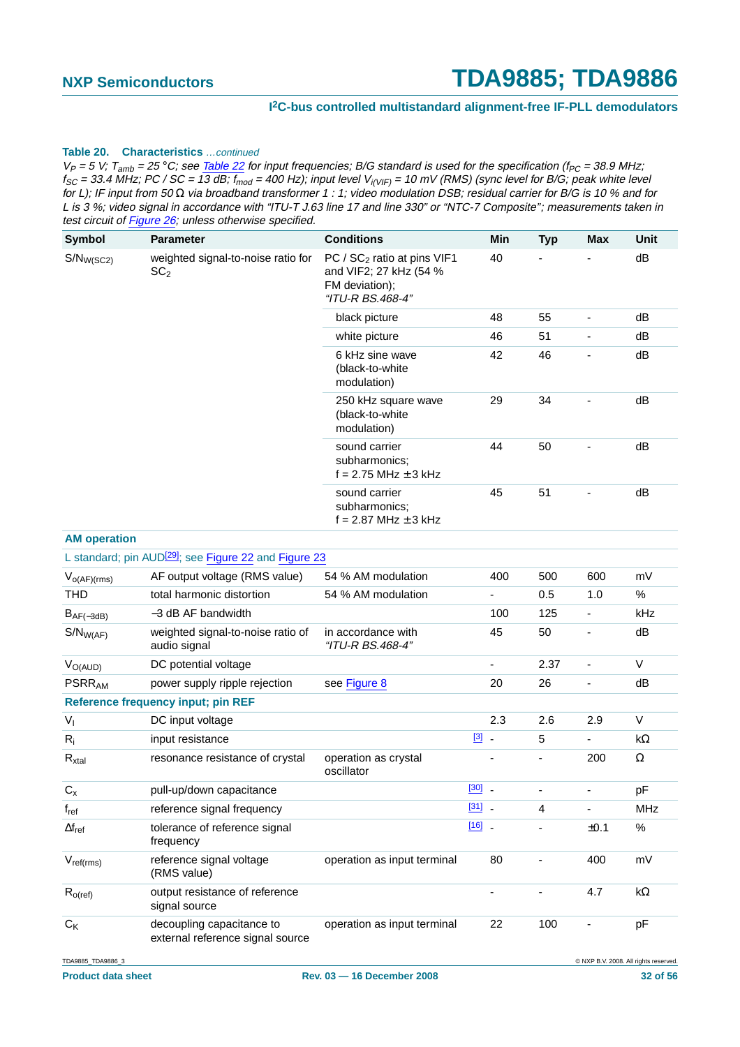**Table 20. Characteristics** *...continued*

*$V_P$ = 5 V; $T_{amb}$ = 25 °C; see Table 22 for input frequencies; B/G standard is used for the specification ($f_{PC}$ = 38.9 MHz; $f_{SC}$ = 33.4 MHz; PC / SC = 13 dB; $f_{mod}$ = 400 Hz); input level $V_{i(VIF)}$ = 10 mV (RMS) (sync level for B/G; peak white level for L); IF input from 50 Ω via broadband transformer 1 : 1; video modulation DSB; residual carrier for B/G is 10 % and for L is 3 %; video signal in accordance with "ITU-T J.63 line 17 and line 330" or "NTC-7 Composite"; measurements taken in test circuit of Figure 26; unless otherwise specified.*

| Symbol | Parameter | Conditions | | Min | Typ | Max | Unit |
|---|---|---|---|---|---|---|---|
| $S/N_{W(SC2)}$ | weighted signal-to-noise ratio for $SC_2$ | PC / $SC_2$ ratio at pins VIF1 and VIF2; 27 kHz (54 % FM deviation); *"ITU-R BS.468-4"* | | 40 | - | - | dB |
| | | black picture | | 48 | 55 | - | dB |
| | | white picture | | 46 | 51 | - | dB |
| | | 6 kHz sine wave (black-to-white modulation) | | 42 | 46 | - | dB |
| | | 250 kHz square wave (black-to-white modulation) | | 29 | 34 | - | dB |
| | | sound carrier subharmonics; f = 2.75 MHz ± 3 kHz | | 44 | 50 | - | dB |
| | | sound carrier subharmonics; f = 2.87 MHz ± 3 kHz | | 45 | 51 | - | dB |
| **AM operation** | | | | | | | |
| L standard; pin AUD[29]; see Figure 22 and Figure 23 | | | | | | | |
| $V_{o(AF)(rms)}$ | AF output voltage (RMS value) | 54 % AM modulation | | 400 | 500 | 600 | mV |
| THD | total harmonic distortion | 54 % AM modulation | | - | 0.5 | 1.0 | % |
| $B_{AF(-3dB)}$ | −3 dB AF bandwidth | | | 100 | 125 | - | kHz |
| $S/N_{W(AF)}$ | weighted signal-to-noise ratio of audio signal | in accordance with *"ITU-R BS.468-4"* | | 45 | 50 | - | dB |
| $V_{O(AUD)}$ | DC potential voltage | | | - | 2.37 | - | V |
| $PSRR_{AM}$ | power supply ripple rejection | see Figure 8 | | 20 | 26 | - | dB |
| **Reference frequency input; pin REF** | | | | | | | |
| $V_I$ | DC input voltage | | | 2.3 | 2.6 | 2.9 | V |
| $R_i$ | input resistance | | [3] | - | 5 | - | kΩ |
| $R_{xtal}$ | resonance resistance of crystal | operation as crystal oscillator | | - | - | 200 | Ω |
| $C_x$ | pull-up/down capacitance | | [30] | - | - | - | pF |
| $f_{ref}$ | reference signal frequency | | [31] | - | 4 | - | MHz |
| $\Delta f_{ref}$ | tolerance of reference signal frequency | | [16] | - | - | ±0.1 | % |
| $V_{ref(rms)}$ | reference signal voltage (RMS value) | operation as input terminal | | 80 | - | 400 | mV |
| $R_{o(ref)}$ | output resistance of reference signal source | | | - | - | 4.7 | kΩ |
| $C_K$ | decoupling capacitance to external reference signal source | operation as input terminal | | 22 | 100 | - | pF |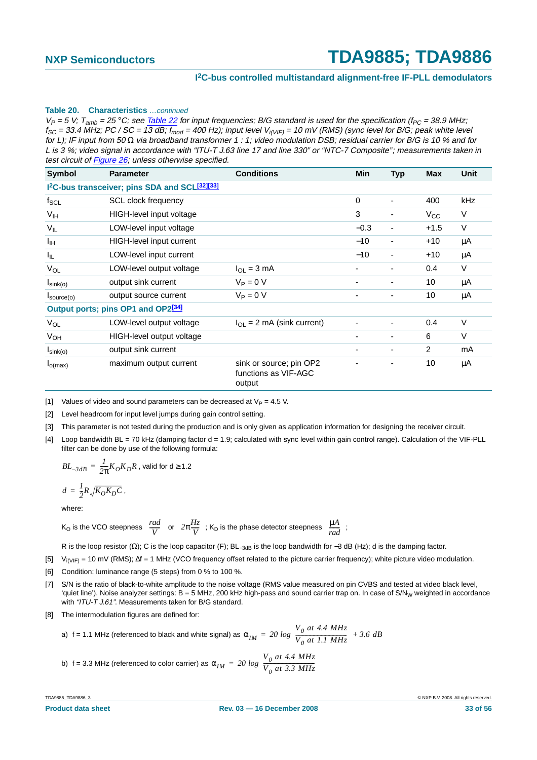**Table 20. Characteristics** *…continued*

*$V_P$ = 5 V; $T_{amb}$ = 25 °C; see Table 22 for input frequencies; B/G standard is used for the specification ($f_{PC}$ = 38.9 MHz; $f_{SC}$ = 33.4 MHz; PC / SC = 13 dB; $f_{mod}$ = 400 Hz); input level $V_{i(VIF)}$ = 10 mV (RMS) (sync level for B/G; peak white level for L); IF input from 50 Ω via broadband transformer 1 : 1; video modulation DSB; residual carrier for B/G is 10 % and for L is 3 %; video signal in accordance with "ITU-T J.63 line 17 and line 330" or "NTC-7 Composite"; measurements taken in test circuit of Figure 26; unless otherwise specified.*

| Symbol | Parameter | Conditions | Min | Typ | Max | Unit |
|---|---|---|---|---|---|---|
| **I²C-bus transceiver; pins SDA and SCL[32][33]** | | | | | | |
| $f_{SCL}$ | SCL clock frequency | | 0 | - | 400 | kHz |
| $V_{IH}$ | HIGH-level input voltage | | 3 | - | $V_{CC}$ | V |
| $V_{IL}$ | LOW-level input voltage | | −0.3 | - | +1.5 | V |
| $I_{IH}$ | HIGH-level input current | | −10 | - | +10 | μA |
| $I_{IL}$ | LOW-level input current | | −10 | - | +10 | μA |
| $V_{OL}$ | LOW-level output voltage | $I_{OL}$ = 3 mA | - | - | 0.4 | V |
| $I_{sink(o)}$ | output sink current | $V_P$ = 0 V | - | - | 10 | μA |
| $I_{source(o)}$ | output source current | $V_P$ = 0 V | - | - | 10 | μA |
| **Output ports; pins OP1 and OP2[34]** | | | | | | |
| $V_{OL}$ | LOW-level output voltage | $I_{OL}$ = 2 mA (sink current) | - | - | 0.4 | V |
| $V_{OH}$ | HIGH-level output voltage | | - | - | 6 | V |
| $I_{sink(o)}$ | output sink current | | - | - | 2 | mA |
| $I_{o(max)}$ | maximum output current | sink or source; pin OP2 functions as VIF-AGC output | - | - | 10 | μA |

[1] Values of video and sound parameters can be decreased at $V_P$ = 4.5 V.

[2] Level headroom for input level jumps during gain control setting.

[3] This parameter is not tested during the production and is only given as application information for designing the receiver circuit.

[4] Loop bandwidth BL = 70 kHz (damping factor d = 1.9; calculated with sync level within gain control range). Calculation of the VIF-PLL filter can be done by use of the following formula:

$$BL_{-3dB} = \frac{1}{2\pi}K_O K_D R \text{, valid for } d \geq 1.2$$

$$d = \frac{1}{2}R\sqrt{K_O K_D C}\text{,}$$

where:

$K_O$ is the VCO steepness $\frac{rad}{V}$ or $2\pi\frac{Hz}{V}$ ; $K_D$ is the phase detector steepness $\frac{\mu A}{rad}$ ;

R is the loop resistor (Ω); C is the loop capacitor (F); $BL_{-3dB}$ is the loop bandwidth for −3 dB (Hz); d is the damping factor.

[5] $V_{i(VIF)}$ = 10 mV (RMS); Δf = 1 MHz (VCO frequency offset related to the picture carrier frequency); white picture video modulation.

[6] Condition: luminance range (5 steps) from 0 % to 100 %.

[7] S/N is the ratio of black-to-white amplitude to the noise voltage (RMS value measured on pin CVBS and tested at video black level, 'quiet line'). Noise analyzer settings: B = 5 MHz, 200 kHz high-pass and sound carrier trap on. In case of $S/N_W$ weighted in accordance with *"ITU-T J.61"*. Measurements taken for B/G standard.

[8] The intermodulation figures are defined for:

a) f = 1.1 MHz (referenced to black and white signal) as $\alpha_{IM} = 20\log\frac{V_0 \text{ at } 4.4\text{ MHz}}{V_0 \text{ at } 1.1\text{ MHz}} + 3.6\text{ dB}$

b) f = 3.3 MHz (referenced to color carrier) as $\alpha_{IM} = 20\log\frac{V_0 \text{ at } 4.4\text{ MHz}}{V_0 \text{ at } 3.3\text{ MHz}}$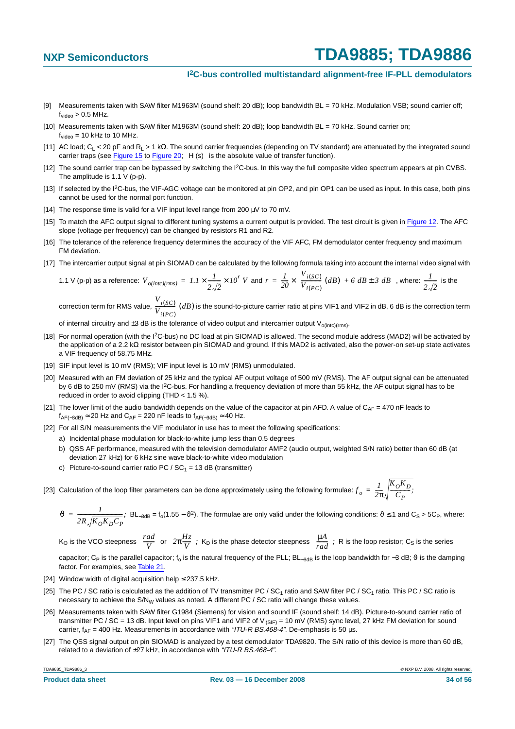[9] Measurements taken with SAW filter M1963M (sound shelf: 20 dB); loop bandwidth BL = 70 kHz. Modulation VSB; sound carrier off; $f_{video}$ > 0.5 MHz.

[10] Measurements taken with SAW filter M1963M (sound shelf: 20 dB); loop bandwidth BL = 70 kHz. Sound carrier on; $f_{video}$ = 10 kHz to 10 MHz.

[11] AC load; $C_L$ < 20 pF and $R_L$ > 1 kΩ. The sound carrier frequencies (depending on TV standard) are attenuated by the integrated sound carrier traps (see Figure 15 to Figure 20; |H (s)| is the absolute value of transfer function).

[12] The sound carrier trap can be bypassed by switching the I²C-bus. In this way the full composite video spectrum appears at pin CVBS. The amplitude is 1.1 V (p-p).

[13] If selected by the I²C-bus, the VIF-AGC voltage can be monitored at pin OP2, and pin OP1 can be used as input. In this case, both pins cannot be used for the normal port function.

[14] The response time is valid for a VIF input level range from 200 μV to 70 mV.

[15] To match the AFC output signal to different tuning systems a current output is provided. The test circuit is given in Figure 12. The AFC slope (voltage per frequency) can be changed by resistors R1 and R2.

[16] The tolerance of the reference frequency determines the accuracy of the VIF AFC, FM demodulator center frequency and maximum FM deviation.

[17] The intercarrier output signal at pin SIOMAD can be calculated by the following formula taking into account the internal video signal with 1.1 V (p-p) as a reference: $V_{o(intc)(rms)} = 1.1 \times \frac{1}{2\sqrt{2}} \times 10^{r}\ V$ and $r = \frac{1}{20} \times \frac{V_{i(SC)}}{V_{i(PC)}}(dB) + 6\ dB \pm 3\ dB$, where: $\frac{1}{2\sqrt{2}}$ is the correction term for RMS value, $\frac{V_{i(SC)}}{V_{i(PC)}}(dB)$ is the sound-to-picture carrier ratio at pins VIF1 and VIF2 in dB, 6 dB is the correction term of internal circuitry and ±3 dB is the tolerance of video output and intercarrier output $V_{o(intc)(rms)}$.

[18] For normal operation (with the I²C-bus) no DC load at pin SIOMAD is allowed. The second module address (MAD2) will be activated by the application of a 2.2 kΩ resistor between pin SIOMAD and ground. If this MAD2 is activated, also the power-on set-up state activates a VIF frequency of 58.75 MHz.

[19] SIF input level is 10 mV (RMS); VIF input level is 10 mV (RMS) unmodulated.

[20] Measured with an FM deviation of 25 kHz and the typical AF output voltage of 500 mV (RMS). The AF output signal can be attenuated by 6 dB to 250 mV (RMS) via the I²C-bus. For handling a frequency deviation of more than 55 kHz, the AF output signal has to be reduced in order to avoid clipping (THD < 1.5 %).

[21] The lower limit of the audio bandwidth depends on the value of the capacitor at pin AFD. A value of $C_{AF}$ = 470 nF leads to $f_{AF(-3dB)} \approx 20$ Hz and $C_{AF}$ = 220 nF leads to $f_{AF(-3dB)} \approx 40$ Hz.

[22] For all S/N measurements the VIF modulator in use has to meet the following specifications:

a) Incidental phase modulation for black-to-white jump less than 0.5 degrees

b) QSS AF performance, measured with the television demodulator AMF2 (audio output, weighted S/N ratio) better than 60 dB (at deviation 27 kHz) for 6 kHz sine wave black-to-white video modulation

c) Picture-to-sound carrier ratio PC / $SC_1$ = 13 dB (transmitter)

[23] Calculation of the loop filter parameters can be done approximately using the following formulae: $f_o = \frac{1}{2\pi}\sqrt{\frac{K_O K_D}{C_P}}$; $\vartheta = \frac{1}{2R\sqrt{K_O K_D C_P}}$; $BL_{-3dB} = f_o(1.55 - \vartheta^2)$. The formulae are only valid under the following conditions: $\vartheta \leq 1$ and $C_S > 5C_P$, where: $K_O$ is the VCO steepness $\left(\frac{rad}{V}\right)$ or $\left(2\pi\frac{Hz}{V}\right)$; $K_D$ is the phase detector steepness $\left(\frac{\mu A}{rad}\right)$; R is the loop resistor; $C_S$ is the series capacitor; $C_P$ is the parallel capacitor; $f_o$ is the natural frequency of the PLL; $BL_{-3dB}$ is the loop bandwidth for −3 dB; $\vartheta$ is the damping factor. For examples, see Table 21.

[24] Window width of digital acquisition help ≤ 237.5 kHz.

[25] The PC / SC ratio is calculated as the addition of TV transmitter PC / $SC_1$ ratio and SAW filter PC / $SC_1$ ratio. This PC / SC ratio is necessary to achieve the $S/N_W$ values as noted. A different PC / SC ratio will change these values.

[26] Measurements taken with SAW filter G1984 (Siemens) for vision and sound IF (sound shelf: 14 dB). Picture-to-sound carrier ratio of transmitter PC / SC = 13 dB. Input level on pins VIF1 and VIF2 of $V_{i(SIF)}$ = 10 mV (RMS) sync level, 27 kHz FM deviation for sound carrier, $f_{AF}$ = 400 Hz. Measurements in accordance with *"ITU-R BS.468-4"*. De-emphasis is 50 μs.

[27] The QSS signal output on pin SIOMAD is analyzed by a test demodulator TDA9820. The S/N ratio of this device is more than 60 dB, related to a deviation of ±27 kHz, in accordance with *"ITU-R BS.468-4"*.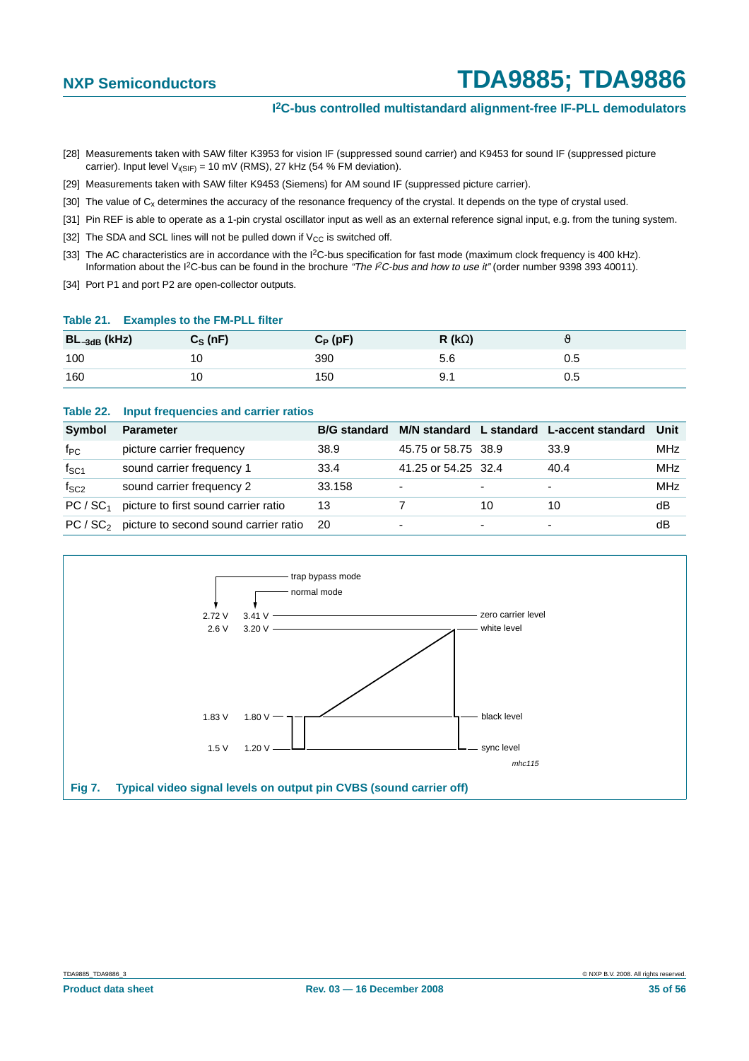[28] Measurements taken with SAW filter K3953 for vision IF (suppressed sound carrier) and K9453 for sound IF (suppressed picture carrier). Input level $V_{i(SIF)}$ = 10 mV (RMS), 27 kHz (54 % FM deviation).

[29] Measurements taken with SAW filter K9453 (Siemens) for AM sound IF (suppressed picture carrier).

[30] The value of $C_x$ determines the accuracy of the resonance frequency of the crystal. It depends on the type of crystal used.

[31] Pin REF is able to operate as a 1-pin crystal oscillator input as well as an external reference signal input, e.g. from the tuning system.

[32] The SDA and SCL lines will not be pulled down if $V_{CC}$ is switched off.

[33] The AC characteristics are in accordance with the $I^2C$-bus specification for fast mode (maximum clock frequency is 400 kHz). Information about the $I^2C$-bus can be found in the brochure *"The I²C-bus and how to use it"* (order number 9398 393 40011).

[34] Port P1 and port P2 are open-collector outputs.

**Table 21. Examples to the FM-PLL filter**

| $BL_{-3dB}$ (kHz) | $C_S$ (nF) | $C_P$ (pF) | R (kΩ) | ϑ |
|---|---|---|---|---|
| 100 | 10 | 390 | 5.6 | 0.5 |
| 160 | 10 | 150 | 9.1 | 0.5 |

**Table 22. Input frequencies and carrier ratios**

| Symbol | Parameter | B/G standard | M/N standard | L standard | L-accent standard | Unit |
|---|---|---|---|---|---|---|
| $f_{PC}$ | picture carrier frequency | 38.9 | 45.75 or 58.75 | 38.9 | 33.9 | MHz |
| $f_{SC1}$ | sound carrier frequency 1 | 33.4 | 41.25 or 54.25 | 32.4 | 40.4 | MHz |
| $f_{SC2}$ | sound carrier frequency 2 | 33.158 | - | - | - | MHz |
| $PC / SC_1$ | picture to first sound carrier ratio | 13 | 7 | 10 | 10 | dB |
| $PC / SC_2$ | picture to second sound carrier ratio | 20 | - | - | - | dB |

**Fig 7. Typical video signal levels on output pin CVBS (sound carrier off)**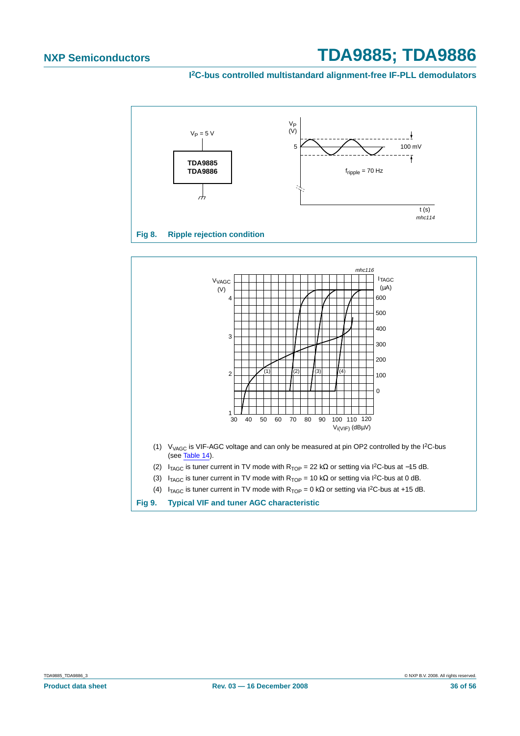**Fig 8. Ripple rejection condition**

(1) $V_{VAGC}$ is VIF-AGC voltage and can only be measured at pin OP2 controlled by the I²C-bus (see Table 14).

(2) $I_{TAGC}$ is tuner current in TV mode with $R_{TOP}$ = 22 kΩ or setting via I²C-bus at −15 dB.

(3) $I_{TAGC}$ is tuner current in TV mode with $R_{TOP}$ = 10 kΩ or setting via I²C-bus at 0 dB.

(4) $I_{TAGC}$ is tuner current in TV mode with $R_{TOP}$ = 0 kΩ or setting via I²C-bus at +15 dB.

**Fig 9. Typical VIF and tuner AGC characteristic**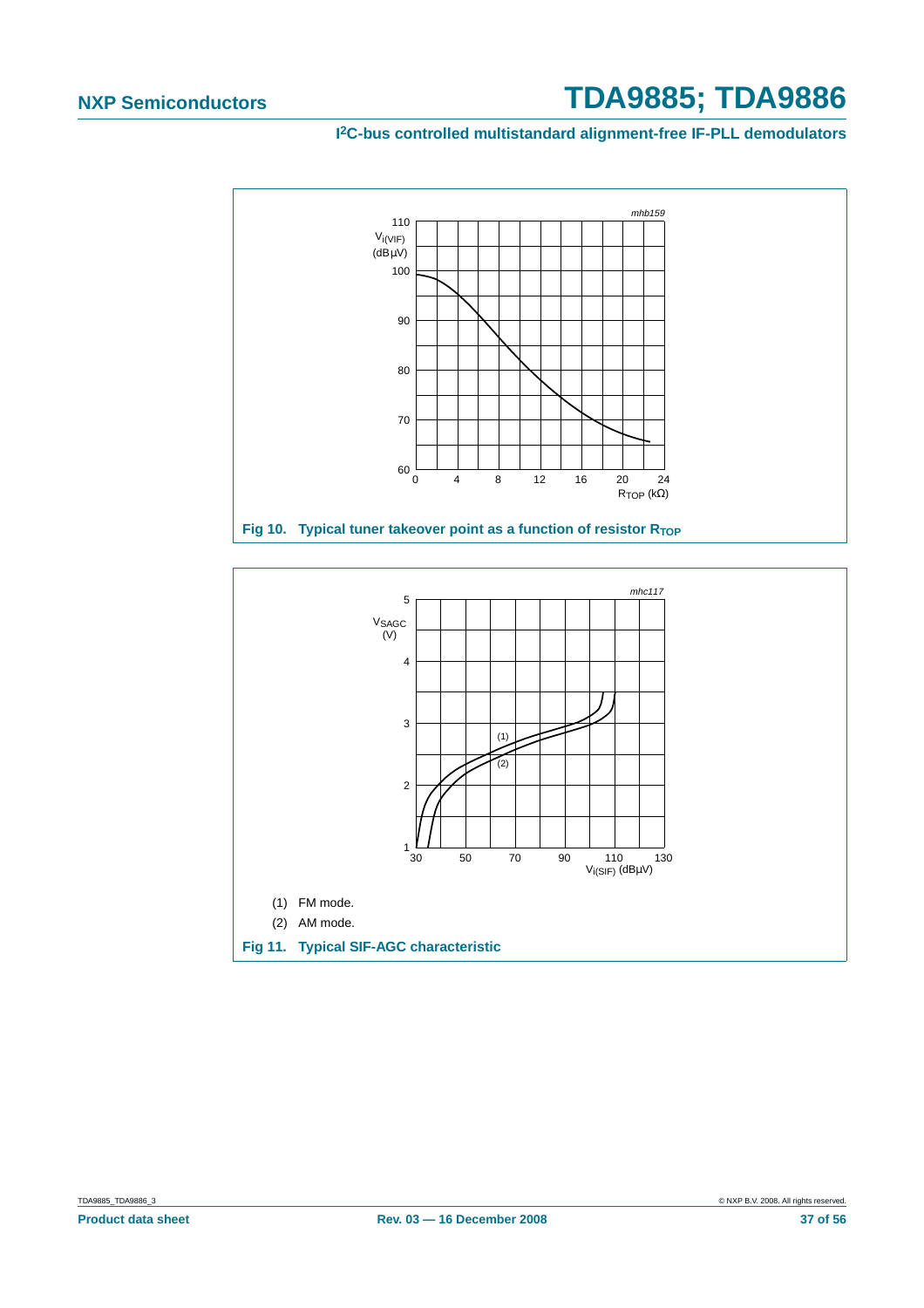Fig 10. Typical tuner takeover point as a function of resistor $R_{TOP}$

(1) FM mode.

(2) AM mode.

Fig 11. Typical SIF-AGC characteristic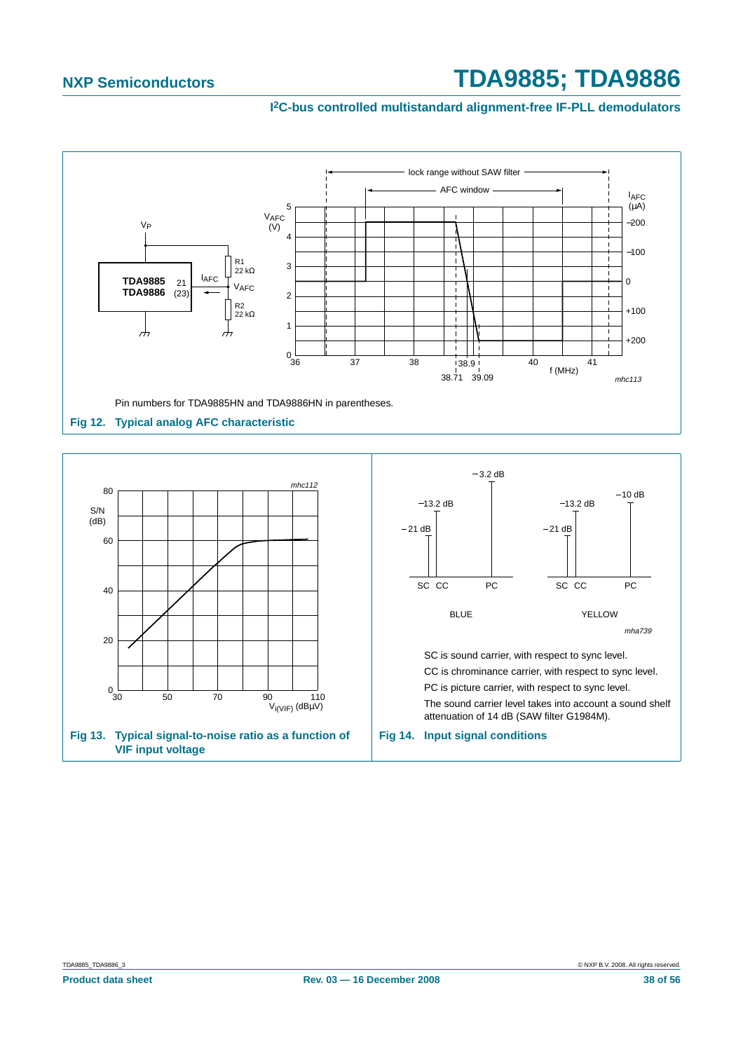Pin numbers for TDA9885HN and TDA9886HN in parentheses.

**Fig 12. Typical analog AFC characteristic**

**Fig 13. Typical signal-to-noise ratio as a function of VIF input voltage**

SC is sound carrier, with respect to sync level.

CC is chrominance carrier, with respect to sync level.

PC is picture carrier, with respect to sync level.

The sound carrier level takes into account a sound shelf attenuation of 14 dB (SAW filter G1984M).

**Fig 14. Input signal conditions**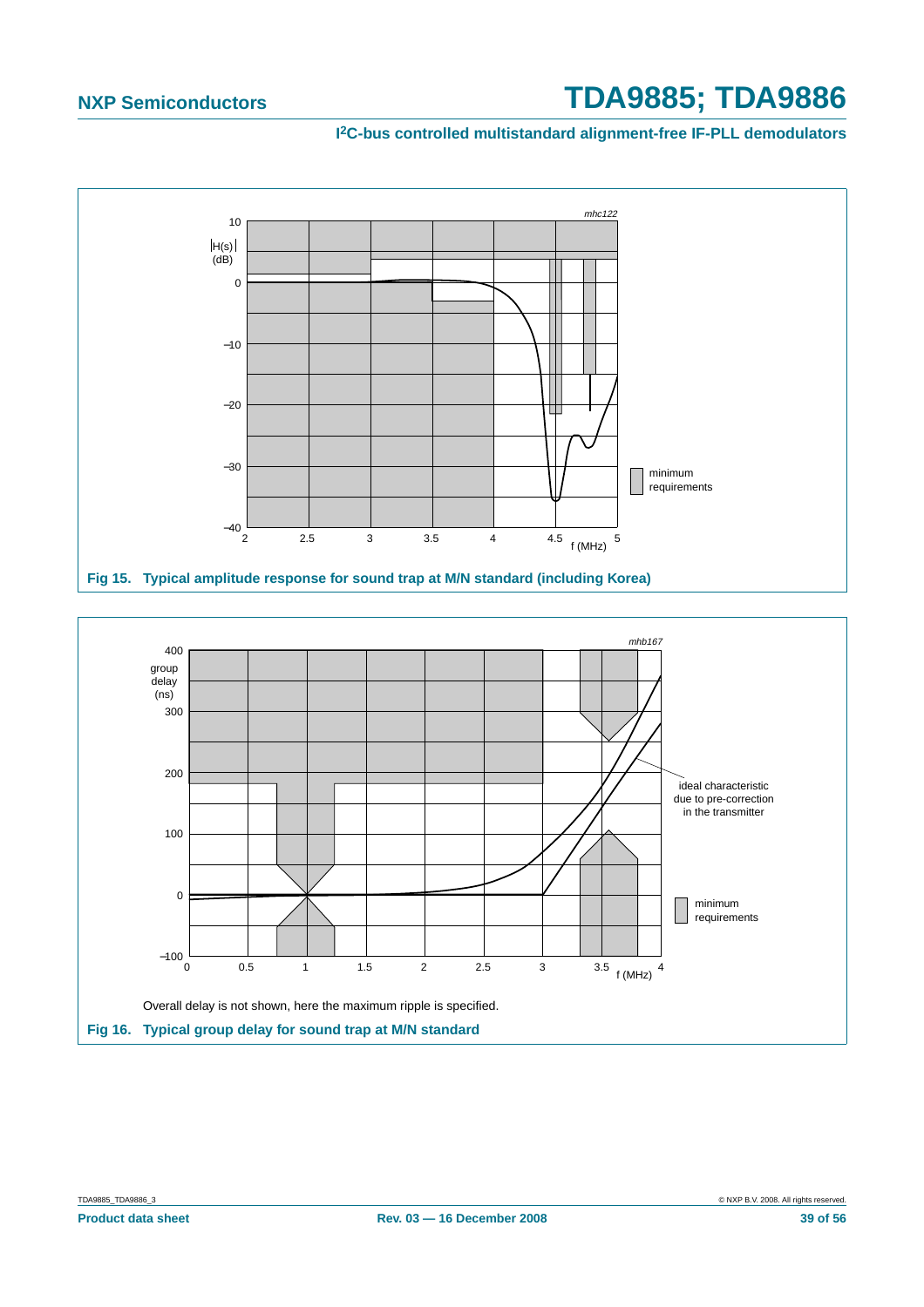**Fig 15. Typical amplitude response for sound trap at M/N standard (including Korea)**

Overall delay is not shown, here the maximum ripple is specified.

**Fig 16. Typical group delay for sound trap at M/N standard**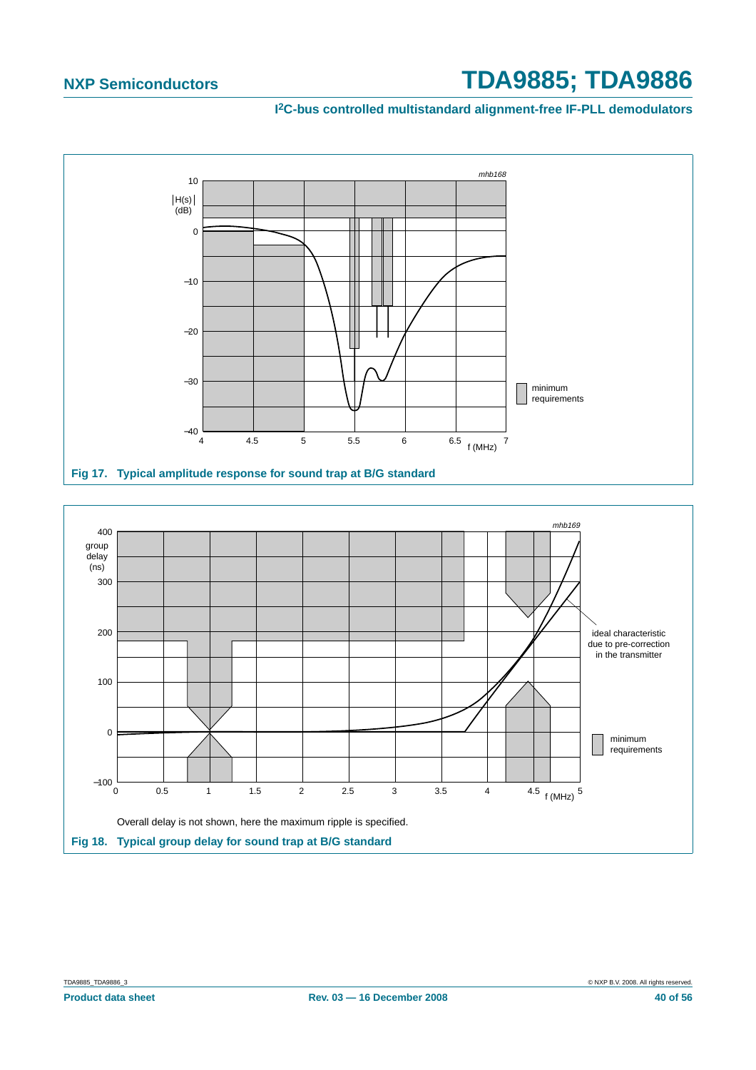Fig 17. Typical amplitude response for sound trap at B/G standard

Overall delay is not shown, here the maximum ripple is specified.

Fig 18. Typical group delay for sound trap at B/G standard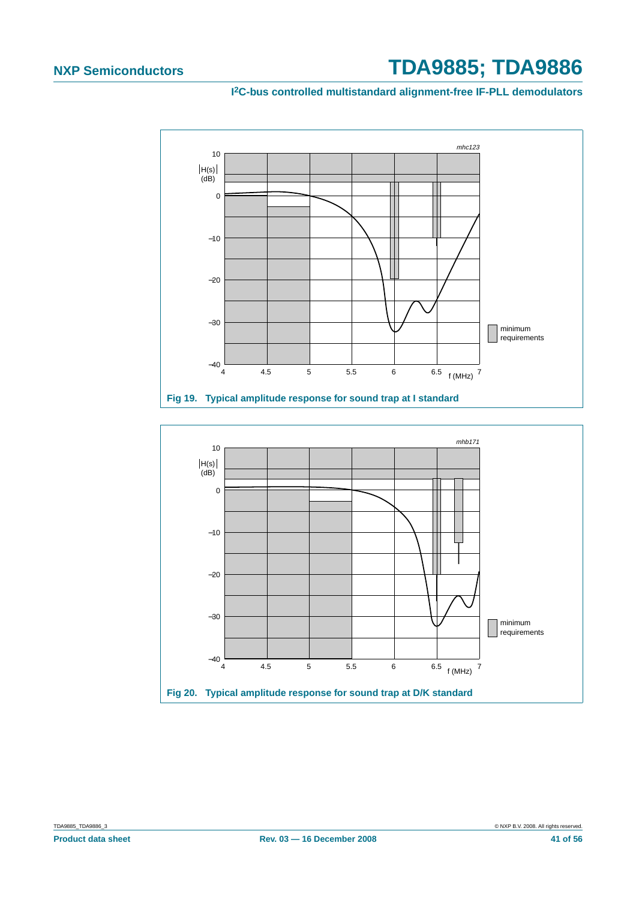Fig 19. Typical amplitude response for sound trap at I standard

Fig 20. Typical amplitude response for sound trap at D/K standard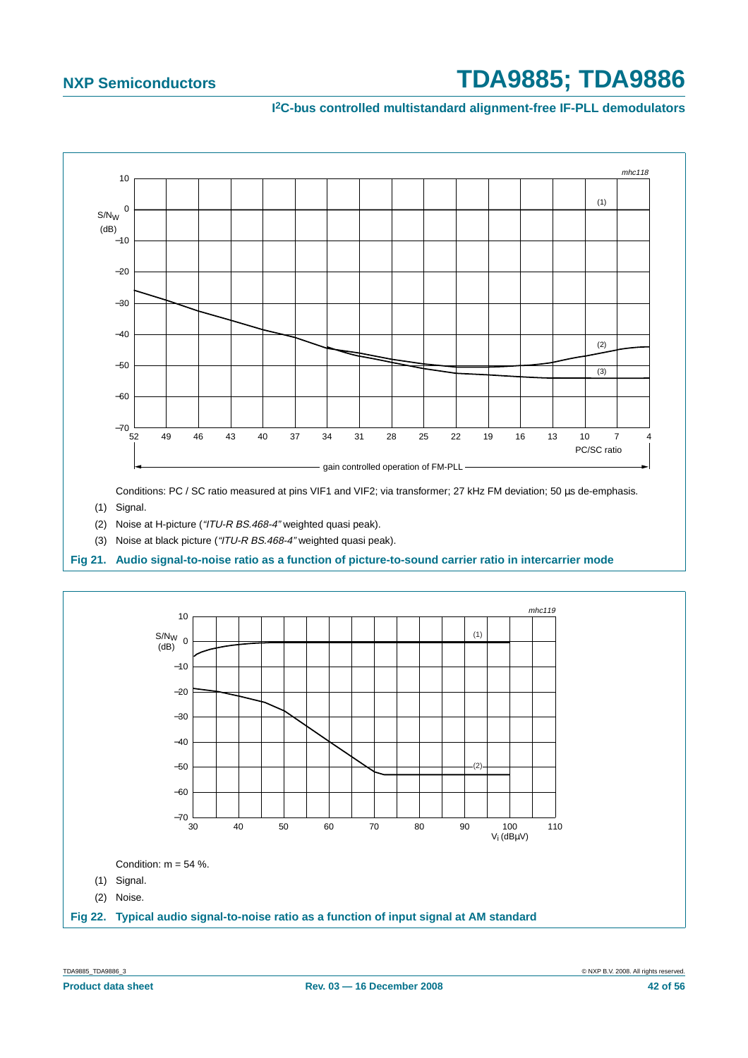Conditions: PC / SC ratio measured at pins VIF1 and VIF2; via transformer; 27 kHz FM deviation; 50 µs de-emphasis.

(1) Signal.

(2) Noise at H-picture (*"ITU-R BS.468-4"* weighted quasi peak).

(3) Noise at black picture (*"ITU-R BS.468-4"* weighted quasi peak).

**Fig 21. Audio signal-to-noise ratio as a function of picture-to-sound carrier ratio in intercarrier mode**

Condition: m = 54 %.

(1) Signal.

(2) Noise.

**Fig 22. Typical audio signal-to-noise ratio as a function of input signal at AM standard**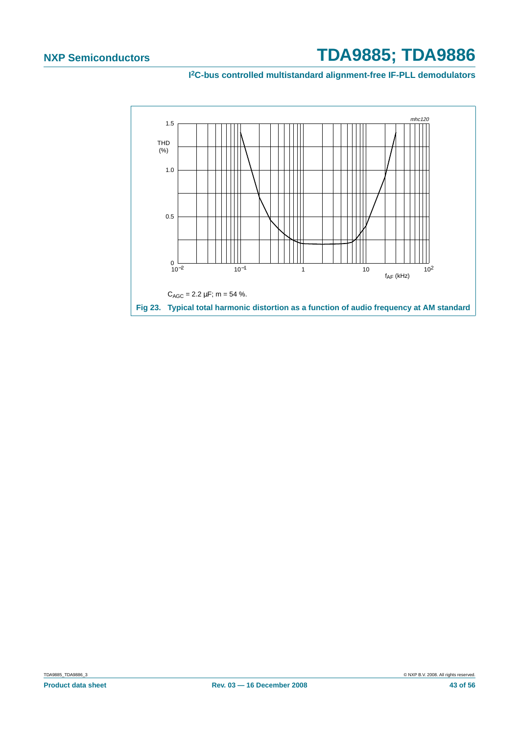mhc120

THD (%)

1.5

1.0

0.5

0

$10^{-2}$ $10^{-1}$ 1 10 $10^{2}$

$f_{AF}$ (kHz)

$C_{AGC}$ = 2.2 µF; m = 54 %.

**Fig 23. Typical total harmonic distortion as a function of audio frequency at AM standard**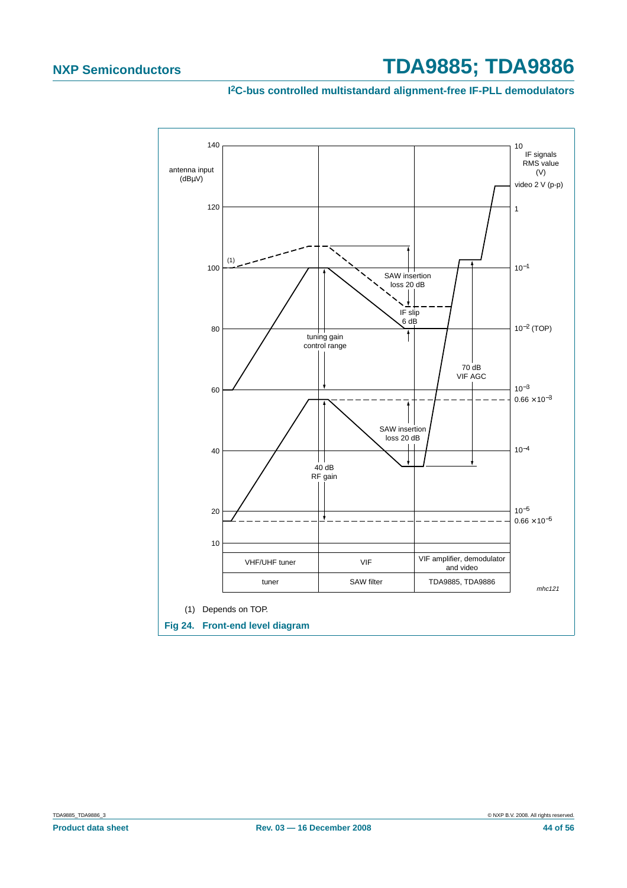antenna input (dBµV)

IF signals RMS value (V)

140 | 10
video 2 V (p-p)
120 | 1
100 | $10^{-1}$
80 | $10^{-2}$ (TOP)
60 | $10^{-3}$
0.66 $\times 10^{-3}$
40 | $10^{-4}$
20 | $10^{-5}$
0.66 $\times 10^{-5}$
10

(1)

SAW insertion loss 20 dB

IF slip 6 dB

tuning gain control range

70 dB VIF AGC

SAW insertion loss 20 dB

40 dB RF gain

| VHF/UHF tuner | VIF | VIF amplifier, demodulator and video |
|---|---|---|
| tuner | SAW filter | TDA9885, TDA9886 |

*mhc121*

(1) Depends on TOP.

**Fig 24. Front-end level diagram**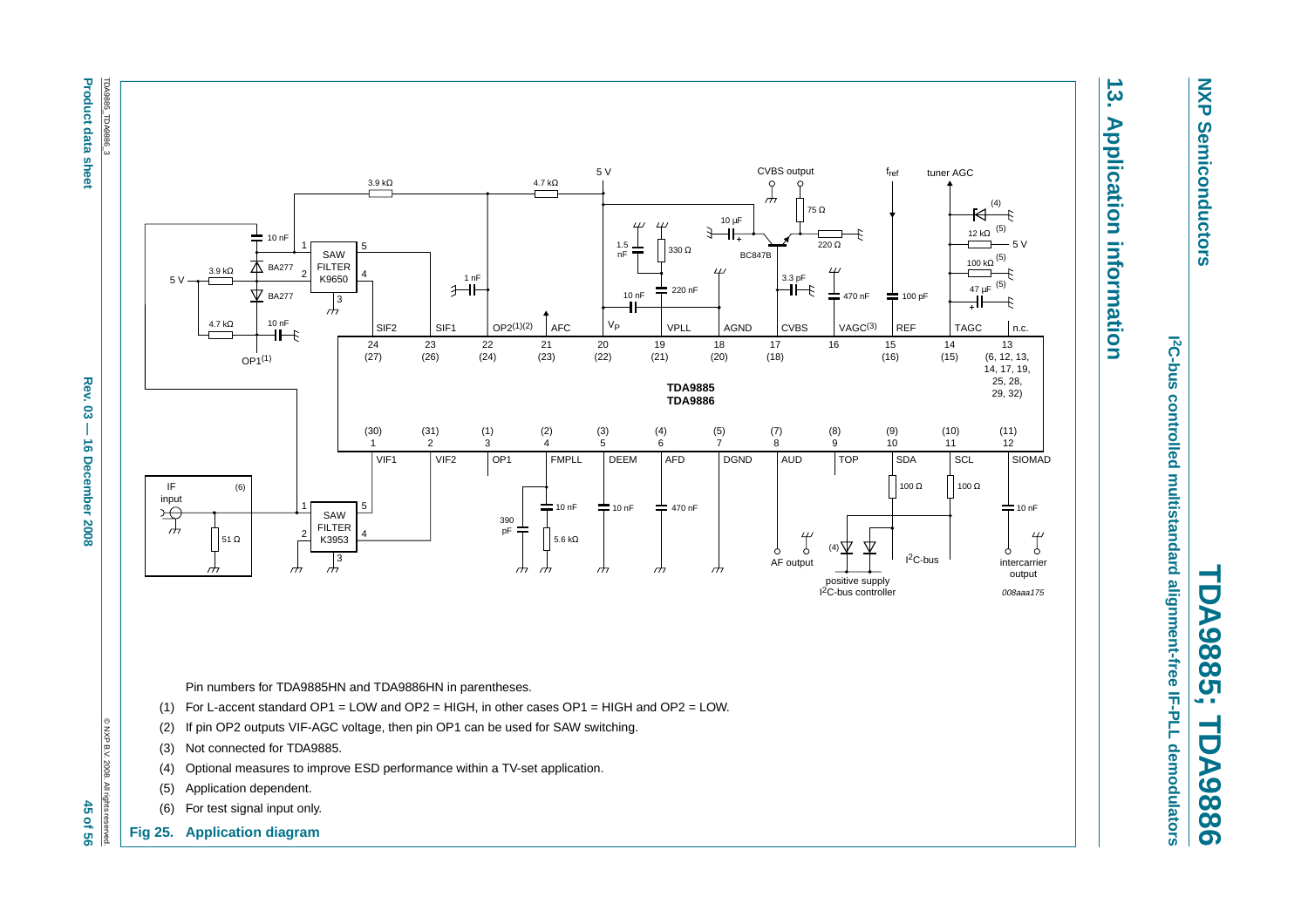## 13. Application information

Pin numbers for TDA9885HN and TDA9886HN in parentheses.

(1) For L-accent standard OP1 = LOW and OP2 = HIGH, in other cases OP1 = HIGH and OP2 = LOW.

(2) If pin OP2 outputs VIF-AGC voltage, then pin OP1 can be used for SAW switching.

(3) Not connected for TDA9885.

(4) Optional measures to improve ESD performance within a TV-set application.

(5) Application dependent.

(6) For test signal input only.

**Fig 25. Application diagram**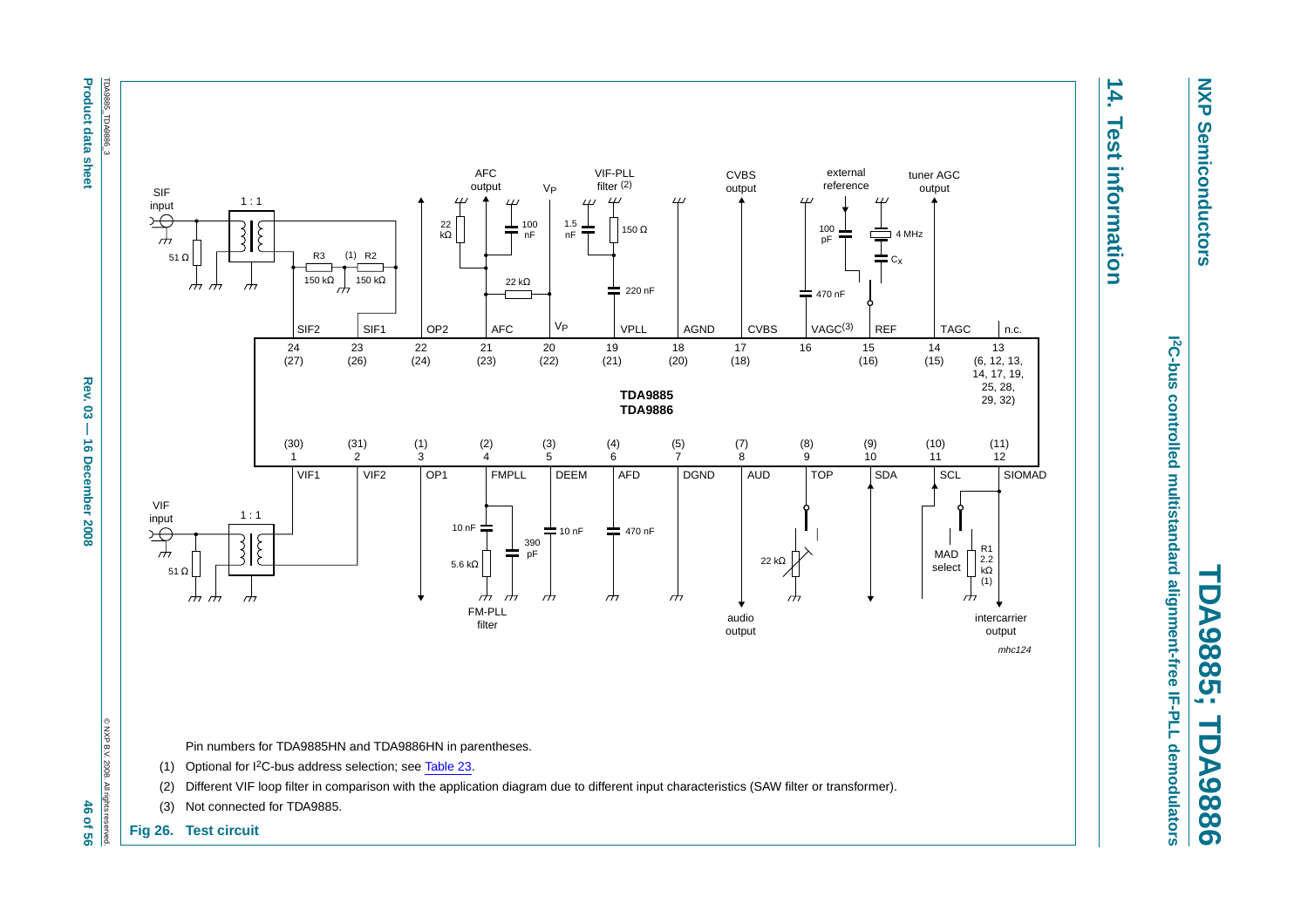## 14. Test information

Pin numbers for TDA9885HN and TDA9886HN in parentheses.

(1) Optional for I²C-bus address selection; see Table 23.

(2) Different VIF loop filter in comparison with the application diagram due to different input characteristics (SAW filter or transformer).

(3) Not connected for TDA9885.

**Fig 26. Test circuit**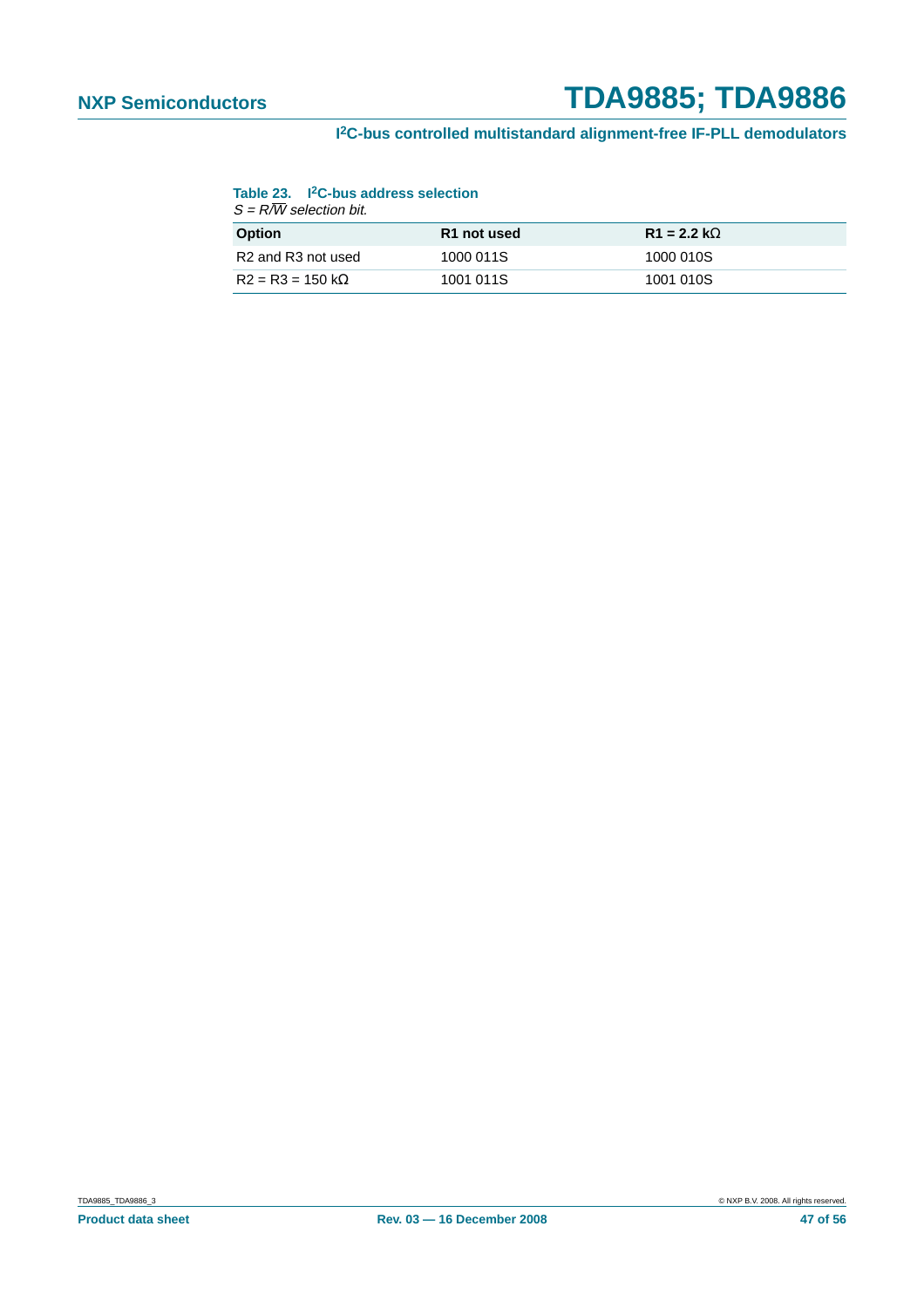**Table 23. I²C-bus address selection**

*S = R/$\overline{W}$ selection bit.*

| Option | R1 not used | R1 = 2.2 kΩ |
|---|---|---|
| R2 and R3 not used | 1000 011S | 1000 010S |
| R2 = R3 = 150 kΩ | 1001 011S | 1001 010S |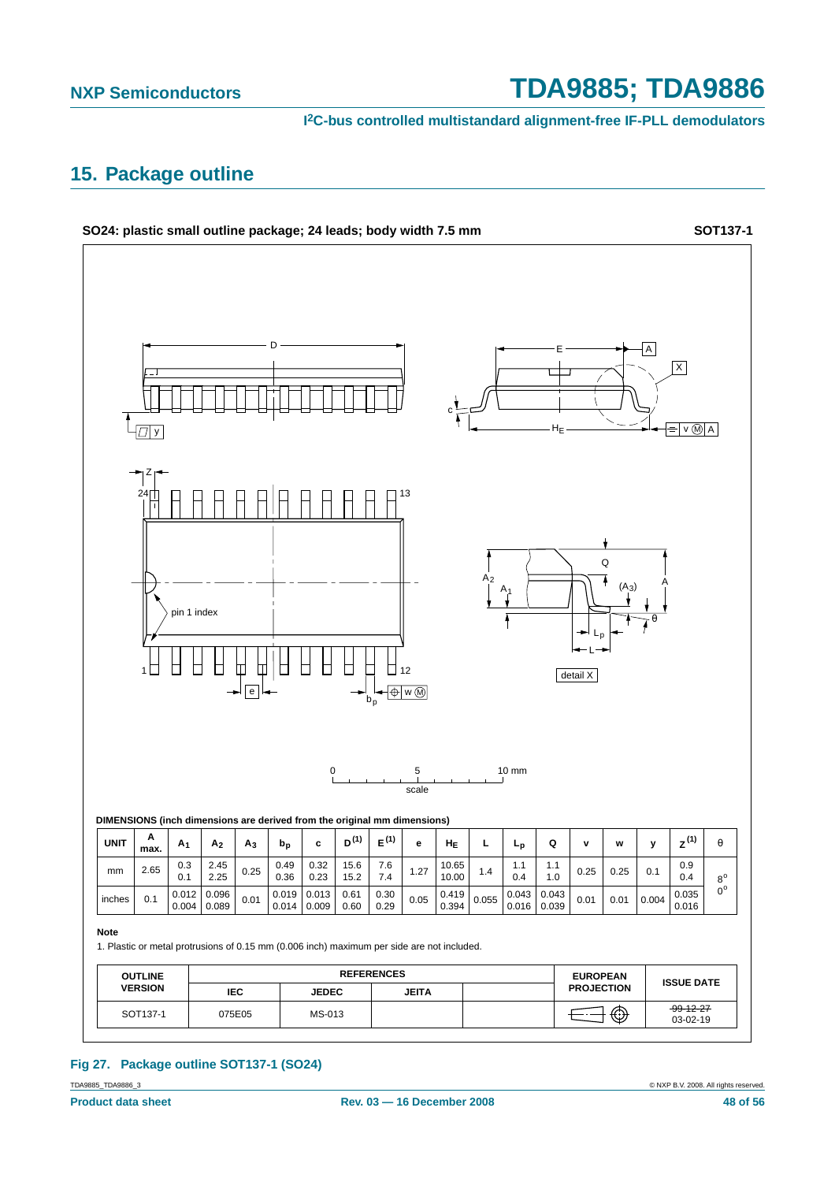## 15. Package outline

**SO24: plastic small outline package; 24 leads; body width 7.5 mm** **SOT137-1**

**DIMENSIONS (inch dimensions are derived from the original mm dimensions)**

| UNIT | A max. | $A_1$ | $A_2$ | $A_3$ | $b_p$ | c | D [(1)] | E [(1)] | e | $H_E$ | L | $L_p$ | Q | v | w | y | Z [(1)] | θ |
|---|---|---|---|---|---|---|---|---|---|---|---|---|---|---|---|---|---|---|
| mm | 2.65 | 0.3<br>0.1 | 2.45<br>2.25 | 0.25 | 0.49<br>0.36 | 0.32<br>0.23 | 15.6<br>15.2 | 7.6<br>7.4 | 1.27 | 10.65<br>10.00 | 1.4 | 1.1<br>0.4 | 1.1<br>1.0 | 0.25 | 0.25 | 0.1 | 0.9<br>0.4 | 8°<br>0° |
| inches | 0.1 | 0.012<br>0.004 | 0.096<br>0.089 | 0.01 | 0.019<br>0.014 | 0.013<br>0.009 | 0.61<br>0.60 | 0.30<br>0.29 | 0.05 | 0.419<br>0.394 | 0.055 | 0.043<br>0.016 | 0.043<br>0.039 | 0.01 | 0.01 | 0.004 | 0.035<br>0.016 | |

**Note**

1. Plastic or metal protrusions of 0.15 mm (0.006 inch) maximum per side are not included.

| OUTLINE VERSION | REFERENCES | | | | EUROPEAN PROJECTION | ISSUE DATE |
|---|---|---|---|---|---|---|
| | IEC | JEDEC | JEITA | | | |
| SOT137-1 | 075E05 | MS-013 | | | | ~~99-12-27~~<br>03-02-19 |

**Fig 27. Package outline SOT137-1 (SO24)**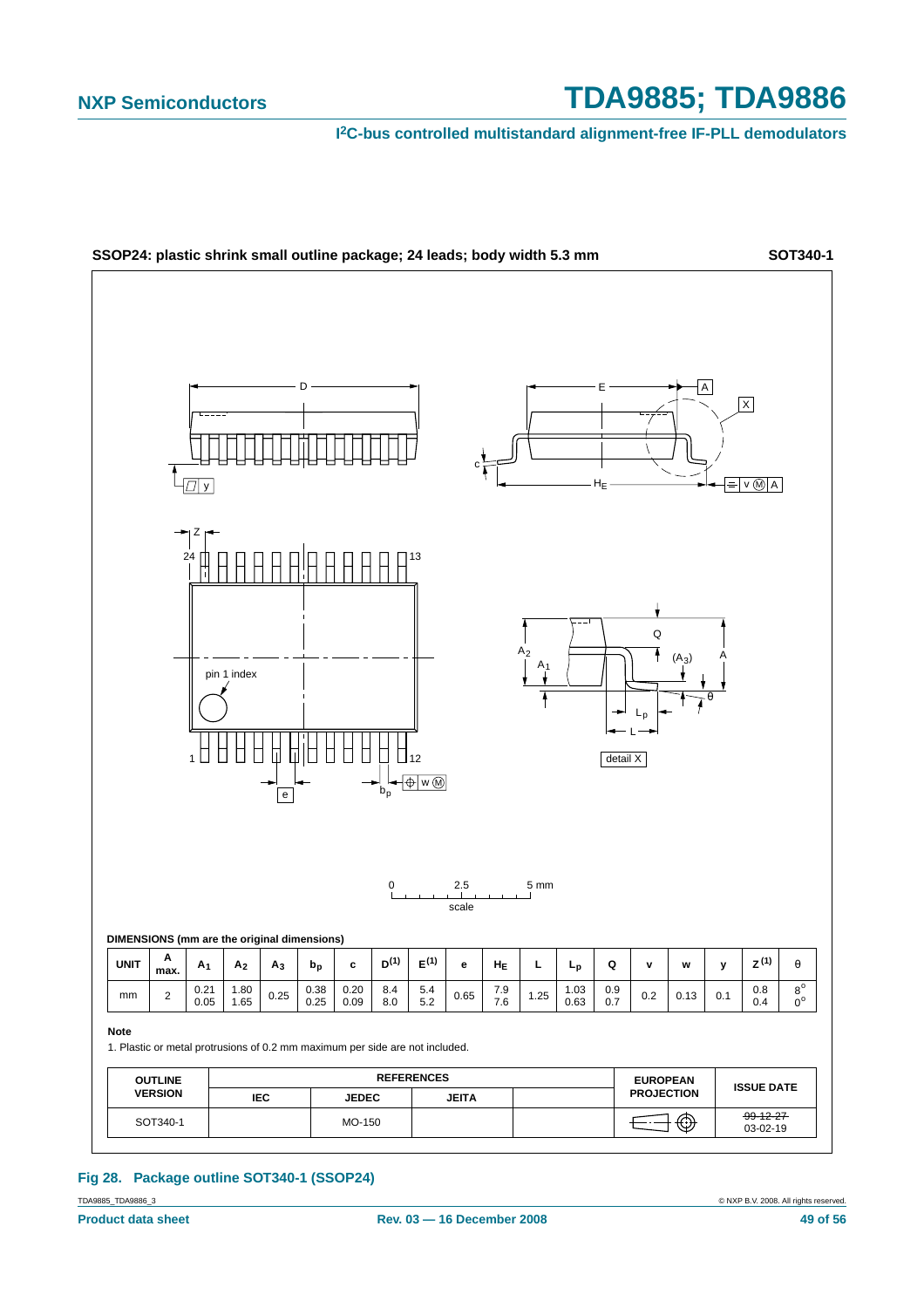**SSOP24: plastic shrink small outline package; 24 leads; body width 5.3 mm** **SOT340-1**

**DIMENSIONS (mm are the original dimensions)**

| UNIT | A max. | $A_1$ | $A_2$ | $A_3$ | $b_p$ | c | $D^{(1)}$ | $E^{(1)}$ | e | $H_E$ | L | $L_p$ | Q | v | w | y | $Z^{(1)}$ | θ |
|---|---|---|---|---|---|---|---|---|---|---|---|---|---|---|---|---|---|---|
| mm | 2 | 0.21<br>0.05 | 1.80<br>1.65 | 0.25 | 0.38<br>0.25 | 0.20<br>0.09 | 8.4<br>8.0 | 5.4<br>5.2 | 0.65 | 7.9<br>7.6 | 1.25 | 1.03<br>0.63 | 0.9<br>0.7 | 0.2 | 0.13 | 0.1 | 0.8<br>0.4 | 8°<br>0° |

**Note**

1. Plastic or metal protrusions of 0.2 mm maximum per side are not included.

| OUTLINE VERSION | REFERENCES | | | | EUROPEAN PROJECTION | ISSUE DATE |
|---|---|---|---|---|---|---|
| | IEC | JEDEC | JEITA | | | |
| SOT340-1 | | MO-150 | | | | ~~99-12-27~~<br>03-02-19 |

**Fig 28. Package outline SOT340-1 (SSOP24)**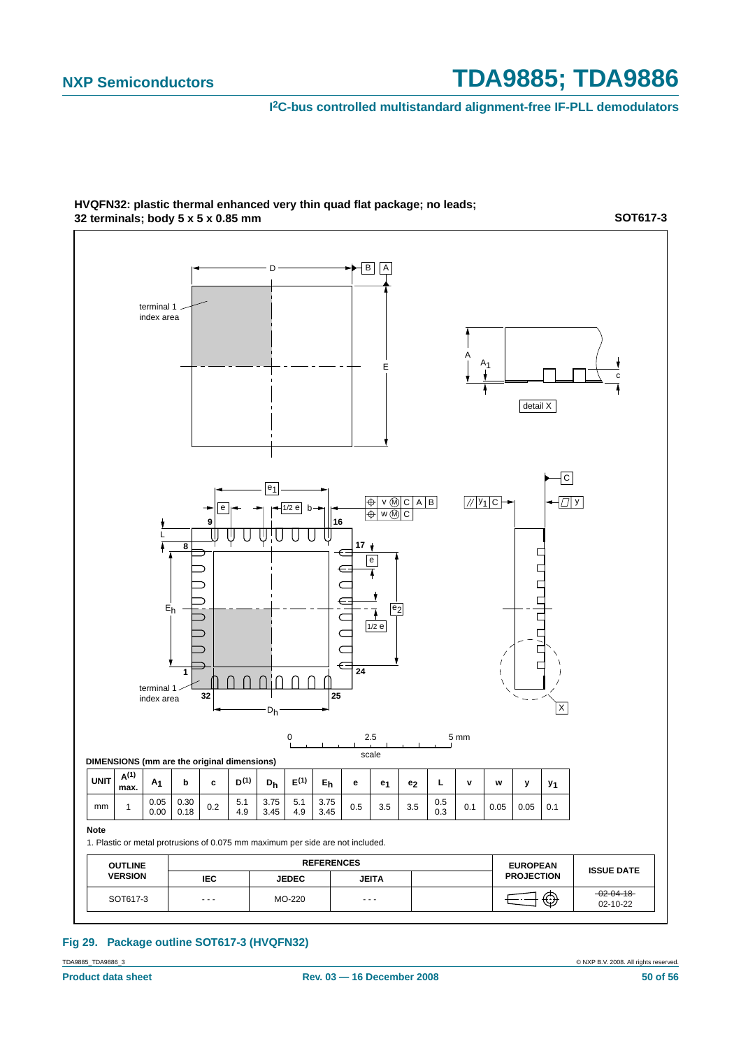**HVQFN32: plastic thermal enhanced very thin quad flat package; no leads; 32 terminals; body 5 x 5 x 0.85 mm** **SOT617-3**

DIMENSIONS (mm are the original dimensions)

| UNIT | A(1) max. | $A_1$ | b | c | D(1) | $D_h$ | E(1) | $E_h$ | e | $e_1$ | $e_2$ | L | v | w | y | $y_1$ |
|---|---|---|---|---|---|---|---|---|---|---|---|---|---|---|---|---|
| mm | 1 | 0.05<br>0.00 | 0.30<br>0.18 | 0.2 | 5.1<br>4.9 | 3.75<br>3.45 | 5.1<br>4.9 | 3.75<br>3.45 | 0.5 | 3.5 | 3.5 | 0.5<br>0.3 | 0.1 | 0.05 | 0.05 | 0.1 |

**Note**

1. Plastic or metal protrusions of 0.075 mm maximum per side are not included.

| OUTLINE VERSION | REFERENCES | | | | EUROPEAN PROJECTION | ISSUE DATE |
|---|---|---|---|---|---|---|
| | IEC | JEDEC | JEITA | | | |
| SOT617-3 | - - - | MO-220 | - - - | | | ~~02-04-18~~<br>02-10-22 |

**Fig 29. Package outline SOT617-3 (HVQFN32)**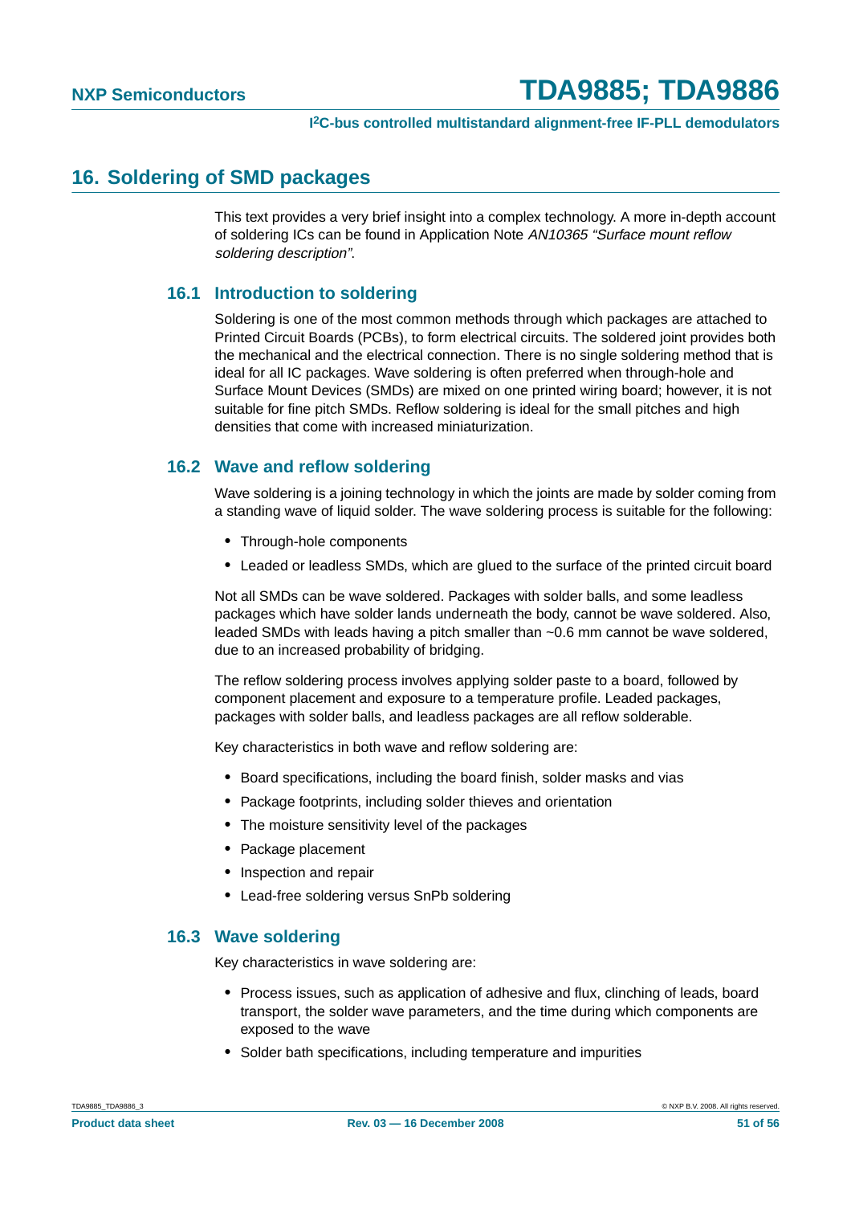## 16. Soldering of SMD packages

This text provides a very brief insight into a complex technology. A more in-depth account of soldering ICs can be found in Application Note *AN10365 “Surface mount reflow soldering description”*.

### 16.1 Introduction to soldering

Soldering is one of the most common methods through which packages are attached to Printed Circuit Boards (PCBs), to form electrical circuits. The soldered joint provides both the mechanical and the electrical connection. There is no single soldering method that is ideal for all IC packages. Wave soldering is often preferred when through-hole and Surface Mount Devices (SMDs) are mixed on one printed wiring board; however, it is not suitable for fine pitch SMDs. Reflow soldering is ideal for the small pitches and high densities that come with increased miniaturization.

### 16.2 Wave and reflow soldering

Wave soldering is a joining technology in which the joints are made by solder coming from a standing wave of liquid solder. The wave soldering process is suitable for the following:

- Through-hole components
- Leaded or leadless SMDs, which are glued to the surface of the printed circuit board

Not all SMDs can be wave soldered. Packages with solder balls, and some leadless packages which have solder lands underneath the body, cannot be wave soldered. Also, leaded SMDs with leads having a pitch smaller than ~0.6 mm cannot be wave soldered, due to an increased probability of bridging.

The reflow soldering process involves applying solder paste to a board, followed by component placement and exposure to a temperature profile. Leaded packages, packages with solder balls, and leadless packages are all reflow solderable.

Key characteristics in both wave and reflow soldering are:

- Board specifications, including the board finish, solder masks and vias
- Package footprints, including solder thieves and orientation
- The moisture sensitivity level of the packages
- Package placement
- Inspection and repair
- Lead-free soldering versus SnPb soldering

### 16.3 Wave soldering

Key characteristics in wave soldering are:

- Process issues, such as application of adhesive and flux, clinching of leads, board transport, the solder wave parameters, and the time during which components are exposed to the wave
- Solder bath specifications, including temperature and impurities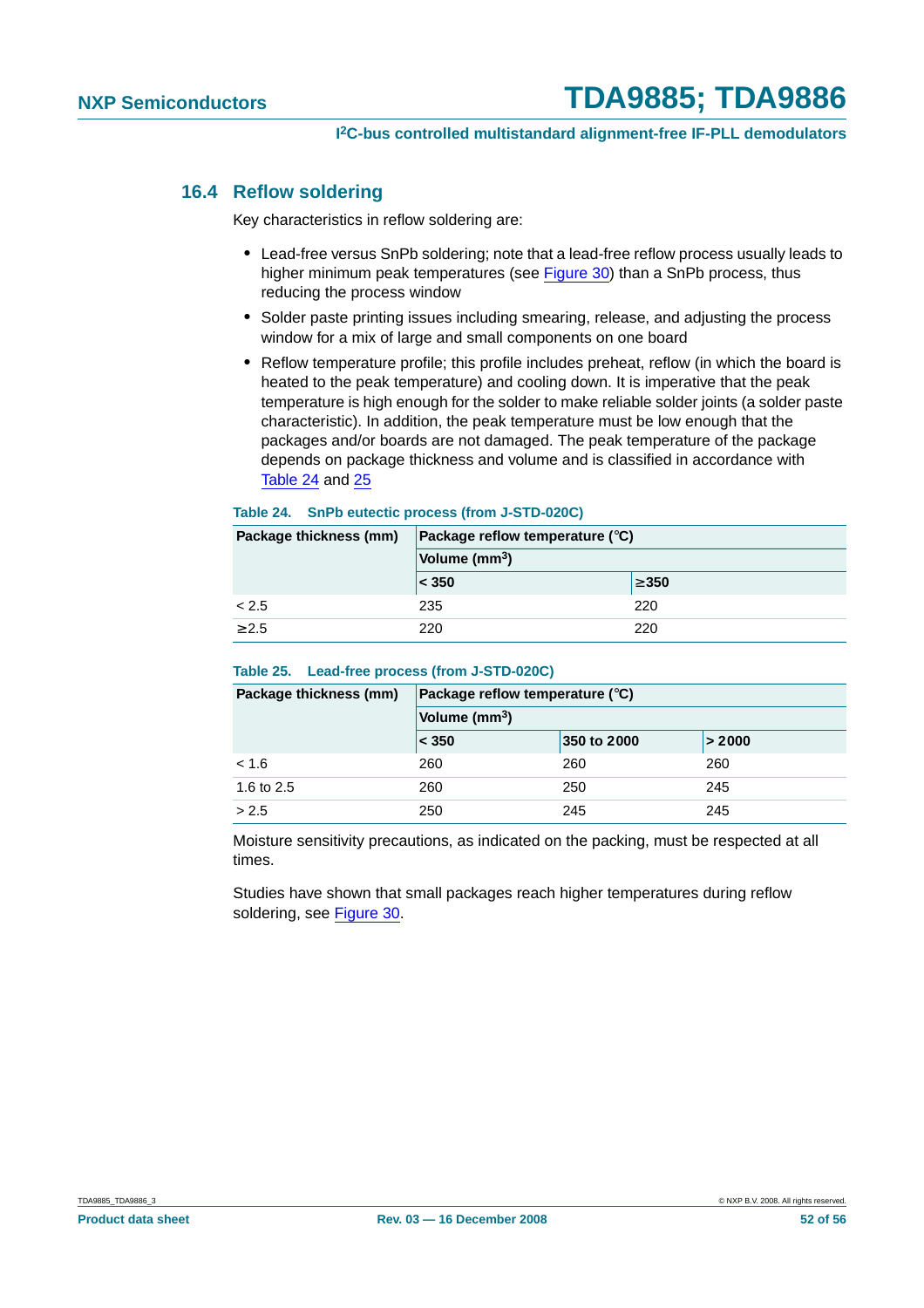### 16.4 Reflow soldering

Key characteristics in reflow soldering are:

- Lead-free versus SnPb soldering; note that a lead-free reflow process usually leads to higher minimum peak temperatures (see Figure 30) than a SnPb process, thus reducing the process window
- Solder paste printing issues including smearing, release, and adjusting the process window for a mix of large and small components on one board
- Reflow temperature profile; this profile includes preheat, reflow (in which the board is heated to the peak temperature) and cooling down. It is imperative that the peak temperature is high enough for the solder to make reliable solder joints (a solder paste characteristic). In addition, the peak temperature must be low enough that the packages and/or boards are not damaged. The peak temperature of the package depends on package thickness and volume and is classified in accordance with Table 24 and 25

**Table 24. SnPb eutectic process (from J-STD-020C)**

| Package thickness (mm) | Package reflow temperature (°C) | |
|---|---|---|
| | Volume (mm$^3$) | |
| | < 350 | ≥350 |
| < 2.5 | 235 | 220 |
| ≥2.5 | 220 | 220 |

**Table 25. Lead-free process (from J-STD-020C)**

| Package thickness (mm) | Package reflow temperature (°C) | | |
|---|---|---|---|
| | Volume (mm$^3$) | | |
| | < 350 | 350 to 2000 | > 2000 |
| < 1.6 | 260 | 260 | 260 |
| 1.6 to 2.5 | 260 | 250 | 245 |
| > 2.5 | 250 | 245 | 245 |

Moisture sensitivity precautions, as indicated on the packing, must be respected at all times.

Studies have shown that small packages reach higher temperatures during reflow soldering, see Figure 30.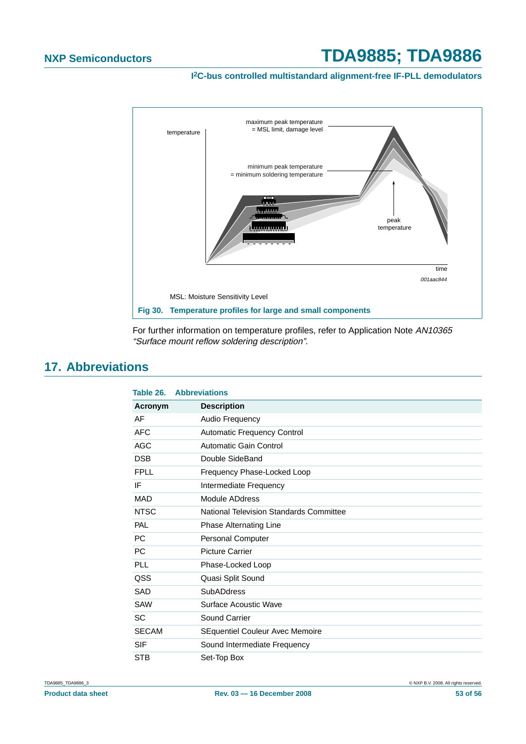temperature

maximum peak temperature = MSL limit, damage level

minimum peak temperature = minimum soldering temperature

peak temperature

time

001aac844

MSL: Moisture Sensitivity Level

**Fig 30. Temperature profiles for large and small components**

For further information on temperature profiles, refer to Application Note *AN10365 “Surface mount reflow soldering description”*.

## 17. Abbreviations

**Table 26. Abbreviations**

| Acronym | Description |
|---|---|
| AF | Audio Frequency |
| AFC | Automatic Frequency Control |
| AGC | Automatic Gain Control |
| DSB | Double SideBand |
| FPLL | Frequency Phase-Locked Loop |
| IF | Intermediate Frequency |
| MAD | Module ADdress |
| NTSC | National Television Standards Committee |
| PAL | Phase Alternating Line |
| PC | Personal Computer |
| PC | Picture Carrier |
| PLL | Phase-Locked Loop |
| QSS | Quasi Split Sound |
| SAD | SubADdress |
| SAW | Surface Acoustic Wave |
| SC | Sound Carrier |
| SECAM | SEquentiel Couleur Avec Memoire |
| SIF | Sound Intermediate Frequency |
| STB | Set-Top Box |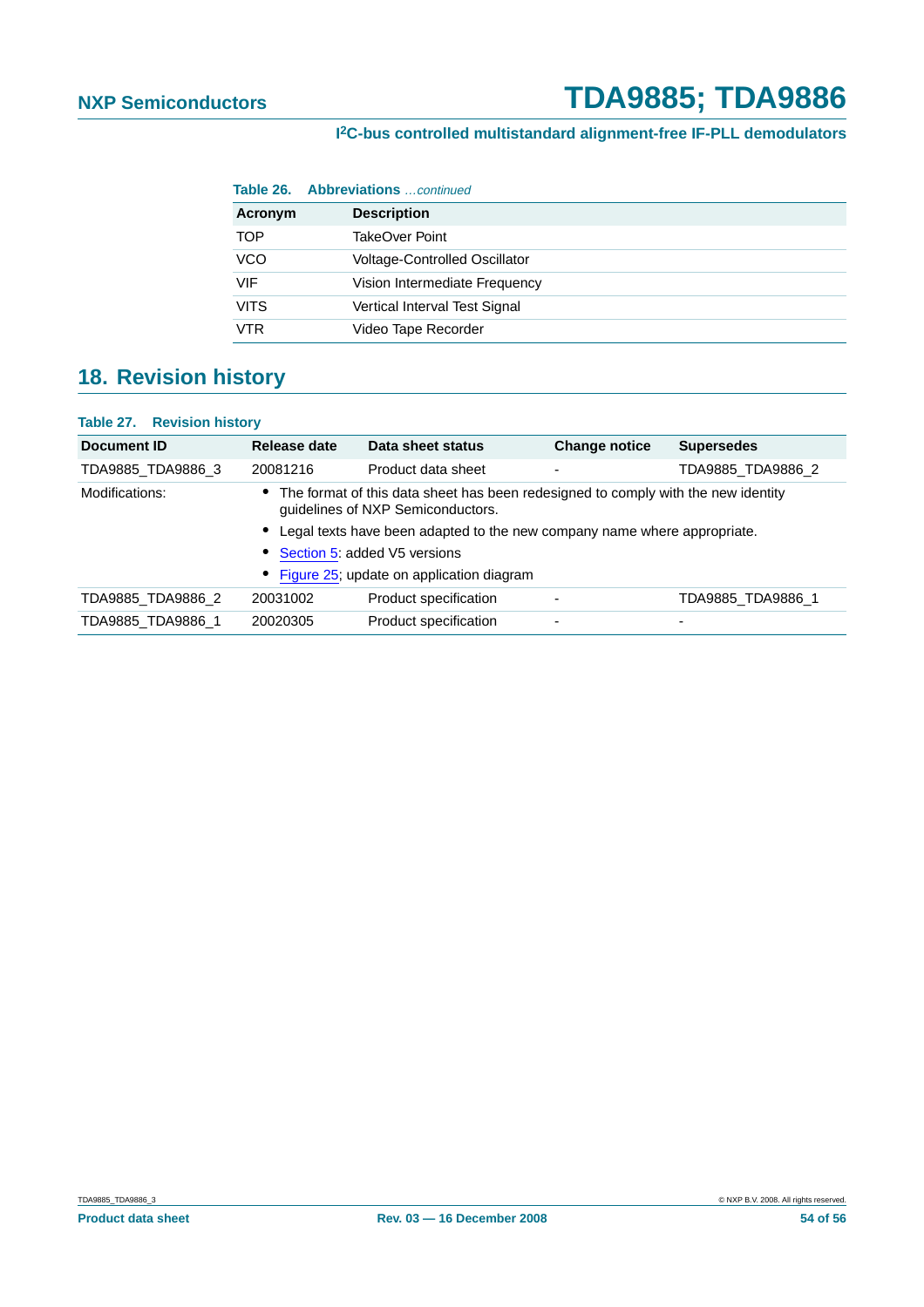**Table 26. Abbreviations** *…continued*

| Acronym | Description |
|---|---|
| TOP | TakeOver Point |
| VCO | Voltage-Controlled Oscillator |
| VIF | Vision Intermediate Frequency |
| VITS | Vertical Interval Test Signal |
| VTR | Video Tape Recorder |

## 18. Revision history

**Table 27. Revision history**

| Document ID | Release date | Data sheet status | Change notice | Supersedes |
|---|---|---|---|---|
| TDA9885_TDA9886_3 | 20081216 | Product data sheet | - | TDA9885_TDA9886_2 |
| Modifications: | • The format of this data sheet has been redesigned to comply with the new identity guidelines of NXP Semiconductors.<br>• Legal texts have been adapted to the new company name where appropriate.<br>• Section 5: added V5 versions<br>• Figure 25; update on application diagram | | | |
| TDA9885_TDA9886_2 | 20031002 | Product specification | - | TDA9885_TDA9886_1 |
| TDA9885_TDA9886_1 | 20020305 | Product specification | - | - |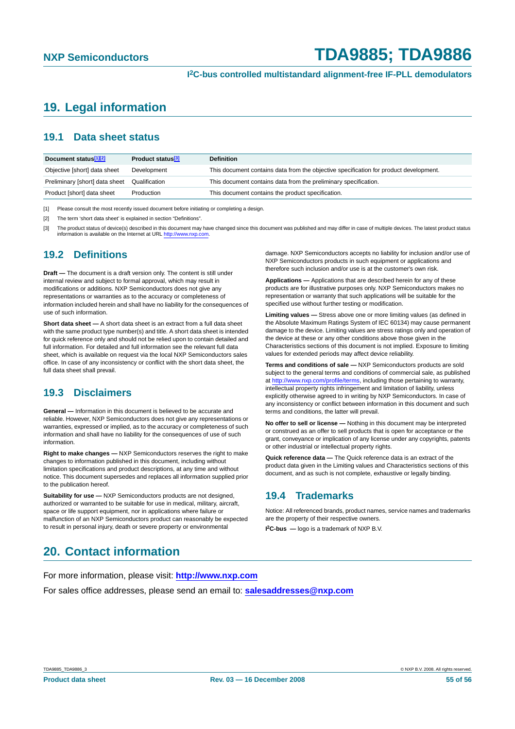## 19. Legal information

### 19.1 Data sheet status

| Document status[1][2] | Product status[3] | Definition |
|---|---|---|
| Objective [short] data sheet | Development | This document contains data from the objective specification for product development. |
| Preliminary [short] data sheet | Qualification | This document contains data from the preliminary specification. |
| Product [short] data sheet | Production | This document contains the product specification. |

[1] Please consult the most recently issued document before initiating or completing a design.

[2] The term 'short data sheet' is explained in section "Definitions".

[3] The product status of device(s) described in this document may have changed since this document was published and may differ in case of multiple devices. The latest product status information is available on the Internet at URL http://www.nxp.com.

### 19.2 Definitions

**Draft —** The document is a draft version only. The content is still under internal review and subject to formal approval, which may result in modifications or additions. NXP Semiconductors does not give any representations or warranties as to the accuracy or completeness of information included herein and shall have no liability for the consequences of use of such information.

**Short data sheet —** A short data sheet is an extract from a full data sheet with the same product type number(s) and title. A short data sheet is intended for quick reference only and should not be relied upon to contain detailed and full information. For detailed and full information see the relevant full data sheet, which is available on request via the local NXP Semiconductors sales office. In case of any inconsistency or conflict with the short data sheet, the full data sheet shall prevail.

### 19.3 Disclaimers

**General —** Information in this document is believed to be accurate and reliable. However, NXP Semiconductors does not give any representations or warranties, expressed or implied, as to the accuracy or completeness of such information and shall have no liability for the consequences of use of such information.

**Right to make changes —** NXP Semiconductors reserves the right to make changes to information published in this document, including without limitation specifications and product descriptions, at any time and without notice. This document supersedes and replaces all information supplied prior to the publication hereof.

**Suitability for use —** NXP Semiconductors products are not designed, authorized or warranted to be suitable for use in medical, military, aircraft, space or life support equipment, nor in applications where failure or malfunction of an NXP Semiconductors product can reasonably be expected to result in personal injury, death or severe property or environmental damage. NXP Semiconductors accepts no liability for inclusion and/or use of NXP Semiconductors products in such equipment or applications and therefore such inclusion and/or use is at the customer's own risk.

**Applications —** Applications that are described herein for any of these products are for illustrative purposes only. NXP Semiconductors makes no representation or warranty that such applications will be suitable for the specified use without further testing or modification.

**Limiting values —** Stress above one or more limiting values (as defined in the Absolute Maximum Ratings System of IEC 60134) may cause permanent damage to the device. Limiting values are stress ratings only and operation of the device at these or any other conditions above those given in the Characteristics sections of this document is not implied. Exposure to limiting values for extended periods may affect device reliability.

**Terms and conditions of sale —** NXP Semiconductors products are sold subject to the general terms and conditions of commercial sale, as published at http://www.nxp.com/profile/terms, including those pertaining to warranty, intellectual property rights infringement and limitation of liability, unless explicitly otherwise agreed to in writing by NXP Semiconductors. In case of any inconsistency or conflict between information in this document and such terms and conditions, the latter will prevail.

**No offer to sell or license —** Nothing in this document may be interpreted or construed as an offer to sell products that is open for acceptance or the grant, conveyance or implication of any license under any copyrights, patents or other industrial or intellectual property rights.

**Quick reference data —** The Quick reference data is an extract of the product data given in the Limiting values and Characteristics sections of this document, and as such is not complete, exhaustive or legally binding.

### 19.4 Trademarks

Notice: All referenced brands, product names, service names and trademarks are the property of their respective owners.

**I²C-bus —** logo is a trademark of NXP B.V.

## 20. Contact information

For more information, please visit: **http://www.nxp.com**

For sales office addresses, please send an email to: **salesaddresses@nxp.com**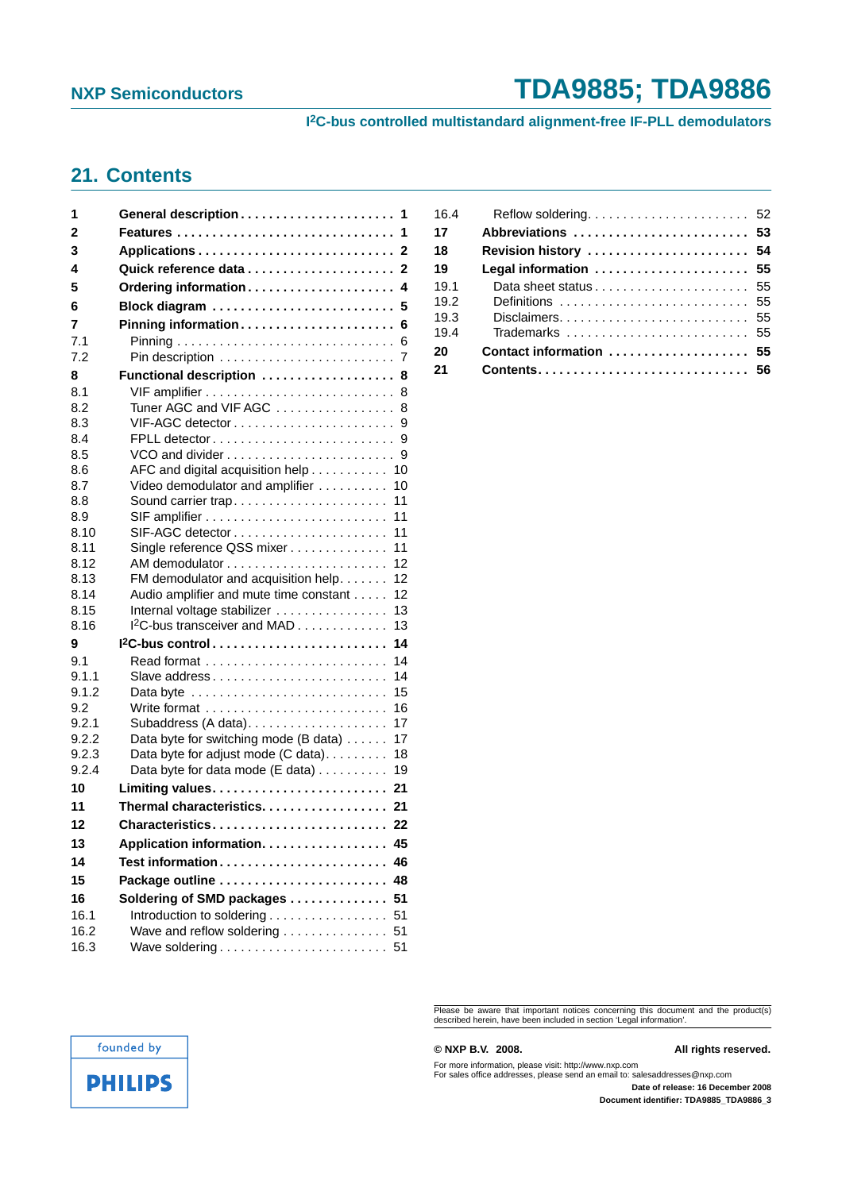## 21. Contents

- **1 General description** . . . 1
- **2 Features** . . . 1
- **3 Applications** . . . 2
- **4 Quick reference data** . . . 2
- **5 Ordering information** . . . 4
- **6 Block diagram** . . . 5
- **7 Pinning information** . . . 6
  - 7.1 Pinning . . . 6
  - 7.2 Pin description . . . 7
- **8 Functional description** . . . 8
  - 8.1 VIF amplifier . . . 8
  - 8.2 Tuner AGC and VIF AGC . . . 8
  - 8.3 VIF-AGC detector . . . 9
  - 8.4 FPLL detector . . . 9
  - 8.5 VCO and divider . . . 9
  - 8.6 AFC and digital acquisition help . . . 10
  - 8.7 Video demodulator and amplifier . . . 10
  - 8.8 Sound carrier trap . . . 11
  - 8.9 SIF amplifier . . . 11
  - 8.10 SIF-AGC detector . . . 11
  - 8.11 Single reference QSS mixer . . . 11
  - 8.12 AM demodulator . . . 12
  - 8.13 FM demodulator and acquisition help . . . 12
  - 8.14 Audio amplifier and mute time constant . . . 12
  - 8.15 Internal voltage stabilizer . . . 13
  - 8.16 I²C-bus transceiver and MAD . . . 13
- **9 I²C-bus control** . . . 14
  - 9.1 Read format . . . 14
  - 9.1.1 Slave address . . . 14
  - 9.1.2 Data byte . . . 15
  - 9.2 Write format . . . 16
  - 9.2.1 Subaddress (A data) . . . 17
  - 9.2.2 Data byte for switching mode (B data) . . . 17
  - 9.2.3 Data byte for adjust mode (C data) . . . 18
  - 9.2.4 Data byte for data mode (E data) . . . 19
- **10 Limiting values** . . . 21
- **11 Thermal characteristics** . . . 21
- **12 Characteristics** . . . 22
- **13 Application information** . . . 45
- **14 Test information** . . . 46
- **15 Package outline** . . . 48
- **16 Soldering of SMD packages** . . . 51
  - 16.1 Introduction to soldering . . . 51
  - 16.2 Wave and reflow soldering . . . 51
  - 16.3 Wave soldering . . . 51
  - 16.4 Reflow soldering . . . 52
- **17 Abbreviations** . . . 53
- **18 Revision history** . . . 54
- **19 Legal information** . . . 55
  - 19.1 Data sheet status . . . 55
  - 19.2 Definitions . . . 55
  - 19.3 Disclaimers . . . 55
  - 19.4 Trademarks . . . 55
- **20 Contact information** . . . 55
- **21 Contents** . . . 56

Please be aware that important notices concerning this document and the product(s) described herein, have been included in section 'Legal information'.

**© NXP B.V. 2008. All rights reserved.**

For more information, please visit: http://www.nxp.com
For sales office addresses, please send an email to: salesaddresses@nxp.com

**Date of release: 16 December 2008**
**Document identifier: TDA9885_TDA9886_3**

founded by PHILIPS